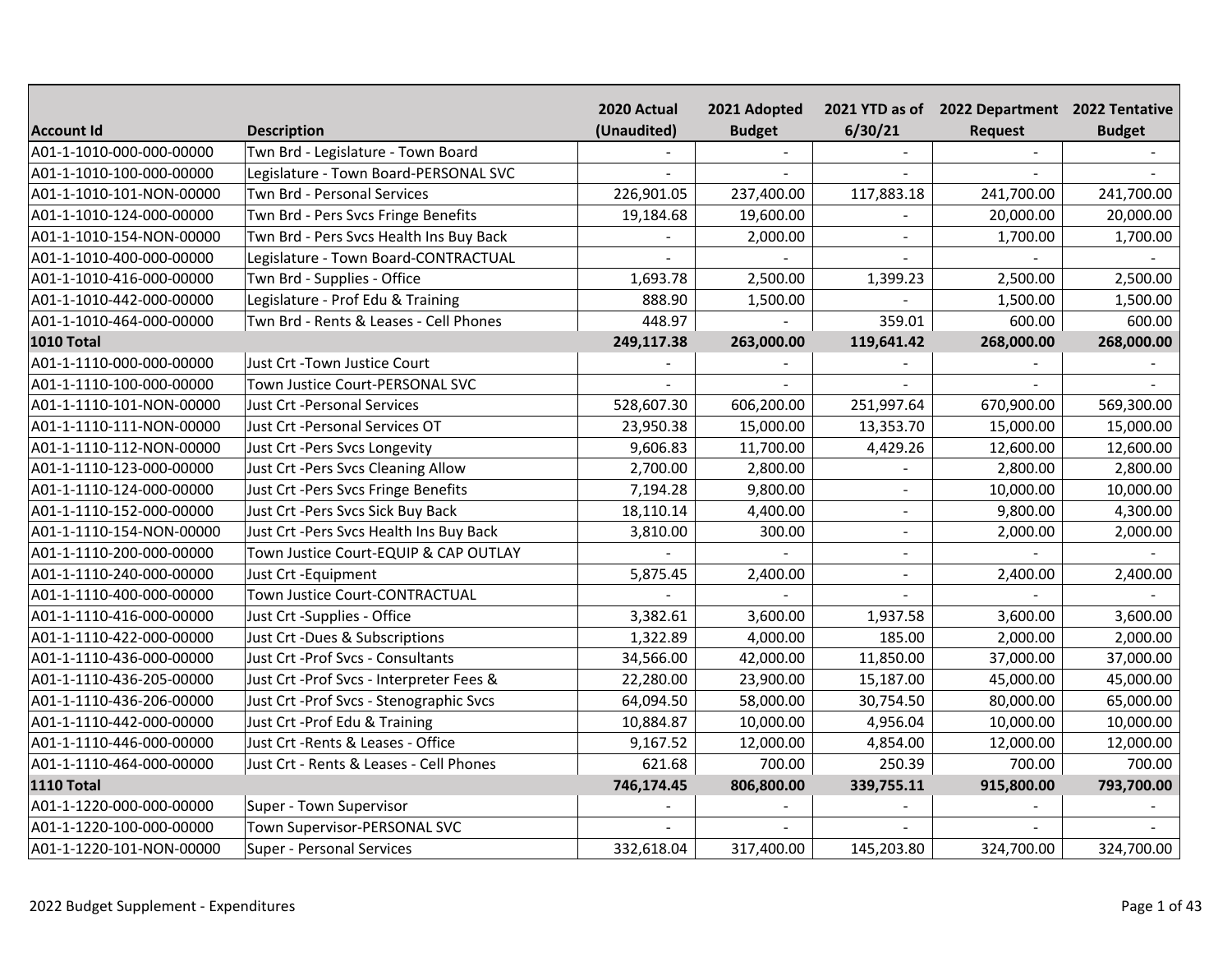| Account Id | Description | 2020 Actual (Unaudited) | 2021 Adopted Budget | 2021 YTD as of 6/30/21 | 2022 Department Request | 2022 Tentative Budget |
|---|---|---|---|---|---|---|
| A01-1-1010-000-000-00000 | Twn Brd - Legislature - Town Board | - | - | - | - | - |
| A01-1-1010-100-000-00000 | Legislature - Town Board-PERSONAL SVC | - | - | - | - | - |
| A01-1-1010-101-NON-00000 | Twn Brd - Personal Services | 226,901.05 | 237,400.00 | 117,883.18 | 241,700.00 | 241,700.00 |
| A01-1-1010-124-000-00000 | Twn Brd - Pers Svcs Fringe Benefits | 19,184.68 | 19,600.00 | - | 20,000.00 | 20,000.00 |
| A01-1-1010-154-NON-00000 | Twn Brd - Pers Svcs Health Ins Buy Back | - | 2,000.00 | - | 1,700.00 | 1,700.00 |
| A01-1-1010-400-000-00000 | Legislature - Town Board-CONTRACTUAL | - | - | - | - | - |
| A01-1-1010-416-000-00000 | Twn Brd - Supplies - Office | 1,693.78 | 2,500.00 | 1,399.23 | 2,500.00 | 2,500.00 |
| A01-1-1010-442-000-00000 | Legislature - Prof Edu & Training | 888.90 | 1,500.00 | - | 1,500.00 | 1,500.00 |
| A01-1-1010-464-000-00000 | Twn Brd - Rents & Leases - Cell Phones | 448.97 | - | 359.01 | 600.00 | 600.00 |
| **1010 Total** | | **249,117.38** | **263,000.00** | **119,641.42** | **268,000.00** | **268,000.00** |
| A01-1-1110-000-000-00000 | Just Crt -Town Justice Court | - | - | - | - | - |
| A01-1-1110-100-000-00000 | Town Justice Court-PERSONAL SVC | - | - | - | - | - |
| A01-1-1110-101-NON-00000 | Just Crt -Personal Services | 528,607.30 | 606,200.00 | 251,997.64 | 670,900.00 | 569,300.00 |
| A01-1-1110-111-NON-00000 | Just Crt -Personal Services OT | 23,950.38 | 15,000.00 | 13,353.70 | 15,000.00 | 15,000.00 |
| A01-1-1110-112-NON-00000 | Just Crt -Pers Svcs Longevity | 9,606.83 | 11,700.00 | 4,429.26 | 12,600.00 | 12,600.00 |
| A01-1-1110-123-000-00000 | Just Crt -Pers Svcs Cleaning Allow | 2,700.00 | 2,800.00 | - | 2,800.00 | 2,800.00 |
| A01-1-1110-124-000-00000 | Just Crt -Pers Svcs Fringe Benefits | 7,194.28 | 9,800.00 | - | 10,000.00 | 10,000.00 |
| A01-1-1110-152-000-00000 | Just Crt -Pers Svcs Sick Buy Back | 18,110.14 | 4,400.00 | - | 9,800.00 | 4,300.00 |
| A01-1-1110-154-NON-00000 | Just Crt -Pers Svcs Health Ins Buy Back | 3,810.00 | 300.00 | - | 2,000.00 | 2,000.00 |
| A01-1-1110-200-000-00000 | Town Justice Court-EQUIP & CAP OUTLAY | - | - | - | - | - |
| A01-1-1110-240-000-00000 | Just Crt -Equipment | 5,875.45 | 2,400.00 | - | 2,400.00 | 2,400.00 |
| A01-1-1110-400-000-00000 | Town Justice Court-CONTRACTUAL | - | - | - | - | - |
| A01-1-1110-416-000-00000 | Just Crt -Supplies - Office | 3,382.61 | 3,600.00 | 1,937.58 | 3,600.00 | 3,600.00 |
| A01-1-1110-422-000-00000 | Just Crt -Dues & Subscriptions | 1,322.89 | 4,000.00 | 185.00 | 2,000.00 | 2,000.00 |
| A01-1-1110-436-000-00000 | Just Crt -Prof Svcs - Consultants | 34,566.00 | 42,000.00 | 11,850.00 | 37,000.00 | 37,000.00 |
| A01-1-1110-436-205-00000 | Just Crt -Prof Svcs - Interpreter Fees & | 22,280.00 | 23,900.00 | 15,187.00 | 45,000.00 | 45,000.00 |
| A01-1-1110-436-206-00000 | Just Crt -Prof Svcs - Stenographic Svcs | 64,094.50 | 58,000.00 | 30,754.50 | 80,000.00 | 65,000.00 |
| A01-1-1110-442-000-00000 | Just Crt -Prof Edu & Training | 10,884.87 | 10,000.00 | 4,956.04 | 10,000.00 | 10,000.00 |
| A01-1-1110-446-000-00000 | Just Crt -Rents & Leases - Office | 9,167.52 | 12,000.00 | 4,854.00 | 12,000.00 | 12,000.00 |
| A01-1-1110-464-000-00000 | Just Crt - Rents & Leases - Cell Phones | 621.68 | 700.00 | 250.39 | 700.00 | 700.00 |
| **1110 Total** | | **746,174.45** | **806,800.00** | **339,755.11** | **915,800.00** | **793,700.00** |
| A01-1-1220-000-000-00000 | Super - Town Supervisor | - | - | - | - | - |
| A01-1-1220-100-000-00000 | Town Supervisor-PERSONAL SVC | - | - | - | - | - |
| A01-1-1220-101-NON-00000 | Super - Personal Services | 332,618.04 | 317,400.00 | 145,203.80 | 324,700.00 | 324,700.00 |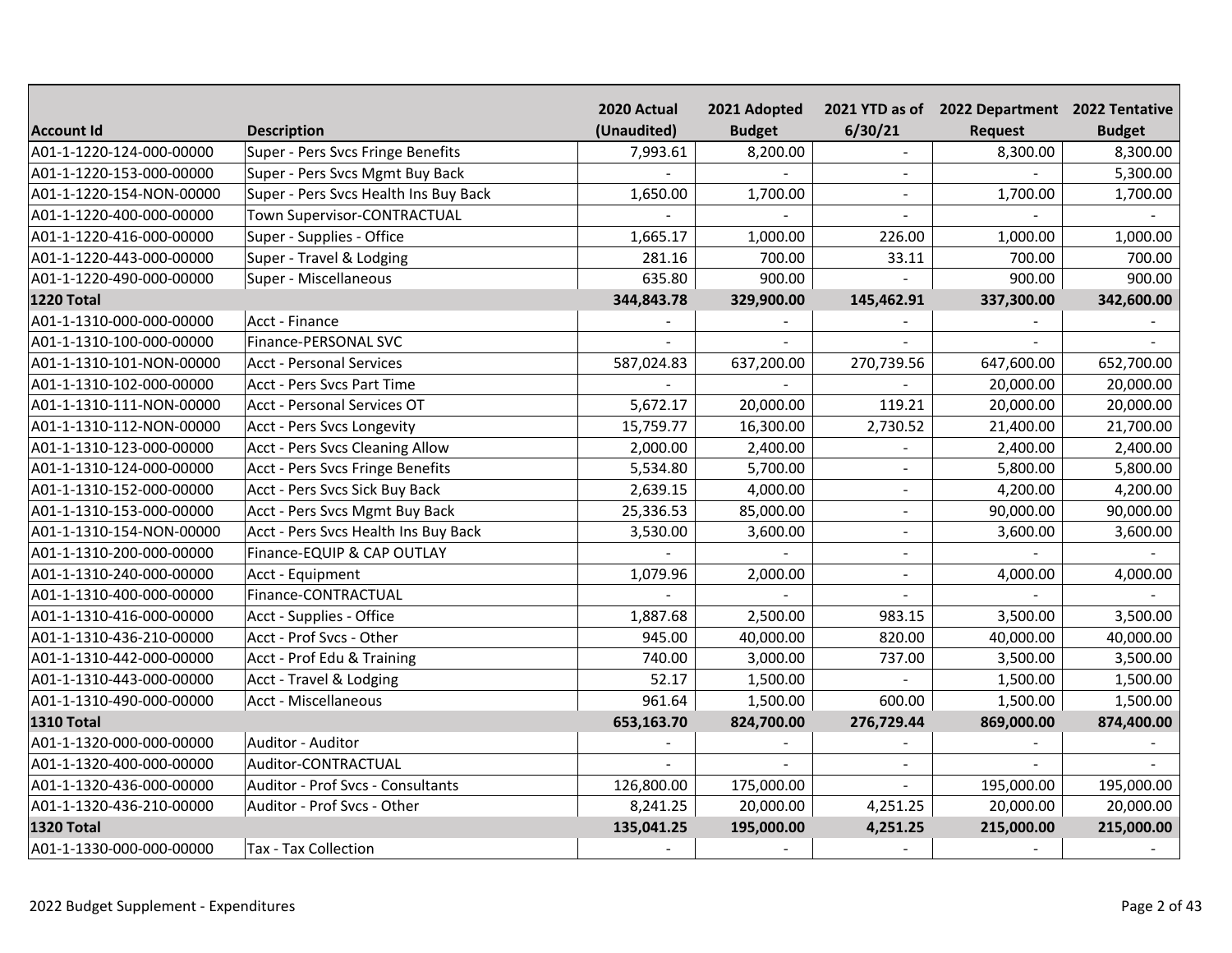| Account Id | Description | 2020 Actual (Unaudited) | 2021 Adopted Budget | 2021 YTD as of 6/30/21 | 2022 Department Request | 2022 Tentative Budget |
|---|---|---|---|---|---|---|
| A01-1-1220-124-000-00000 | Super - Pers Svcs Fringe Benefits | 7,993.61 | 8,200.00 | - | 8,300.00 | 8,300.00 |
| A01-1-1220-153-000-00000 | Super - Pers Svcs Mgmt Buy Back | - | - | - | - | 5,300.00 |
| A01-1-1220-154-NON-00000 | Super - Pers Svcs Health Ins Buy Back | 1,650.00 | 1,700.00 | - | 1,700.00 | 1,700.00 |
| A01-1-1220-400-000-00000 | Town Supervisor-CONTRACTUAL | - | - | - | - | - |
| A01-1-1220-416-000-00000 | Super - Supplies - Office | 1,665.17 | 1,000.00 | 226.00 | 1,000.00 | 1,000.00 |
| A01-1-1220-443-000-00000 | Super - Travel & Lodging | 281.16 | 700.00 | 33.11 | 700.00 | 700.00 |
| A01-1-1220-490-000-00000 | Super - Miscellaneous | 635.80 | 900.00 | - | 900.00 | 900.00 |
| **1220 Total** | | **344,843.78** | **329,900.00** | **145,462.91** | **337,300.00** | **342,600.00** |
| A01-1-1310-000-000-00000 | Acct - Finance | - | - | - | - | - |
| A01-1-1310-100-000-00000 | Finance-PERSONAL SVC | - | - | - | - | - |
| A01-1-1310-101-NON-00000 | Acct - Personal Services | 587,024.83 | 637,200.00 | 270,739.56 | 647,600.00 | 652,700.00 |
| A01-1-1310-102-000-00000 | Acct - Pers Svcs Part Time | - | - | - | 20,000.00 | 20,000.00 |
| A01-1-1310-111-NON-00000 | Acct - Personal Services OT | 5,672.17 | 20,000.00 | 119.21 | 20,000.00 | 20,000.00 |
| A01-1-1310-112-NON-00000 | Acct - Pers Svcs Longevity | 15,759.77 | 16,300.00 | 2,730.52 | 21,400.00 | 21,700.00 |
| A01-1-1310-123-000-00000 | Acct - Pers Svcs Cleaning Allow | 2,000.00 | 2,400.00 | - | 2,400.00 | 2,400.00 |
| A01-1-1310-124-000-00000 | Acct - Pers Svcs Fringe Benefits | 5,534.80 | 5,700.00 | - | 5,800.00 | 5,800.00 |
| A01-1-1310-152-000-00000 | Acct - Pers Svcs Sick Buy Back | 2,639.15 | 4,000.00 | - | 4,200.00 | 4,200.00 |
| A01-1-1310-153-000-00000 | Acct - Pers Svcs Mgmt Buy Back | 25,336.53 | 85,000.00 | - | 90,000.00 | 90,000.00 |
| A01-1-1310-154-NON-00000 | Acct - Pers Svcs Health Ins Buy Back | 3,530.00 | 3,600.00 | - | 3,600.00 | 3,600.00 |
| A01-1-1310-200-000-00000 | Finance-EQUIP & CAP OUTLAY | - | - | - | - | - |
| A01-1-1310-240-000-00000 | Acct - Equipment | 1,079.96 | 2,000.00 | - | 4,000.00 | 4,000.00 |
| A01-1-1310-400-000-00000 | Finance-CONTRACTUAL | - | - | - | - | - |
| A01-1-1310-416-000-00000 | Acct - Supplies - Office | 1,887.68 | 2,500.00 | 983.15 | 3,500.00 | 3,500.00 |
| A01-1-1310-436-210-00000 | Acct - Prof Svcs - Other | 945.00 | 40,000.00 | 820.00 | 40,000.00 | 40,000.00 |
| A01-1-1310-442-000-00000 | Acct - Prof Edu & Training | 740.00 | 3,000.00 | 737.00 | 3,500.00 | 3,500.00 |
| A01-1-1310-443-000-00000 | Acct - Travel & Lodging | 52.17 | 1,500.00 | - | 1,500.00 | 1,500.00 |
| A01-1-1310-490-000-00000 | Acct - Miscellaneous | 961.64 | 1,500.00 | 600.00 | 1,500.00 | 1,500.00 |
| **1310 Total** | | **653,163.70** | **824,700.00** | **276,729.44** | **869,000.00** | **874,400.00** |
| A01-1-1320-000-000-00000 | Auditor - Auditor | - | - | - | - | - |
| A01-1-1320-400-000-00000 | Auditor-CONTRACTUAL | - | - | - | - | - |
| A01-1-1320-436-000-00000 | Auditor - Prof Svcs - Consultants | 126,800.00 | 175,000.00 | - | 195,000.00 | 195,000.00 |
| A01-1-1320-436-210-00000 | Auditor - Prof Svcs - Other | 8,241.25 | 20,000.00 | 4,251.25 | 20,000.00 | 20,000.00 |
| **1320 Total** | | **135,041.25** | **195,000.00** | **4,251.25** | **215,000.00** | **215,000.00** |
| A01-1-1330-000-000-00000 | Tax - Tax Collection | - | - | - | - | - |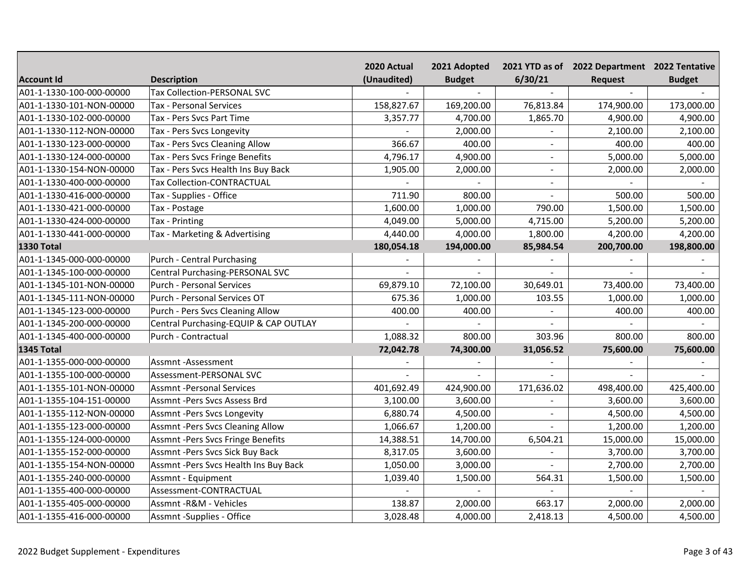| Account Id | Description | 2020 Actual (Unaudited) | 2021 Adopted Budget | 2021 YTD as of 6/30/21 | 2022 Department Request | 2022 Tentative Budget |
|---|---|---|---|---|---|---|
| A01-1-1330-100-000-00000 | Tax Collection-PERSONAL SVC | - | - | - | - | - |
| A01-1-1330-101-NON-00000 | Tax - Personal Services | 158,827.67 | 169,200.00 | 76,813.84 | 174,900.00 | 173,000.00 |
| A01-1-1330-102-000-00000 | Tax - Pers Svcs Part Time | 3,357.77 | 4,700.00 | 1,865.70 | 4,900.00 | 4,900.00 |
| A01-1-1330-112-NON-00000 | Tax - Pers Svcs Longevity | - | 2,000.00 | - | 2,100.00 | 2,100.00 |
| A01-1-1330-123-000-00000 | Tax - Pers Svcs Cleaning Allow | 366.67 | 400.00 | - | 400.00 | 400.00 |
| A01-1-1330-124-000-00000 | Tax - Pers Svcs Fringe Benefits | 4,796.17 | 4,900.00 | - | 5,000.00 | 5,000.00 |
| A01-1-1330-154-NON-00000 | Tax - Pers Svcs Health Ins Buy Back | 1,905.00 | 2,000.00 | - | 2,000.00 | 2,000.00 |
| A01-1-1330-400-000-00000 | Tax Collection-CONTRACTUAL | - | - | - | - | - |
| A01-1-1330-416-000-00000 | Tax - Supplies - Office | 711.90 | 800.00 | - | 500.00 | 500.00 |
| A01-1-1330-421-000-00000 | Tax - Postage | 1,600.00 | 1,000.00 | 790.00 | 1,500.00 | 1,500.00 |
| A01-1-1330-424-000-00000 | Tax - Printing | 4,049.00 | 5,000.00 | 4,715.00 | 5,200.00 | 5,200.00 |
| A01-1-1330-441-000-00000 | Tax - Marketing & Advertising | 4,440.00 | 4,000.00 | 1,800.00 | 4,200.00 | 4,200.00 |
| **1330 Total** | | **180,054.18** | **194,000.00** | **85,984.54** | **200,700.00** | **198,800.00** |
| A01-1-1345-000-000-00000 | Purch - Central Purchasing | - | - | - | - | - |
| A01-1-1345-100-000-00000 | Central Purchasing-PERSONAL SVC | - | - | - | - | - |
| A01-1-1345-101-NON-00000 | Purch - Personal Services | 69,879.10 | 72,100.00 | 30,649.01 | 73,400.00 | 73,400.00 |
| A01-1-1345-111-NON-00000 | Purch - Personal Services OT | 675.36 | 1,000.00 | 103.55 | 1,000.00 | 1,000.00 |
| A01-1-1345-123-000-00000 | Purch - Pers Svcs Cleaning Allow | 400.00 | 400.00 | - | 400.00 | 400.00 |
| A01-1-1345-200-000-00000 | Central Purchasing-EQUIP & CAP OUTLAY | - | - | - | - | - |
| A01-1-1345-400-000-00000 | Purch - Contractual | 1,088.32 | 800.00 | 303.96 | 800.00 | 800.00 |
| **1345 Total** | | **72,042.78** | **74,300.00** | **31,056.52** | **75,600.00** | **75,600.00** |
| A01-1-1355-000-000-00000 | Assmnt -Assessment | - | - | - | - | - |
| A01-1-1355-100-000-00000 | Assessment-PERSONAL SVC | - | - | - | - | - |
| A01-1-1355-101-NON-00000 | Assmnt -Personal Services | 401,692.49 | 424,900.00 | 171,636.02 | 498,400.00 | 425,400.00 |
| A01-1-1355-104-151-00000 | Assmnt -Pers Svcs Assess Brd | 3,100.00 | 3,600.00 | - | 3,600.00 | 3,600.00 |
| A01-1-1355-112-NON-00000 | Assmnt -Pers Svcs Longevity | 6,880.74 | 4,500.00 | - | 4,500.00 | 4,500.00 |
| A01-1-1355-123-000-00000 | Assmnt -Pers Svcs Cleaning Allow | 1,066.67 | 1,200.00 | - | 1,200.00 | 1,200.00 |
| A01-1-1355-124-000-00000 | Assmnt -Pers Svcs Fringe Benefits | 14,388.51 | 14,700.00 | 6,504.21 | 15,000.00 | 15,000.00 |
| A01-1-1355-152-000-00000 | Assmnt -Pers Svcs Sick Buy Back | 8,317.05 | 3,600.00 | - | 3,700.00 | 3,700.00 |
| A01-1-1355-154-NON-00000 | Assmnt -Pers Svcs Health Ins Buy Back | 1,050.00 | 3,000.00 | - | 2,700.00 | 2,700.00 |
| A01-1-1355-240-000-00000 | Assmnt - Equipment | 1,039.40 | 1,500.00 | 564.31 | 1,500.00 | 1,500.00 |
| A01-1-1355-400-000-00000 | Assessment-CONTRACTUAL | - | - | - | - | - |
| A01-1-1355-405-000-00000 | Assmnt -R&M - Vehicles | 138.87 | 2,000.00 | 663.17 | 2,000.00 | 2,000.00 |
| A01-1-1355-416-000-00000 | Assmnt -Supplies - Office | 3,028.48 | 4,000.00 | 2,418.13 | 4,500.00 | 4,500.00 |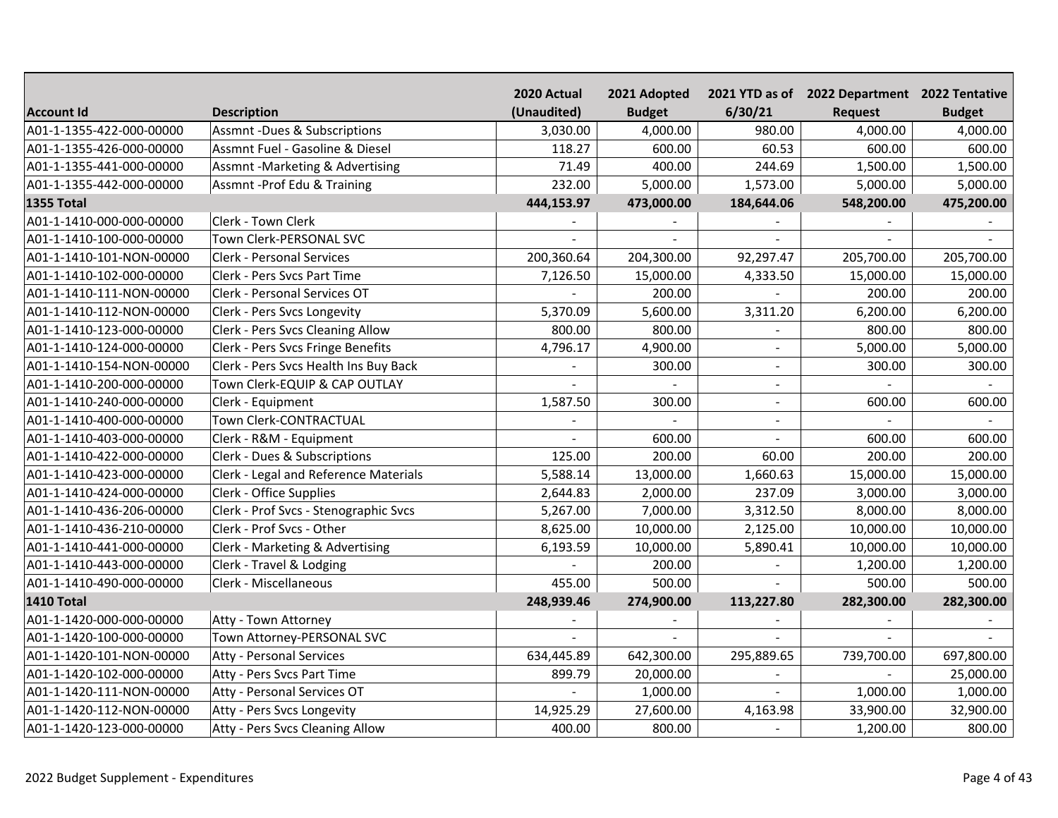| Account Id | Description | 2020 Actual (Unaudited) | 2021 Adopted Budget | 2021 YTD as of 6/30/21 | 2022 Department Request | 2022 Tentative Budget |
|---|---|---|---|---|---|---|
| A01-1-1355-422-000-00000 | Assmnt -Dues & Subscriptions | 3,030.00 | 4,000.00 | 980.00 | 4,000.00 | 4,000.00 |
| A01-1-1355-426-000-00000 | Assmnt Fuel - Gasoline & Diesel | 118.27 | 600.00 | 60.53 | 600.00 | 600.00 |
| A01-1-1355-441-000-00000 | Assmnt -Marketing & Advertising | 71.49 | 400.00 | 244.69 | 1,500.00 | 1,500.00 |
| A01-1-1355-442-000-00000 | Assmnt -Prof Edu & Training | 232.00 | 5,000.00 | 1,573.00 | 5,000.00 | 5,000.00 |
| **1355 Total** | | **444,153.97** | **473,000.00** | **184,644.06** | **548,200.00** | **475,200.00** |
| A01-1-1410-000-000-00000 | Clerk - Town Clerk | - | - | - | - | - |
| A01-1-1410-100-000-00000 | Town Clerk-PERSONAL SVC | - | - | - | - | - |
| A01-1-1410-101-NON-00000 | Clerk - Personal Services | 200,360.64 | 204,300.00 | 92,297.47 | 205,700.00 | 205,700.00 |
| A01-1-1410-102-000-00000 | Clerk - Pers Svcs Part Time | 7,126.50 | 15,000.00 | 4,333.50 | 15,000.00 | 15,000.00 |
| A01-1-1410-111-NON-00000 | Clerk - Personal Services OT | - | 200.00 | - | 200.00 | 200.00 |
| A01-1-1410-112-NON-00000 | Clerk - Pers Svcs Longevity | 5,370.09 | 5,600.00 | 3,311.20 | 6,200.00 | 6,200.00 |
| A01-1-1410-123-000-00000 | Clerk - Pers Svcs Cleaning Allow | 800.00 | 800.00 | - | 800.00 | 800.00 |
| A01-1-1410-124-000-00000 | Clerk - Pers Svcs Fringe Benefits | 4,796.17 | 4,900.00 | - | 5,000.00 | 5,000.00 |
| A01-1-1410-154-NON-00000 | Clerk - Pers Svcs Health Ins Buy Back | - | 300.00 | - | 300.00 | 300.00 |
| A01-1-1410-200-000-00000 | Town Clerk-EQUIP & CAP OUTLAY | - | - | - | - | - |
| A01-1-1410-240-000-00000 | Clerk - Equipment | 1,587.50 | 300.00 | - | 600.00 | 600.00 |
| A01-1-1410-400-000-00000 | Town Clerk-CONTRACTUAL | - | - | - | - | - |
| A01-1-1410-403-000-00000 | Clerk - R&M - Equipment | - | 600.00 | - | 600.00 | 600.00 |
| A01-1-1410-422-000-00000 | Clerk - Dues & Subscriptions | 125.00 | 200.00 | 60.00 | 200.00 | 200.00 |
| A01-1-1410-423-000-00000 | Clerk - Legal and Reference Materials | 5,588.14 | 13,000.00 | 1,660.63 | 15,000.00 | 15,000.00 |
| A01-1-1410-424-000-00000 | Clerk - Office Supplies | 2,644.83 | 2,000.00 | 237.09 | 3,000.00 | 3,000.00 |
| A01-1-1410-436-206-00000 | Clerk - Prof Svcs - Stenographic Svcs | 5,267.00 | 7,000.00 | 3,312.50 | 8,000.00 | 8,000.00 |
| A01-1-1410-436-210-00000 | Clerk - Prof Svcs - Other | 8,625.00 | 10,000.00 | 2,125.00 | 10,000.00 | 10,000.00 |
| A01-1-1410-441-000-00000 | Clerk - Marketing & Advertising | 6,193.59 | 10,000.00 | 5,890.41 | 10,000.00 | 10,000.00 |
| A01-1-1410-443-000-00000 | Clerk - Travel & Lodging | - | 200.00 | - | 1,200.00 | 1,200.00 |
| A01-1-1410-490-000-00000 | Clerk - Miscellaneous | 455.00 | 500.00 | - | 500.00 | 500.00 |
| **1410 Total** | | **248,939.46** | **274,900.00** | **113,227.80** | **282,300.00** | **282,300.00** |
| A01-1-1420-000-000-00000 | Atty - Town Attorney | - | - | - | - | - |
| A01-1-1420-100-000-00000 | Town Attorney-PERSONAL SVC | - | - | - | - | - |
| A01-1-1420-101-NON-00000 | Atty - Personal Services | 634,445.89 | 642,300.00 | 295,889.65 | 739,700.00 | 697,800.00 |
| A01-1-1420-102-000-00000 | Atty - Pers Svcs Part Time | 899.79 | 20,000.00 | - | - | 25,000.00 |
| A01-1-1420-111-NON-00000 | Atty - Personal Services OT | - | 1,000.00 | - | 1,000.00 | 1,000.00 |
| A01-1-1420-112-NON-00000 | Atty - Pers Svcs Longevity | 14,925.29 | 27,600.00 | 4,163.98 | 33,900.00 | 32,900.00 |
| A01-1-1420-123-000-00000 | Atty - Pers Svcs Cleaning Allow | 400.00 | 800.00 | - | 1,200.00 | 800.00 |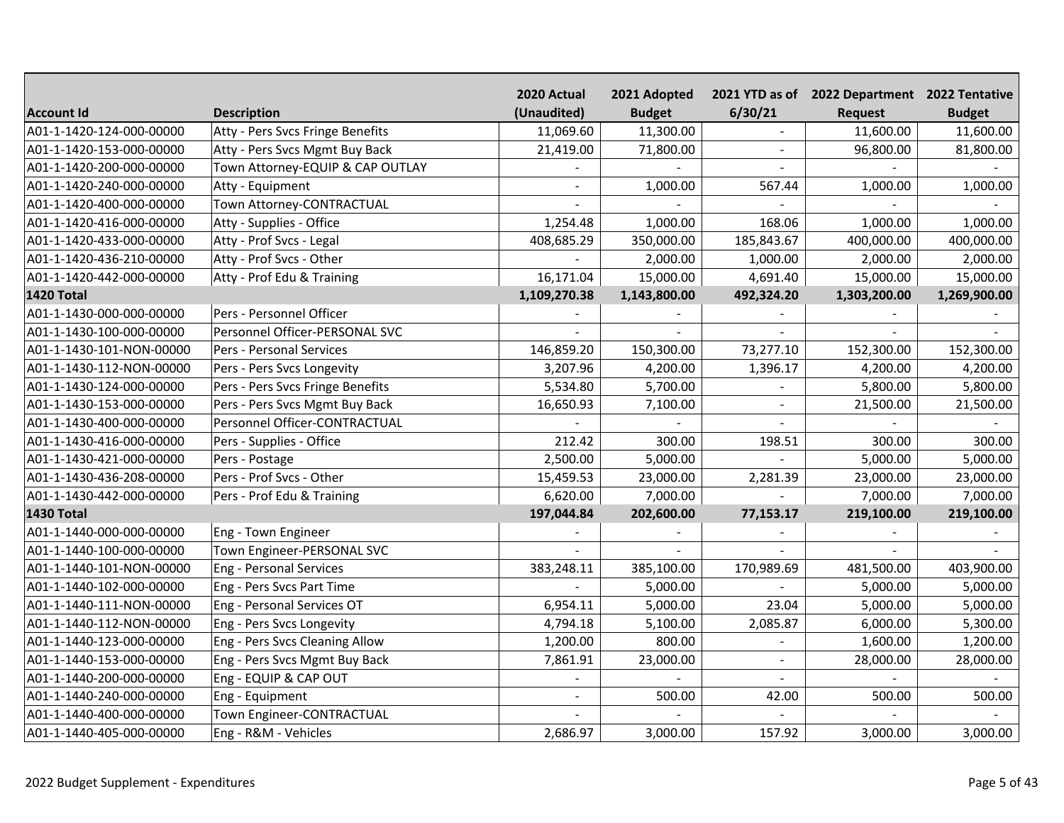| Account Id | Description | 2020 Actual (Unaudited) | 2021 Adopted Budget | 2021 YTD as of 6/30/21 | 2022 Department Request | 2022 Tentative Budget |
|---|---|---|---|---|---|---|
| A01-1-1420-124-000-00000 | Atty - Pers Svcs Fringe Benefits | 11,069.60 | 11,300.00 | - | 11,600.00 | 11,600.00 |
| A01-1-1420-153-000-00000 | Atty - Pers Svcs Mgmt Buy Back | 21,419.00 | 71,800.00 | - | 96,800.00 | 81,800.00 |
| A01-1-1420-200-000-00000 | Town Attorney-EQUIP & CAP OUTLAY | - | - | - | - | - |
| A01-1-1420-240-000-00000 | Atty - Equipment | - | 1,000.00 | 567.44 | 1,000.00 | 1,000.00 |
| A01-1-1420-400-000-00000 | Town Attorney-CONTRACTUAL | - | - | - | - | - |
| A01-1-1420-416-000-00000 | Atty - Supplies - Office | 1,254.48 | 1,000.00 | 168.06 | 1,000.00 | 1,000.00 |
| A01-1-1420-433-000-00000 | Atty - Prof Svcs - Legal | 408,685.29 | 350,000.00 | 185,843.67 | 400,000.00 | 400,000.00 |
| A01-1-1420-436-210-00000 | Atty - Prof Svcs - Other | - | 2,000.00 | 1,000.00 | 2,000.00 | 2,000.00 |
| A01-1-1420-442-000-00000 | Atty - Prof Edu & Training | 16,171.04 | 15,000.00 | 4,691.40 | 15,000.00 | 15,000.00 |
| **1420 Total** | | **1,109,270.38** | **1,143,800.00** | **492,324.20** | **1,303,200.00** | **1,269,900.00** |
| A01-1-1430-000-000-00000 | Pers - Personnel Officer | - | - | - | - | - |
| A01-1-1430-100-000-00000 | Personnel Officer-PERSONAL SVC | - | - | - | - | - |
| A01-1-1430-101-NON-00000 | Pers - Personal Services | 146,859.20 | 150,300.00 | 73,277.10 | 152,300.00 | 152,300.00 |
| A01-1-1430-112-NON-00000 | Pers - Pers Svcs Longevity | 3,207.96 | 4,200.00 | 1,396.17 | 4,200.00 | 4,200.00 |
| A01-1-1430-124-000-00000 | Pers - Pers Svcs Fringe Benefits | 5,534.80 | 5,700.00 | - | 5,800.00 | 5,800.00 |
| A01-1-1430-153-000-00000 | Pers - Pers Svcs Mgmt Buy Back | 16,650.93 | 7,100.00 | - | 21,500.00 | 21,500.00 |
| A01-1-1430-400-000-00000 | Personnel Officer-CONTRACTUAL | - | - | - | - | - |
| A01-1-1430-416-000-00000 | Pers - Supplies - Office | 212.42 | 300.00 | 198.51 | 300.00 | 300.00 |
| A01-1-1430-421-000-00000 | Pers - Postage | 2,500.00 | 5,000.00 | - | 5,000.00 | 5,000.00 |
| A01-1-1430-436-208-00000 | Pers - Prof Svcs - Other | 15,459.53 | 23,000.00 | 2,281.39 | 23,000.00 | 23,000.00 |
| A01-1-1430-442-000-00000 | Pers - Prof Edu & Training | 6,620.00 | 7,000.00 | - | 7,000.00 | 7,000.00 |
| **1430 Total** | | **197,044.84** | **202,600.00** | **77,153.17** | **219,100.00** | **219,100.00** |
| A01-1-1440-000-000-00000 | Eng - Town Engineer | - | - | - | - | - |
| A01-1-1440-100-000-00000 | Town Engineer-PERSONAL SVC | - | - | - | - | - |
| A01-1-1440-101-NON-00000 | Eng - Personal Services | 383,248.11 | 385,100.00 | 170,989.69 | 481,500.00 | 403,900.00 |
| A01-1-1440-102-000-00000 | Eng - Pers Svcs Part Time | - | 5,000.00 | - | 5,000.00 | 5,000.00 |
| A01-1-1440-111-NON-00000 | Eng - Personal Services OT | 6,954.11 | 5,000.00 | 23.04 | 5,000.00 | 5,000.00 |
| A01-1-1440-112-NON-00000 | Eng - Pers Svcs Longevity | 4,794.18 | 5,100.00 | 2,085.87 | 6,000.00 | 5,300.00 |
| A01-1-1440-123-000-00000 | Eng - Pers Svcs Cleaning Allow | 1,200.00 | 800.00 | - | 1,600.00 | 1,200.00 |
| A01-1-1440-153-000-00000 | Eng - Pers Svcs Mgmt Buy Back | 7,861.91 | 23,000.00 | - | 28,000.00 | 28,000.00 |
| A01-1-1440-200-000-00000 | Eng - EQUIP & CAP OUT | - | - | - | - | - |
| A01-1-1440-240-000-00000 | Eng - Equipment | - | 500.00 | 42.00 | 500.00 | 500.00 |
| A01-1-1440-400-000-00000 | Town Engineer-CONTRACTUAL | - | - | - | - | - |
| A01-1-1440-405-000-00000 | Eng - R&M - Vehicles | 2,686.97 | 3,000.00 | 157.92 | 3,000.00 | 3,000.00 |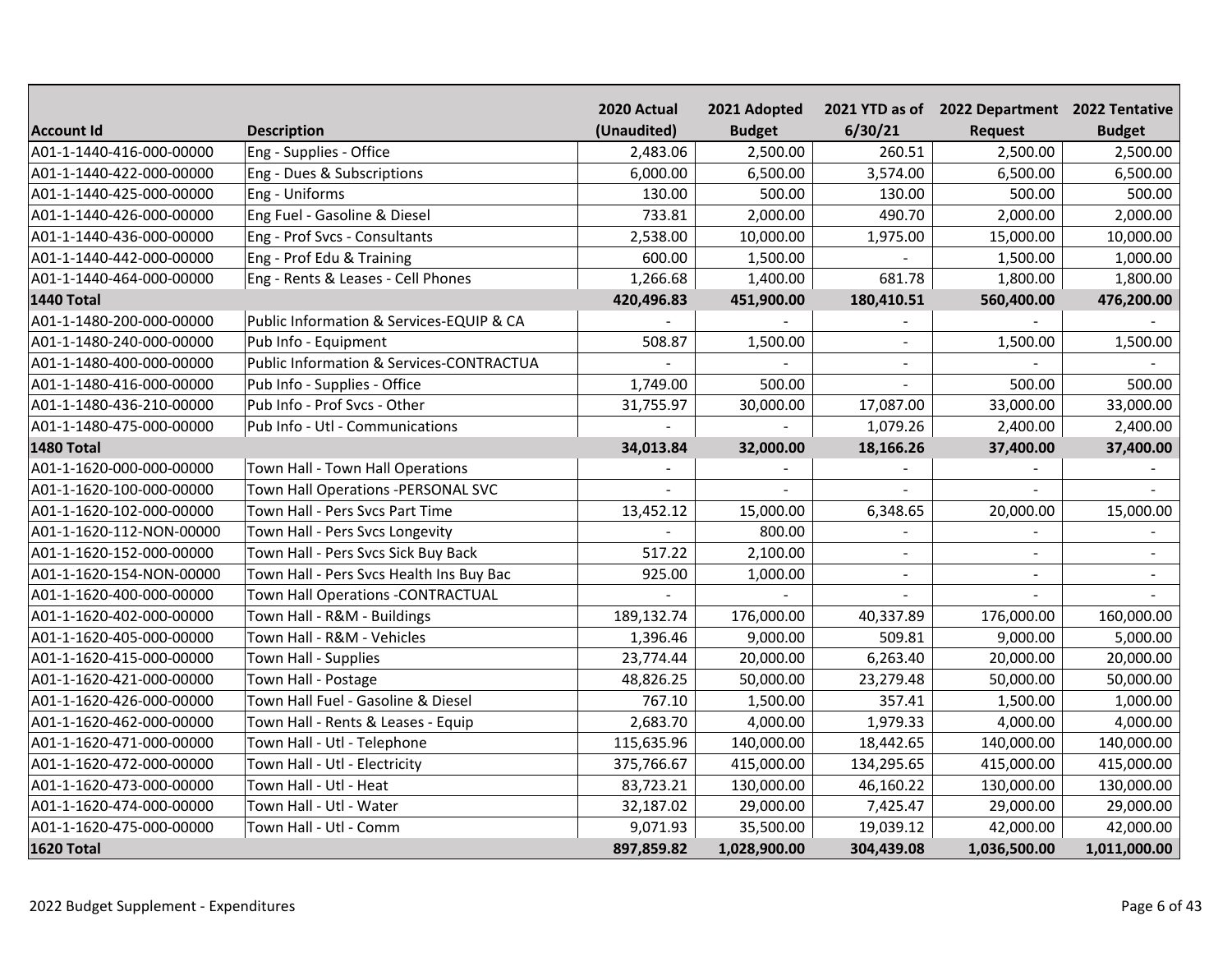| Account Id | Description | 2020 Actual (Unaudited) | 2021 Adopted Budget | 2021 YTD as of 6/30/21 | 2022 Department Request | 2022 Tentative Budget |
|---|---|---|---|---|---|---|
| A01-1-1440-416-000-00000 | Eng - Supplies - Office | 2,483.06 | 2,500.00 | 260.51 | 2,500.00 | 2,500.00 |
| A01-1-1440-422-000-00000 | Eng - Dues & Subscriptions | 6,000.00 | 6,500.00 | 3,574.00 | 6,500.00 | 6,500.00 |
| A01-1-1440-425-000-00000 | Eng - Uniforms | 130.00 | 500.00 | 130.00 | 500.00 | 500.00 |
| A01-1-1440-426-000-00000 | Eng Fuel - Gasoline & Diesel | 733.81 | 2,000.00 | 490.70 | 2,000.00 | 2,000.00 |
| A01-1-1440-436-000-00000 | Eng - Prof Svcs - Consultants | 2,538.00 | 10,000.00 | 1,975.00 | 15,000.00 | 10,000.00 |
| A01-1-1440-442-000-00000 | Eng - Prof Edu & Training | 600.00 | 1,500.00 | - | 1,500.00 | 1,000.00 |
| A01-1-1440-464-000-00000 | Eng - Rents & Leases - Cell Phones | 1,266.68 | 1,400.00 | 681.78 | 1,800.00 | 1,800.00 |
| **1440 Total** | | **420,496.83** | **451,900.00** | **180,410.51** | **560,400.00** | **476,200.00** |
| A01-1-1480-200-000-00000 | Public Information & Services-EQUIP & CA | - | - | - | - | - |
| A01-1-1480-240-000-00000 | Pub Info - Equipment | 508.87 | 1,500.00 | - | 1,500.00 | 1,500.00 |
| A01-1-1480-400-000-00000 | Public Information & Services-CONTRACTUA | - | - | - | - | - |
| A01-1-1480-416-000-00000 | Pub Info - Supplies - Office | 1,749.00 | 500.00 | - | 500.00 | 500.00 |
| A01-1-1480-436-210-00000 | Pub Info - Prof Svcs - Other | 31,755.97 | 30,000.00 | 17,087.00 | 33,000.00 | 33,000.00 |
| A01-1-1480-475-000-00000 | Pub Info - Utl - Communications | - | - | 1,079.26 | 2,400.00 | 2,400.00 |
| **1480 Total** | | **34,013.84** | **32,000.00** | **18,166.26** | **37,400.00** | **37,400.00** |
| A01-1-1620-000-000-00000 | Town Hall - Town Hall Operations | - | - | - | - | - |
| A01-1-1620-100-000-00000 | Town Hall Operations -PERSONAL SVC | - | - | - | - | - |
| A01-1-1620-102-000-00000 | Town Hall - Pers Svcs Part Time | 13,452.12 | 15,000.00 | 6,348.65 | 20,000.00 | 15,000.00 |
| A01-1-1620-112-NON-00000 | Town Hall - Pers Svcs Longevity | - | 800.00 | - | - | - |
| A01-1-1620-152-000-00000 | Town Hall - Pers Svcs Sick Buy Back | 517.22 | 2,100.00 | - | - | - |
| A01-1-1620-154-NON-00000 | Town Hall - Pers Svcs Health Ins Buy Bac | 925.00 | 1,000.00 | - | - | - |
| A01-1-1620-400-000-00000 | Town Hall Operations -CONTRACTUAL | - | - | - | - | - |
| A01-1-1620-402-000-00000 | Town Hall - R&M - Buildings | 189,132.74 | 176,000.00 | 40,337.89 | 176,000.00 | 160,000.00 |
| A01-1-1620-405-000-00000 | Town Hall - R&M - Vehicles | 1,396.46 | 9,000.00 | 509.81 | 9,000.00 | 5,000.00 |
| A01-1-1620-415-000-00000 | Town Hall - Supplies | 23,774.44 | 20,000.00 | 6,263.40 | 20,000.00 | 20,000.00 |
| A01-1-1620-421-000-00000 | Town Hall - Postage | 48,826.25 | 50,000.00 | 23,279.48 | 50,000.00 | 50,000.00 |
| A01-1-1620-426-000-00000 | Town Hall Fuel - Gasoline & Diesel | 767.10 | 1,500.00 | 357.41 | 1,500.00 | 1,000.00 |
| A01-1-1620-462-000-00000 | Town Hall - Rents & Leases - Equip | 2,683.70 | 4,000.00 | 1,979.33 | 4,000.00 | 4,000.00 |
| A01-1-1620-471-000-00000 | Town Hall - Utl - Telephone | 115,635.96 | 140,000.00 | 18,442.65 | 140,000.00 | 140,000.00 |
| A01-1-1620-472-000-00000 | Town Hall - Utl - Electricity | 375,766.67 | 415,000.00 | 134,295.65 | 415,000.00 | 415,000.00 |
| A01-1-1620-473-000-00000 | Town Hall - Utl - Heat | 83,723.21 | 130,000.00 | 46,160.22 | 130,000.00 | 130,000.00 |
| A01-1-1620-474-000-00000 | Town Hall - Utl - Water | 32,187.02 | 29,000.00 | 7,425.47 | 29,000.00 | 29,000.00 |
| A01-1-1620-475-000-00000 | Town Hall - Utl - Comm | 9,071.93 | 35,500.00 | 19,039.12 | 42,000.00 | 42,000.00 |
| **1620 Total** | | **897,859.82** | **1,028,900.00** | **304,439.08** | **1,036,500.00** | **1,011,000.00** |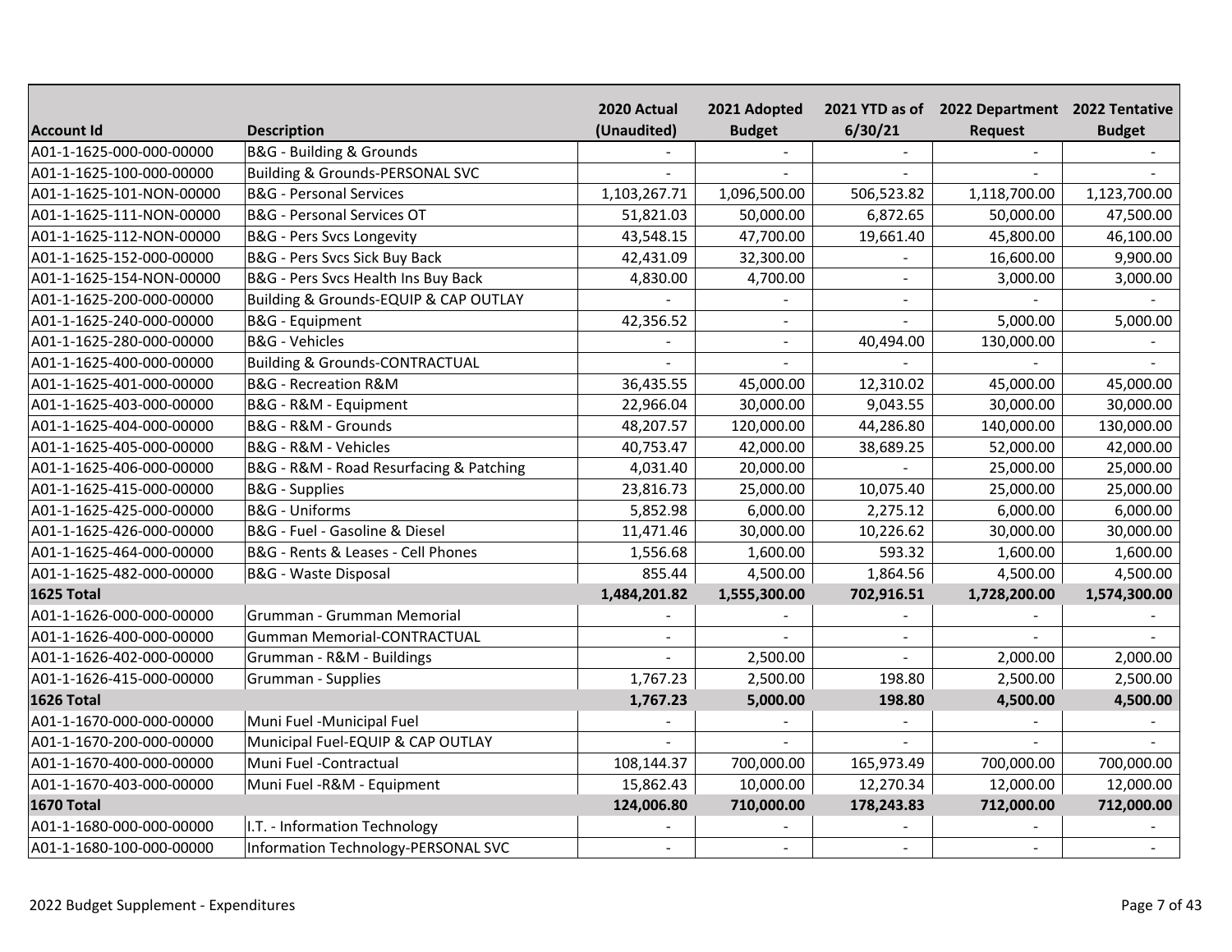| Account Id | Description | 2020 Actual (Unaudited) | 2021 Adopted Budget | 2021 YTD as of 6/30/21 | 2022 Department Request | 2022 Tentative Budget |
|---|---|---|---|---|---|---|
| A01-1-1625-000-000-00000 | B&G - Building & Grounds | - | - | - | - | - |
| A01-1-1625-100-000-00000 | Building & Grounds-PERSONAL SVC | - | - | - | - | - |
| A01-1-1625-101-NON-00000 | B&G - Personal Services | 1,103,267.71 | 1,096,500.00 | 506,523.82 | 1,118,700.00 | 1,123,700.00 |
| A01-1-1625-111-NON-00000 | B&G - Personal Services OT | 51,821.03 | 50,000.00 | 6,872.65 | 50,000.00 | 47,500.00 |
| A01-1-1625-112-NON-00000 | B&G - Pers Svcs Longevity | 43,548.15 | 47,700.00 | 19,661.40 | 45,800.00 | 46,100.00 |
| A01-1-1625-152-000-00000 | B&G - Pers Svcs Sick Buy Back | 42,431.09 | 32,300.00 | - | 16,600.00 | 9,900.00 |
| A01-1-1625-154-NON-00000 | B&G - Pers Svcs Health Ins Buy Back | 4,830.00 | 4,700.00 | - | 3,000.00 | 3,000.00 |
| A01-1-1625-200-000-00000 | Building & Grounds-EQUIP & CAP OUTLAY | - | - | - | - | - |
| A01-1-1625-240-000-00000 | B&G - Equipment | 42,356.52 | - | - | 5,000.00 | 5,000.00 |
| A01-1-1625-280-000-00000 | B&G - Vehicles | - | - | 40,494.00 | 130,000.00 | - |
| A01-1-1625-400-000-00000 | Building & Grounds-CONTRACTUAL | - | - | - | - | - |
| A01-1-1625-401-000-00000 | B&G - Recreation R&M | 36,435.55 | 45,000.00 | 12,310.02 | 45,000.00 | 45,000.00 |
| A01-1-1625-403-000-00000 | B&G - R&M - Equipment | 22,966.04 | 30,000.00 | 9,043.55 | 30,000.00 | 30,000.00 |
| A01-1-1625-404-000-00000 | B&G - R&M - Grounds | 48,207.57 | 120,000.00 | 44,286.80 | 140,000.00 | 130,000.00 |
| A01-1-1625-405-000-00000 | B&G - R&M - Vehicles | 40,753.47 | 42,000.00 | 38,689.25 | 52,000.00 | 42,000.00 |
| A01-1-1625-406-000-00000 | B&G - R&M - Road Resurfacing & Patching | 4,031.40 | 20,000.00 | - | 25,000.00 | 25,000.00 |
| A01-1-1625-415-000-00000 | B&G - Supplies | 23,816.73 | 25,000.00 | 10,075.40 | 25,000.00 | 25,000.00 |
| A01-1-1625-425-000-00000 | B&G - Uniforms | 5,852.98 | 6,000.00 | 2,275.12 | 6,000.00 | 6,000.00 |
| A01-1-1625-426-000-00000 | B&G - Fuel - Gasoline & Diesel | 11,471.46 | 30,000.00 | 10,226.62 | 30,000.00 | 30,000.00 |
| A01-1-1625-464-000-00000 | B&G - Rents & Leases - Cell Phones | 1,556.68 | 1,600.00 | 593.32 | 1,600.00 | 1,600.00 |
| A01-1-1625-482-000-00000 | B&G - Waste Disposal | 855.44 | 4,500.00 | 1,864.56 | 4,500.00 | 4,500.00 |
| **1625 Total** | | **1,484,201.82** | **1,555,300.00** | **702,916.51** | **1,728,200.00** | **1,574,300.00** |
| A01-1-1626-000-000-00000 | Grumman - Grumman Memorial | - | - | - | - | - |
| A01-1-1626-400-000-00000 | Gumman Memorial-CONTRACTUAL | - | - | - | - | - |
| A01-1-1626-402-000-00000 | Grumman - R&M - Buildings | - | 2,500.00 | - | 2,000.00 | 2,000.00 |
| A01-1-1626-415-000-00000 | Grumman - Supplies | 1,767.23 | 2,500.00 | 198.80 | 2,500.00 | 2,500.00 |
| **1626 Total** | | **1,767.23** | **5,000.00** | **198.80** | **4,500.00** | **4,500.00** |
| A01-1-1670-000-000-00000 | Muni Fuel -Municipal Fuel | - | - | - | - | - |
| A01-1-1670-200-000-00000 | Municipal Fuel-EQUIP & CAP OUTLAY | - | - | - | - | - |
| A01-1-1670-400-000-00000 | Muni Fuel -Contractual | 108,144.37 | 700,000.00 | 165,973.49 | 700,000.00 | 700,000.00 |
| A01-1-1670-403-000-00000 | Muni Fuel -R&M - Equipment | 15,862.43 | 10,000.00 | 12,270.34 | 12,000.00 | 12,000.00 |
| **1670 Total** | | **124,006.80** | **710,000.00** | **178,243.83** | **712,000.00** | **712,000.00** |
| A01-1-1680-000-000-00000 | I.T. - Information Technology | - | - | - | - | - |
| A01-1-1680-100-000-00000 | Information Technology-PERSONAL SVC | - | - | - | - | - |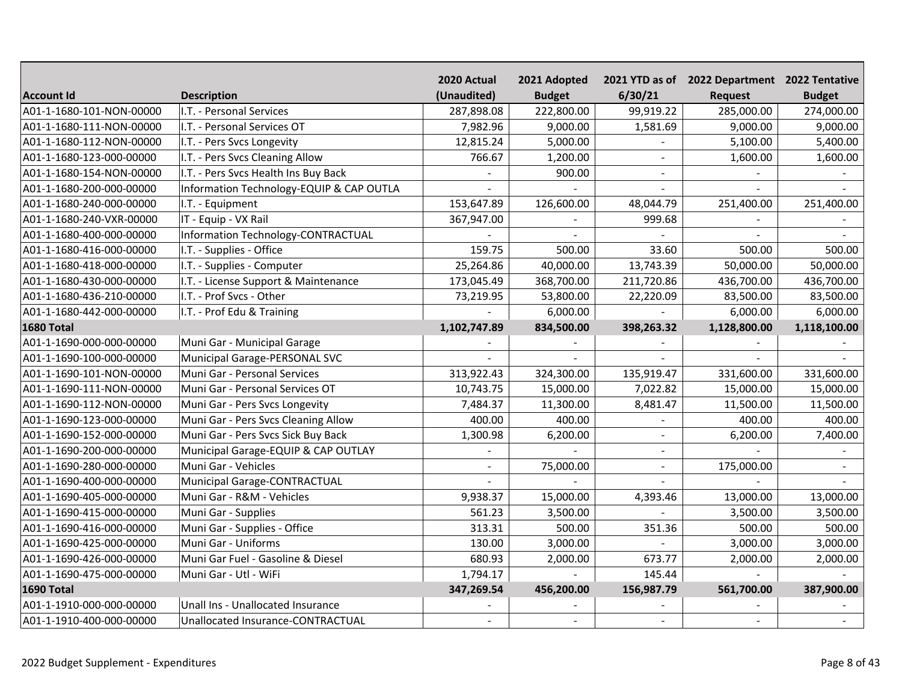| Account Id | Description | 2020 Actual (Unaudited) | 2021 Adopted Budget | 2021 YTD as of 6/30/21 | 2022 Department Request | 2022 Tentative Budget |
|---|---|---|---|---|---|---|
| A01-1-1680-101-NON-00000 | I.T. - Personal Services | 287,898.08 | 222,800.00 | 99,919.22 | 285,000.00 | 274,000.00 |
| A01-1-1680-111-NON-00000 | I.T. - Personal Services OT | 7,982.96 | 9,000.00 | 1,581.69 | 9,000.00 | 9,000.00 |
| A01-1-1680-112-NON-00000 | I.T. - Pers Svcs Longevity | 12,815.24 | 5,000.00 | - | 5,100.00 | 5,400.00 |
| A01-1-1680-123-000-00000 | I.T. - Pers Svcs Cleaning Allow | 766.67 | 1,200.00 | - | 1,600.00 | 1,600.00 |
| A01-1-1680-154-NON-00000 | I.T. - Pers Svcs Health Ins Buy Back | - | 900.00 | - | - | - |
| A01-1-1680-200-000-00000 | Information Technology-EQUIP & CAP OUTLA | - | - | - | - | - |
| A01-1-1680-240-000-00000 | I.T. - Equipment | 153,647.89 | 126,600.00 | 48,044.79 | 251,400.00 | 251,400.00 |
| A01-1-1680-240-VXR-00000 | IT - Equip - VX Rail | 367,947.00 | - | 999.68 | - | - |
| A01-1-1680-400-000-00000 | Information Technology-CONTRACTUAL | - | - | - | - | - |
| A01-1-1680-416-000-00000 | I.T. - Supplies - Office | 159.75 | 500.00 | 33.60 | 500.00 | 500.00 |
| A01-1-1680-418-000-00000 | I.T. - Supplies - Computer | 25,264.86 | 40,000.00 | 13,743.39 | 50,000.00 | 50,000.00 |
| A01-1-1680-430-000-00000 | I.T. - License Support & Maintenance | 173,045.49 | 368,700.00 | 211,720.86 | 436,700.00 | 436,700.00 |
| A01-1-1680-436-210-00000 | I.T. - Prof Svcs - Other | 73,219.95 | 53,800.00 | 22,220.09 | 83,500.00 | 83,500.00 |
| A01-1-1680-442-000-00000 | I.T. - Prof Edu & Training | - | 6,000.00 | - | 6,000.00 | 6,000.00 |
| **1680 Total** | | **1,102,747.89** | **834,500.00** | **398,263.32** | **1,128,800.00** | **1,118,100.00** |
| A01-1-1690-000-000-00000 | Muni Gar - Municipal Garage | - | - | - | - | - |
| A01-1-1690-100-000-00000 | Municipal Garage-PERSONAL SVC | - | - | - | - | - |
| A01-1-1690-101-NON-00000 | Muni Gar - Personal Services | 313,922.43 | 324,300.00 | 135,919.47 | 331,600.00 | 331,600.00 |
| A01-1-1690-111-NON-00000 | Muni Gar - Personal Services OT | 10,743.75 | 15,000.00 | 7,022.82 | 15,000.00 | 15,000.00 |
| A01-1-1690-112-NON-00000 | Muni Gar - Pers Svcs Longevity | 7,484.37 | 11,300.00 | 8,481.47 | 11,500.00 | 11,500.00 |
| A01-1-1690-123-000-00000 | Muni Gar - Pers Svcs Cleaning Allow | 400.00 | 400.00 | - | 400.00 | 400.00 |
| A01-1-1690-152-000-00000 | Muni Gar - Pers Svcs Sick Buy Back | 1,300.98 | 6,200.00 | - | 6,200.00 | 7,400.00 |
| A01-1-1690-200-000-00000 | Municipal Garage-EQUIP & CAP OUTLAY | - | - | - | - | - |
| A01-1-1690-280-000-00000 | Muni Gar - Vehicles | - | 75,000.00 | - | 175,000.00 | - |
| A01-1-1690-400-000-00000 | Municipal Garage-CONTRACTUAL | - | - | - | - | - |
| A01-1-1690-405-000-00000 | Muni Gar - R&M - Vehicles | 9,938.37 | 15,000.00 | 4,393.46 | 13,000.00 | 13,000.00 |
| A01-1-1690-415-000-00000 | Muni Gar - Supplies | 561.23 | 3,500.00 | - | 3,500.00 | 3,500.00 |
| A01-1-1690-416-000-00000 | Muni Gar - Supplies - Office | 313.31 | 500.00 | 351.36 | 500.00 | 500.00 |
| A01-1-1690-425-000-00000 | Muni Gar - Uniforms | 130.00 | 3,000.00 | - | 3,000.00 | 3,000.00 |
| A01-1-1690-426-000-00000 | Muni Gar Fuel - Gasoline & Diesel | 680.93 | 2,000.00 | 673.77 | 2,000.00 | 2,000.00 |
| A01-1-1690-475-000-00000 | Muni Gar - Utl - WiFi | 1,794.17 | - | 145.44 | - | - |
| **1690 Total** | | **347,269.54** | **456,200.00** | **156,987.79** | **561,700.00** | **387,900.00** |
| A01-1-1910-000-000-00000 | Unall Ins - Unallocated Insurance | - | - | - | - | - |
| A01-1-1910-400-000-00000 | Unallocated Insurance-CONTRACTUAL | - | - | - | - | - |

2022 Budget Supplement - Expenditures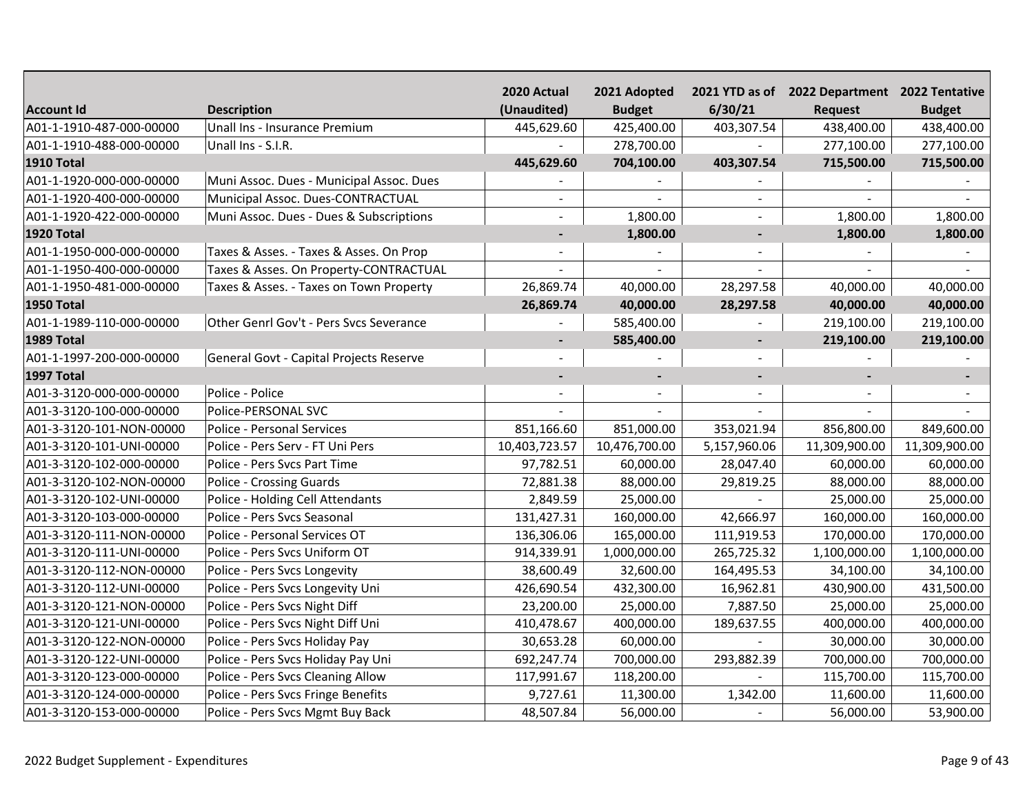| Account Id | Description | 2020 Actual (Unaudited) | 2021 Adopted Budget | 2021 YTD as of 6/30/21 | 2022 Department Request | 2022 Tentative Budget |
|---|---|---|---|---|---|---|
| A01-1-1910-487-000-00000 | Unall Ins - Insurance Premium | 445,629.60 | 425,400.00 | 403,307.54 | 438,400.00 | 438,400.00 |
| A01-1-1910-488-000-00000 | Unall Ins - S.I.R. | - | 278,700.00 | - | 277,100.00 | 277,100.00 |
| **1910 Total** | | **445,629.60** | **704,100.00** | **403,307.54** | **715,500.00** | **715,500.00** |
| A01-1-1920-000-000-00000 | Muni Assoc. Dues - Municipal Assoc. Dues | - | - | - | - | - |
| A01-1-1920-400-000-00000 | Municipal Assoc. Dues-CONTRACTUAL | - | - | - | - | - |
| A01-1-1920-422-000-00000 | Muni Assoc. Dues - Dues & Subscriptions | - | 1,800.00 | - | 1,800.00 | 1,800.00 |
| **1920 Total** | | **-** | **1,800.00** | **-** | **1,800.00** | **1,800.00** |
| A01-1-1950-000-000-00000 | Taxes & Asses. - Taxes & Asses. On Prop | - | - | - | - | - |
| A01-1-1950-400-000-00000 | Taxes & Asses. On Property-CONTRACTUAL | - | - | - | - | - |
| A01-1-1950-481-000-00000 | Taxes & Asses. - Taxes on Town Property | 26,869.74 | 40,000.00 | 28,297.58 | 40,000.00 | 40,000.00 |
| **1950 Total** | | **26,869.74** | **40,000.00** | **28,297.58** | **40,000.00** | **40,000.00** |
| A01-1-1989-110-000-00000 | Other Genrl Gov't - Pers Svcs Severance | - | 585,400.00 | - | 219,100.00 | 219,100.00 |
| **1989 Total** | | **-** | **585,400.00** | **-** | **219,100.00** | **219,100.00** |
| A01-1-1997-200-000-00000 | General Govt - Capital Projects Reserve | - | - | - | - | - |
| **1997 Total** | | **-** | **-** | **-** | **-** | **-** |
| A01-3-3120-000-000-00000 | Police - Police | - | - | - | - | - |
| A01-3-3120-100-000-00000 | Police-PERSONAL SVC | - | - | - | - | - |
| A01-3-3120-101-NON-00000 | Police - Personal Services | 851,166.60 | 851,000.00 | 353,021.94 | 856,800.00 | 849,600.00 |
| A01-3-3120-101-UNI-00000 | Police - Pers Serv - FT Uni Pers | 10,403,723.57 | 10,476,700.00 | 5,157,960.06 | 11,309,900.00 | 11,309,900.00 |
| A01-3-3120-102-000-00000 | Police - Pers Svcs Part Time | 97,782.51 | 60,000.00 | 28,047.40 | 60,000.00 | 60,000.00 |
| A01-3-3120-102-NON-00000 | Police - Crossing Guards | 72,881.38 | 88,000.00 | 29,819.25 | 88,000.00 | 88,000.00 |
| A01-3-3120-102-UNI-00000 | Police - Holding Cell Attendants | 2,849.59 | 25,000.00 | - | 25,000.00 | 25,000.00 |
| A01-3-3120-103-000-00000 | Police - Pers Svcs Seasonal | 131,427.31 | 160,000.00 | 42,666.97 | 160,000.00 | 160,000.00 |
| A01-3-3120-111-NON-00000 | Police - Personal Services OT | 136,306.06 | 165,000.00 | 111,919.53 | 170,000.00 | 170,000.00 |
| A01-3-3120-111-UNI-00000 | Police - Pers Svcs Uniform OT | 914,339.91 | 1,000,000.00 | 265,725.32 | 1,100,000.00 | 1,100,000.00 |
| A01-3-3120-112-NON-00000 | Police - Pers Svcs Longevity | 38,600.49 | 32,600.00 | 164,495.53 | 34,100.00 | 34,100.00 |
| A01-3-3120-112-UNI-00000 | Police - Pers Svcs Longevity Uni | 426,690.54 | 432,300.00 | 16,962.81 | 430,900.00 | 431,500.00 |
| A01-3-3120-121-NON-00000 | Police - Pers Svcs Night Diff | 23,200.00 | 25,000.00 | 7,887.50 | 25,000.00 | 25,000.00 |
| A01-3-3120-121-UNI-00000 | Police - Pers Svcs Night Diff Uni | 410,478.67 | 400,000.00 | 189,637.55 | 400,000.00 | 400,000.00 |
| A01-3-3120-122-NON-00000 | Police - Pers Svcs Holiday Pay | 30,653.28 | 60,000.00 | - | 30,000.00 | 30,000.00 |
| A01-3-3120-122-UNI-00000 | Police - Pers Svcs Holiday Pay Uni | 692,247.74 | 700,000.00 | 293,882.39 | 700,000.00 | 700,000.00 |
| A01-3-3120-123-000-00000 | Police - Pers Svcs Cleaning Allow | 117,991.67 | 118,200.00 | - | 115,700.00 | 115,700.00 |
| A01-3-3120-124-000-00000 | Police - Pers Svcs Fringe Benefits | 9,727.61 | 11,300.00 | 1,342.00 | 11,600.00 | 11,600.00 |
| A01-3-3120-153-000-00000 | Police - Pers Svcs Mgmt Buy Back | 48,507.84 | 56,000.00 | - | 56,000.00 | 53,900.00 |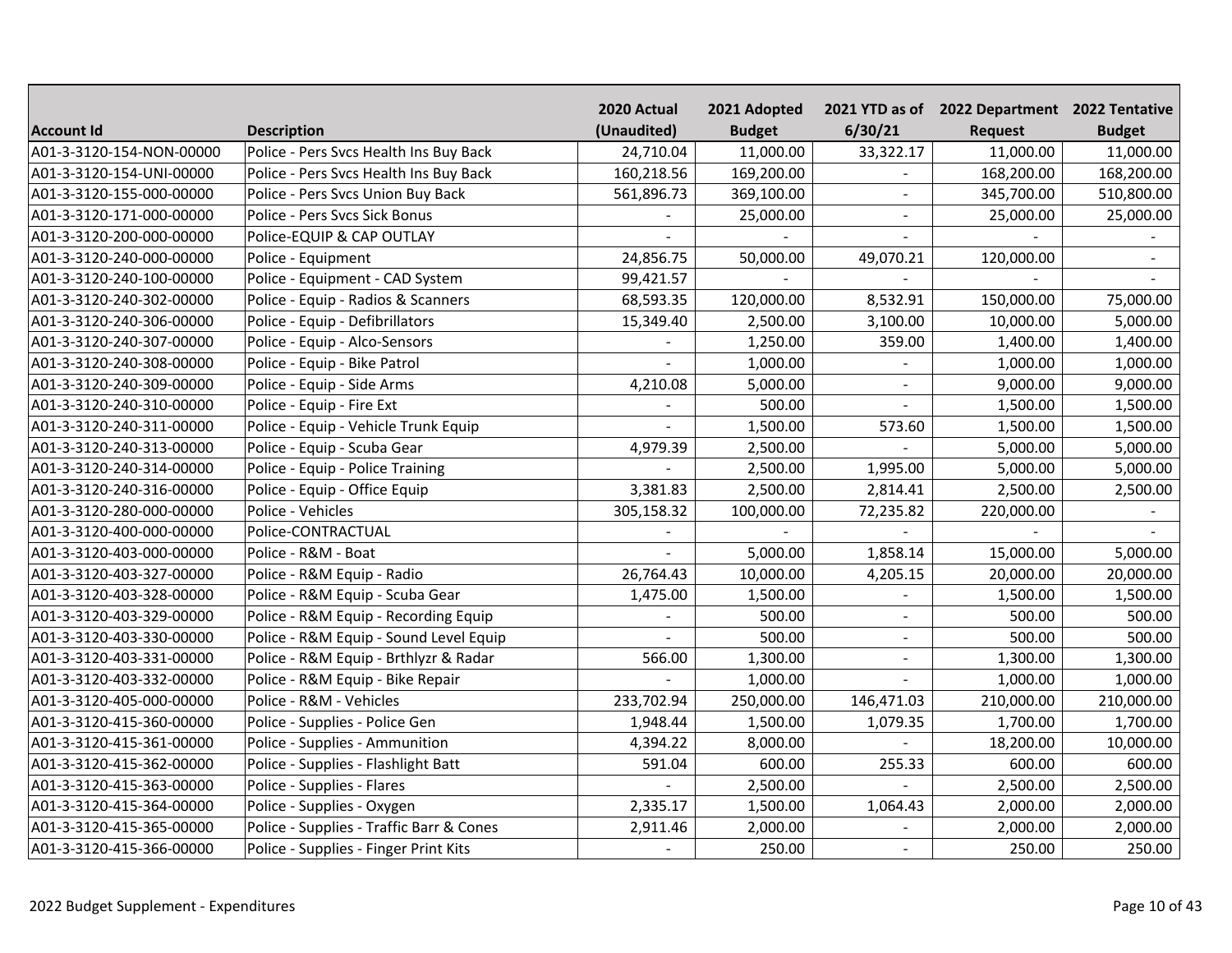| Account Id | Description | 2020 Actual (Unaudited) | 2021 Adopted Budget | 2021 YTD as of 6/30/21 | 2022 Department Request | 2022 Tentative Budget |
|---|---|---|---|---|---|---|
| A01-3-3120-154-NON-00000 | Police - Pers Svcs Health Ins Buy Back | 24,710.04 | 11,000.00 | 33,322.17 | 11,000.00 | 11,000.00 |
| A01-3-3120-154-UNI-00000 | Police - Pers Svcs Health Ins Buy Back | 160,218.56 | 169,200.00 | - | 168,200.00 | 168,200.00 |
| A01-3-3120-155-000-00000 | Police - Pers Svcs Union Buy Back | 561,896.73 | 369,100.00 | - | 345,700.00 | 510,800.00 |
| A01-3-3120-171-000-00000 | Police - Pers Svcs Sick Bonus | - | 25,000.00 | - | 25,000.00 | 25,000.00 |
| A01-3-3120-200-000-00000 | Police-EQUIP & CAP OUTLAY | - | - | - | - | - |
| A01-3-3120-240-000-00000 | Police - Equipment | 24,856.75 | 50,000.00 | 49,070.21 | 120,000.00 | - |
| A01-3-3120-240-100-00000 | Police - Equipment - CAD System | 99,421.57 | - | - | - | - |
| A01-3-3120-240-302-00000 | Police - Equip - Radios & Scanners | 68,593.35 | 120,000.00 | 8,532.91 | 150,000.00 | 75,000.00 |
| A01-3-3120-240-306-00000 | Police - Equip - Defibrillators | 15,349.40 | 2,500.00 | 3,100.00 | 10,000.00 | 5,000.00 |
| A01-3-3120-240-307-00000 | Police - Equip - Alco-Sensors | - | 1,250.00 | 359.00 | 1,400.00 | 1,400.00 |
| A01-3-3120-240-308-00000 | Police - Equip - Bike Patrol | - | 1,000.00 | - | 1,000.00 | 1,000.00 |
| A01-3-3120-240-309-00000 | Police - Equip - Side Arms | 4,210.08 | 5,000.00 | - | 9,000.00 | 9,000.00 |
| A01-3-3120-240-310-00000 | Police - Equip - Fire Ext | - | 500.00 | - | 1,500.00 | 1,500.00 |
| A01-3-3120-240-311-00000 | Police - Equip - Vehicle Trunk Equip | - | 1,500.00 | 573.60 | 1,500.00 | 1,500.00 |
| A01-3-3120-240-313-00000 | Police - Equip - Scuba Gear | 4,979.39 | 2,500.00 | - | 5,000.00 | 5,000.00 |
| A01-3-3120-240-314-00000 | Police - Equip - Police Training | - | 2,500.00 | 1,995.00 | 5,000.00 | 5,000.00 |
| A01-3-3120-240-316-00000 | Police - Equip - Office Equip | 3,381.83 | 2,500.00 | 2,814.41 | 2,500.00 | 2,500.00 |
| A01-3-3120-280-000-00000 | Police - Vehicles | 305,158.32 | 100,000.00 | 72,235.82 | 220,000.00 | - |
| A01-3-3120-400-000-00000 | Police-CONTRACTUAL | - | - | - | - | - |
| A01-3-3120-403-000-00000 | Police - R&M - Boat | - | 5,000.00 | 1,858.14 | 15,000.00 | 5,000.00 |
| A01-3-3120-403-327-00000 | Police - R&M Equip - Radio | 26,764.43 | 10,000.00 | 4,205.15 | 20,000.00 | 20,000.00 |
| A01-3-3120-403-328-00000 | Police - R&M Equip - Scuba Gear | 1,475.00 | 1,500.00 | - | 1,500.00 | 1,500.00 |
| A01-3-3120-403-329-00000 | Police - R&M Equip - Recording Equip | - | 500.00 | - | 500.00 | 500.00 |
| A01-3-3120-403-330-00000 | Police - R&M Equip - Sound Level Equip | - | 500.00 | - | 500.00 | 500.00 |
| A01-3-3120-403-331-00000 | Police - R&M Equip - Brthlyzr & Radar | 566.00 | 1,300.00 | - | 1,300.00 | 1,300.00 |
| A01-3-3120-403-332-00000 | Police - R&M Equip - Bike Repair | - | 1,000.00 | - | 1,000.00 | 1,000.00 |
| A01-3-3120-405-000-00000 | Police - R&M - Vehicles | 233,702.94 | 250,000.00 | 146,471.03 | 210,000.00 | 210,000.00 |
| A01-3-3120-415-360-00000 | Police - Supplies - Police Gen | 1,948.44 | 1,500.00 | 1,079.35 | 1,700.00 | 1,700.00 |
| A01-3-3120-415-361-00000 | Police - Supplies - Ammunition | 4,394.22 | 8,000.00 | - | 18,200.00 | 10,000.00 |
| A01-3-3120-415-362-00000 | Police - Supplies - Flashlight Batt | 591.04 | 600.00 | 255.33 | 600.00 | 600.00 |
| A01-3-3120-415-363-00000 | Police - Supplies - Flares | - | 2,500.00 | - | 2,500.00 | 2,500.00 |
| A01-3-3120-415-364-00000 | Police - Supplies - Oxygen | 2,335.17 | 1,500.00 | 1,064.43 | 2,000.00 | 2,000.00 |
| A01-3-3120-415-365-00000 | Police - Supplies - Traffic Barr & Cones | 2,911.46 | 2,000.00 | - | 2,000.00 | 2,000.00 |
| A01-3-3120-415-366-00000 | Police - Supplies - Finger Print Kits | - | 250.00 | - | 250.00 | 250.00 |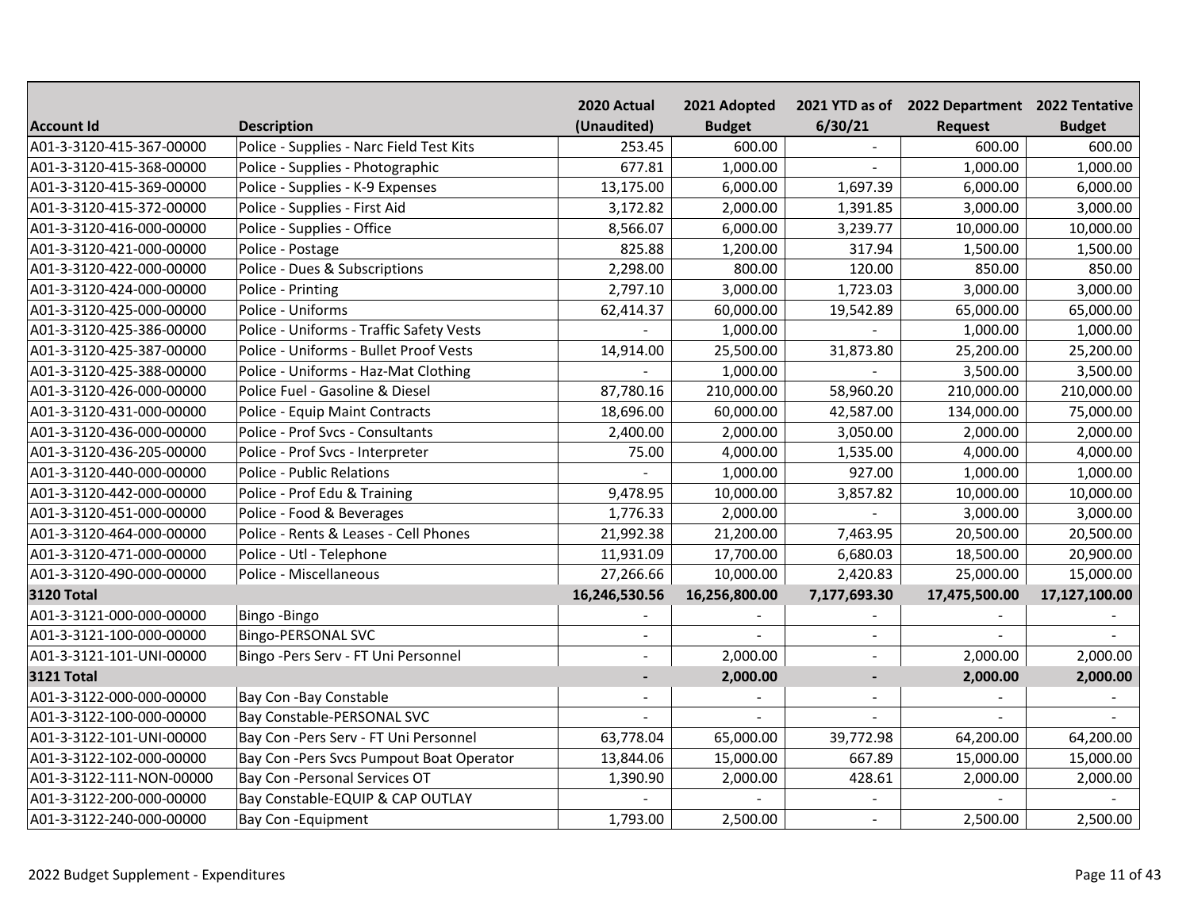| Account Id | Description | 2020 Actual (Unaudited) | 2021 Adopted Budget | 2021 YTD as of 6/30/21 | 2022 Department Request | 2022 Tentative Budget |
|---|---|---|---|---|---|---|
| A01-3-3120-415-367-00000 | Police - Supplies - Narc Field Test Kits | 253.45 | 600.00 | - | 600.00 | 600.00 |
| A01-3-3120-415-368-00000 | Police - Supplies - Photographic | 677.81 | 1,000.00 | - | 1,000.00 | 1,000.00 |
| A01-3-3120-415-369-00000 | Police - Supplies - K-9 Expenses | 13,175.00 | 6,000.00 | 1,697.39 | 6,000.00 | 6,000.00 |
| A01-3-3120-415-372-00000 | Police - Supplies - First Aid | 3,172.82 | 2,000.00 | 1,391.85 | 3,000.00 | 3,000.00 |
| A01-3-3120-416-000-00000 | Police - Supplies - Office | 8,566.07 | 6,000.00 | 3,239.77 | 10,000.00 | 10,000.00 |
| A01-3-3120-421-000-00000 | Police - Postage | 825.88 | 1,200.00 | 317.94 | 1,500.00 | 1,500.00 |
| A01-3-3120-422-000-00000 | Police - Dues & Subscriptions | 2,298.00 | 800.00 | 120.00 | 850.00 | 850.00 |
| A01-3-3120-424-000-00000 | Police - Printing | 2,797.10 | 3,000.00 | 1,723.03 | 3,000.00 | 3,000.00 |
| A01-3-3120-425-000-00000 | Police - Uniforms | 62,414.37 | 60,000.00 | 19,542.89 | 65,000.00 | 65,000.00 |
| A01-3-3120-425-386-00000 | Police - Uniforms - Traffic Safety Vests | - | 1,000.00 | - | 1,000.00 | 1,000.00 |
| A01-3-3120-425-387-00000 | Police - Uniforms - Bullet Proof Vests | 14,914.00 | 25,500.00 | 31,873.80 | 25,200.00 | 25,200.00 |
| A01-3-3120-425-388-00000 | Police - Uniforms - Haz-Mat Clothing | - | 1,000.00 | - | 3,500.00 | 3,500.00 |
| A01-3-3120-426-000-00000 | Police Fuel - Gasoline & Diesel | 87,780.16 | 210,000.00 | 58,960.20 | 210,000.00 | 210,000.00 |
| A01-3-3120-431-000-00000 | Police - Equip Maint Contracts | 18,696.00 | 60,000.00 | 42,587.00 | 134,000.00 | 75,000.00 |
| A01-3-3120-436-000-00000 | Police - Prof Svcs - Consultants | 2,400.00 | 2,000.00 | 3,050.00 | 2,000.00 | 2,000.00 |
| A01-3-3120-436-205-00000 | Police - Prof Svcs - Interpreter | 75.00 | 4,000.00 | 1,535.00 | 4,000.00 | 4,000.00 |
| A01-3-3120-440-000-00000 | Police - Public Relations | - | 1,000.00 | 927.00 | 1,000.00 | 1,000.00 |
| A01-3-3120-442-000-00000 | Police - Prof Edu & Training | 9,478.95 | 10,000.00 | 3,857.82 | 10,000.00 | 10,000.00 |
| A01-3-3120-451-000-00000 | Police - Food & Beverages | 1,776.33 | 2,000.00 | - | 3,000.00 | 3,000.00 |
| A01-3-3120-464-000-00000 | Police - Rents & Leases - Cell Phones | 21,992.38 | 21,200.00 | 7,463.95 | 20,500.00 | 20,500.00 |
| A01-3-3120-471-000-00000 | Police - Utl - Telephone | 11,931.09 | 17,700.00 | 6,680.03 | 18,500.00 | 20,900.00 |
| A01-3-3120-490-000-00000 | Police - Miscellaneous | 27,266.66 | 10,000.00 | 2,420.83 | 25,000.00 | 15,000.00 |
| **3120 Total** | | **16,246,530.56** | **16,256,800.00** | **7,177,693.30** | **17,475,500.00** | **17,127,100.00** |
| A01-3-3121-000-000-00000 | Bingo -Bingo | - | - | - | - | - |
| A01-3-3121-100-000-00000 | Bingo-PERSONAL SVC | - | - | - | - | - |
| A01-3-3121-101-UNI-00000 | Bingo -Pers Serv - FT Uni Personnel | - | 2,000.00 | - | 2,000.00 | 2,000.00 |
| **3121 Total** | | **-** | **2,000.00** | **-** | **2,000.00** | **2,000.00** |
| A01-3-3122-000-000-00000 | Bay Con -Bay Constable | - | - | - | - | - |
| A01-3-3122-100-000-00000 | Bay Constable-PERSONAL SVC | - | - | - | - | - |
| A01-3-3122-101-UNI-00000 | Bay Con -Pers Serv - FT Uni Personnel | 63,778.04 | 65,000.00 | 39,772.98 | 64,200.00 | 64,200.00 |
| A01-3-3122-102-000-00000 | Bay Con -Pers Svcs Pumpout Boat Operator | 13,844.06 | 15,000.00 | 667.89 | 15,000.00 | 15,000.00 |
| A01-3-3122-111-NON-00000 | Bay Con -Personal Services OT | 1,390.90 | 2,000.00 | 428.61 | 2,000.00 | 2,000.00 |
| A01-3-3122-200-000-00000 | Bay Constable-EQUIP & CAP OUTLAY | - | - | - | - | - |
| A01-3-3122-240-000-00000 | Bay Con -Equipment | 1,793.00 | 2,500.00 | - | 2,500.00 | 2,500.00 |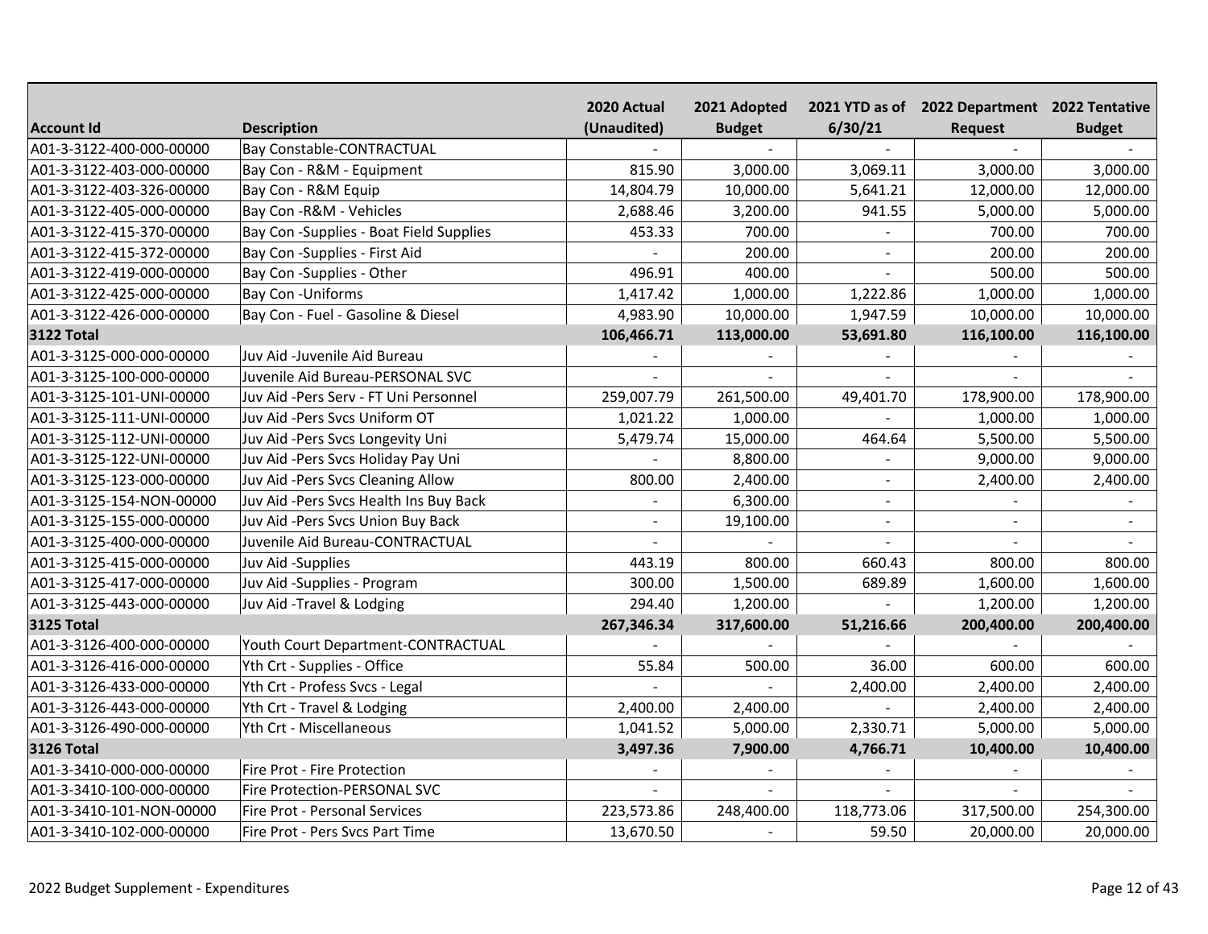| Account Id | Description | 2020 Actual (Unaudited) | 2021 Adopted Budget | 2021 YTD as of 6/30/21 | 2022 Department Request | 2022 Tentative Budget |
|---|---|---|---|---|---|---|
| A01-3-3122-400-000-00000 | Bay Constable-CONTRACTUAL | - | - | - | - | - |
| A01-3-3122-403-000-00000 | Bay Con - R&M - Equipment | 815.90 | 3,000.00 | 3,069.11 | 3,000.00 | 3,000.00 |
| A01-3-3122-403-326-00000 | Bay Con - R&M Equip | 14,804.79 | 10,000.00 | 5,641.21 | 12,000.00 | 12,000.00 |
| A01-3-3122-405-000-00000 | Bay Con -R&M - Vehicles | 2,688.46 | 3,200.00 | 941.55 | 5,000.00 | 5,000.00 |
| A01-3-3122-415-370-00000 | Bay Con -Supplies - Boat Field Supplies | 453.33 | 700.00 | - | 700.00 | 700.00 |
| A01-3-3122-415-372-00000 | Bay Con -Supplies - First Aid | - | 200.00 | - | 200.00 | 200.00 |
| A01-3-3122-419-000-00000 | Bay Con -Supplies - Other | 496.91 | 400.00 | - | 500.00 | 500.00 |
| A01-3-3122-425-000-00000 | Bay Con -Uniforms | 1,417.42 | 1,000.00 | 1,222.86 | 1,000.00 | 1,000.00 |
| A01-3-3122-426-000-00000 | Bay Con - Fuel - Gasoline & Diesel | 4,983.90 | 10,000.00 | 1,947.59 | 10,000.00 | 10,000.00 |
| **3122 Total** | | **106,466.71** | **113,000.00** | **53,691.80** | **116,100.00** | **116,100.00** |
| A01-3-3125-000-000-00000 | Juv Aid -Juvenile Aid Bureau | - | - | - | - | - |
| A01-3-3125-100-000-00000 | Juvenile Aid Bureau-PERSONAL SVC | - | - | - | - | - |
| A01-3-3125-101-UNI-00000 | Juv Aid -Pers Serv - FT Uni Personnel | 259,007.79 | 261,500.00 | 49,401.70 | 178,900.00 | 178,900.00 |
| A01-3-3125-111-UNI-00000 | Juv Aid -Pers Svcs Uniform OT | 1,021.22 | 1,000.00 | - | 1,000.00 | 1,000.00 |
| A01-3-3125-112-UNI-00000 | Juv Aid -Pers Svcs Longevity Uni | 5,479.74 | 15,000.00 | 464.64 | 5,500.00 | 5,500.00 |
| A01-3-3125-122-UNI-00000 | Juv Aid -Pers Svcs Holiday Pay Uni | - | 8,800.00 | - | 9,000.00 | 9,000.00 |
| A01-3-3125-123-000-00000 | Juv Aid -Pers Svcs Cleaning Allow | 800.00 | 2,400.00 | - | 2,400.00 | 2,400.00 |
| A01-3-3125-154-NON-00000 | Juv Aid -Pers Svcs Health Ins Buy Back | - | 6,300.00 | - | - | - |
| A01-3-3125-155-000-00000 | Juv Aid -Pers Svcs Union Buy Back | - | 19,100.00 | - | - | - |
| A01-3-3125-400-000-00000 | Juvenile Aid Bureau-CONTRACTUAL | - | - | - | - | - |
| A01-3-3125-415-000-00000 | Juv Aid -Supplies | 443.19 | 800.00 | 660.43 | 800.00 | 800.00 |
| A01-3-3125-417-000-00000 | Juv Aid -Supplies - Program | 300.00 | 1,500.00 | 689.89 | 1,600.00 | 1,600.00 |
| A01-3-3125-443-000-00000 | Juv Aid -Travel & Lodging | 294.40 | 1,200.00 | - | 1,200.00 | 1,200.00 |
| **3125 Total** | | **267,346.34** | **317,600.00** | **51,216.66** | **200,400.00** | **200,400.00** |
| A01-3-3126-400-000-00000 | Youth Court Department-CONTRACTUAL | - | - | - | - | - |
| A01-3-3126-416-000-00000 | Yth Crt - Supplies - Office | 55.84 | 500.00 | 36.00 | 600.00 | 600.00 |
| A01-3-3126-433-000-00000 | Yth Crt - Profess Svcs - Legal | - | - | 2,400.00 | 2,400.00 | 2,400.00 |
| A01-3-3126-443-000-00000 | Yth Crt - Travel & Lodging | 2,400.00 | 2,400.00 | - | 2,400.00 | 2,400.00 |
| A01-3-3126-490-000-00000 | Yth Crt - Miscellaneous | 1,041.52 | 5,000.00 | 2,330.71 | 5,000.00 | 5,000.00 |
| **3126 Total** | | **3,497.36** | **7,900.00** | **4,766.71** | **10,400.00** | **10,400.00** |
| A01-3-3410-000-000-00000 | Fire Prot - Fire Protection | - | - | - | - | - |
| A01-3-3410-100-000-00000 | Fire Protection-PERSONAL SVC | - | - | - | - | - |
| A01-3-3410-101-NON-00000 | Fire Prot - Personal Services | 223,573.86 | 248,400.00 | 118,773.06 | 317,500.00 | 254,300.00 |
| A01-3-3410-102-000-00000 | Fire Prot - Pers Svcs Part Time | 13,670.50 | - | 59.50 | 20,000.00 | 20,000.00 |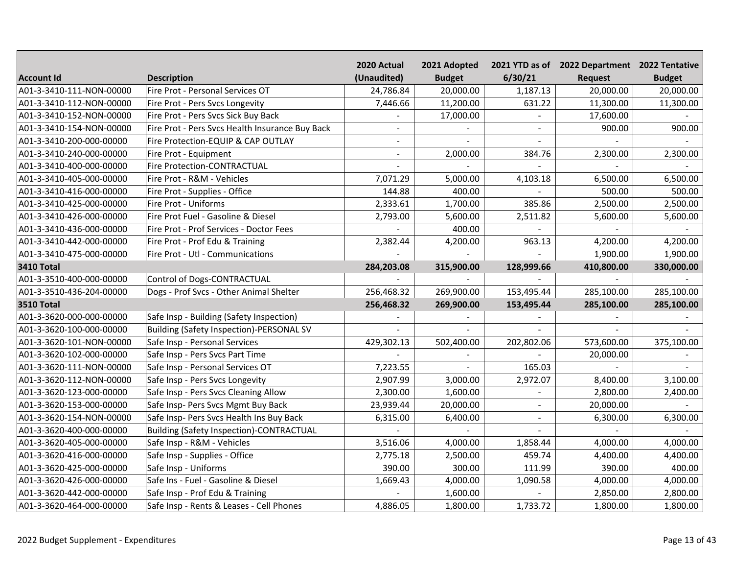| Account Id | Description | 2020 Actual (Unaudited) | 2021 Adopted Budget | 2021 YTD as of 6/30/21 | 2022 Department Request | 2022 Tentative Budget |
|---|---|---|---|---|---|---|
| A01-3-3410-111-NON-00000 | Fire Prot - Personal Services OT | 24,786.84 | 20,000.00 | 1,187.13 | 20,000.00 | 20,000.00 |
| A01-3-3410-112-NON-00000 | Fire Prot - Pers Svcs Longevity | 7,446.66 | 11,200.00 | 631.22 | 11,300.00 | 11,300.00 |
| A01-3-3410-152-NON-00000 | Fire Prot - Pers Svcs Sick Buy Back | - | 17,000.00 | - | 17,600.00 | - |
| A01-3-3410-154-NON-00000 | Fire Prot - Pers Svcs Health Insurance Buy Back | - | - | - | 900.00 | 900.00 |
| A01-3-3410-200-000-00000 | Fire Protection-EQUIP & CAP OUTLAY | - | - | - | - | - |
| A01-3-3410-240-000-00000 | Fire Prot - Equipment | - | 2,000.00 | 384.76 | 2,300.00 | 2,300.00 |
| A01-3-3410-400-000-00000 | Fire Protection-CONTRACTUAL | - | - | - | - | - |
| A01-3-3410-405-000-00000 | Fire Prot - R&M - Vehicles | 7,071.29 | 5,000.00 | 4,103.18 | 6,500.00 | 6,500.00 |
| A01-3-3410-416-000-00000 | Fire Prot - Supplies - Office | 144.88 | 400.00 | - | 500.00 | 500.00 |
| A01-3-3410-425-000-00000 | Fire Prot - Uniforms | 2,333.61 | 1,700.00 | 385.86 | 2,500.00 | 2,500.00 |
| A01-3-3410-426-000-00000 | Fire Prot Fuel - Gasoline & Diesel | 2,793.00 | 5,600.00 | 2,511.82 | 5,600.00 | 5,600.00 |
| A01-3-3410-436-000-00000 | Fire Prot - Prof Services - Doctor Fees | - | 400.00 | - | - | - |
| A01-3-3410-442-000-00000 | Fire Prot - Prof Edu & Training | 2,382.44 | 4,200.00 | 963.13 | 4,200.00 | 4,200.00 |
| A01-3-3410-475-000-00000 | Fire Prot - Utl - Communications | - | - | - | 1,900.00 | 1,900.00 |
| **3410 Total** | | **284,203.08** | **315,900.00** | **128,999.66** | **410,800.00** | **330,000.00** |
| A01-3-3510-400-000-00000 | Control of Dogs-CONTRACTUAL | - | - | - | - | - |
| A01-3-3510-436-204-00000 | Dogs - Prof Svcs - Other Animal Shelter | 256,468.32 | 269,900.00 | 153,495.44 | 285,100.00 | 285,100.00 |
| **3510 Total** | | **256,468.32** | **269,900.00** | **153,495.44** | **285,100.00** | **285,100.00** |
| A01-3-3620-000-000-00000 | Safe Insp - Building (Safety Inspection) | - | - | - | - | - |
| A01-3-3620-100-000-00000 | Building (Safety Inspection)-PERSONAL SV | - | - | - | - | - |
| A01-3-3620-101-NON-00000 | Safe Insp - Personal Services | 429,302.13 | 502,400.00 | 202,802.06 | 573,600.00 | 375,100.00 |
| A01-3-3620-102-000-00000 | Safe Insp - Pers Svcs Part Time | - | - | - | 20,000.00 | - |
| A01-3-3620-111-NON-00000 | Safe Insp - Personal Services OT | 7,223.55 | - | 165.03 | - | - |
| A01-3-3620-112-NON-00000 | Safe Insp - Pers Svcs Longevity | 2,907.99 | 3,000.00 | 2,972.07 | 8,400.00 | 3,100.00 |
| A01-3-3620-123-000-00000 | Safe Insp - Pers Svcs Cleaning Allow | 2,300.00 | 1,600.00 | - | 2,800.00 | 2,400.00 |
| A01-3-3620-153-000-00000 | Safe Insp- Pers Svcs Mgmt Buy Back | 23,939.44 | 20,000.00 | - | 20,000.00 | - |
| A01-3-3620-154-NON-00000 | Safe Insp- Pers Svcs Health Ins Buy Back | 6,315.00 | 6,400.00 | - | 6,300.00 | 6,300.00 |
| A01-3-3620-400-000-00000 | Building (Safety Inspection)-CONTRACTUAL | - | - | - | - | - |
| A01-3-3620-405-000-00000 | Safe Insp - R&M - Vehicles | 3,516.06 | 4,000.00 | 1,858.44 | 4,000.00 | 4,000.00 |
| A01-3-3620-416-000-00000 | Safe Insp - Supplies - Office | 2,775.18 | 2,500.00 | 459.74 | 4,400.00 | 4,400.00 |
| A01-3-3620-425-000-00000 | Safe Insp - Uniforms | 390.00 | 300.00 | 111.99 | 390.00 | 400.00 |
| A01-3-3620-426-000-00000 | Safe Ins - Fuel - Gasoline & Diesel | 1,669.43 | 4,000.00 | 1,090.58 | 4,000.00 | 4,000.00 |
| A01-3-3620-442-000-00000 | Safe Insp - Prof Edu & Training | - | 1,600.00 | - | 2,850.00 | 2,800.00 |
| A01-3-3620-464-000-00000 | Safe Insp - Rents & Leases - Cell Phones | 4,886.05 | 1,800.00 | 1,733.72 | 1,800.00 | 1,800.00 |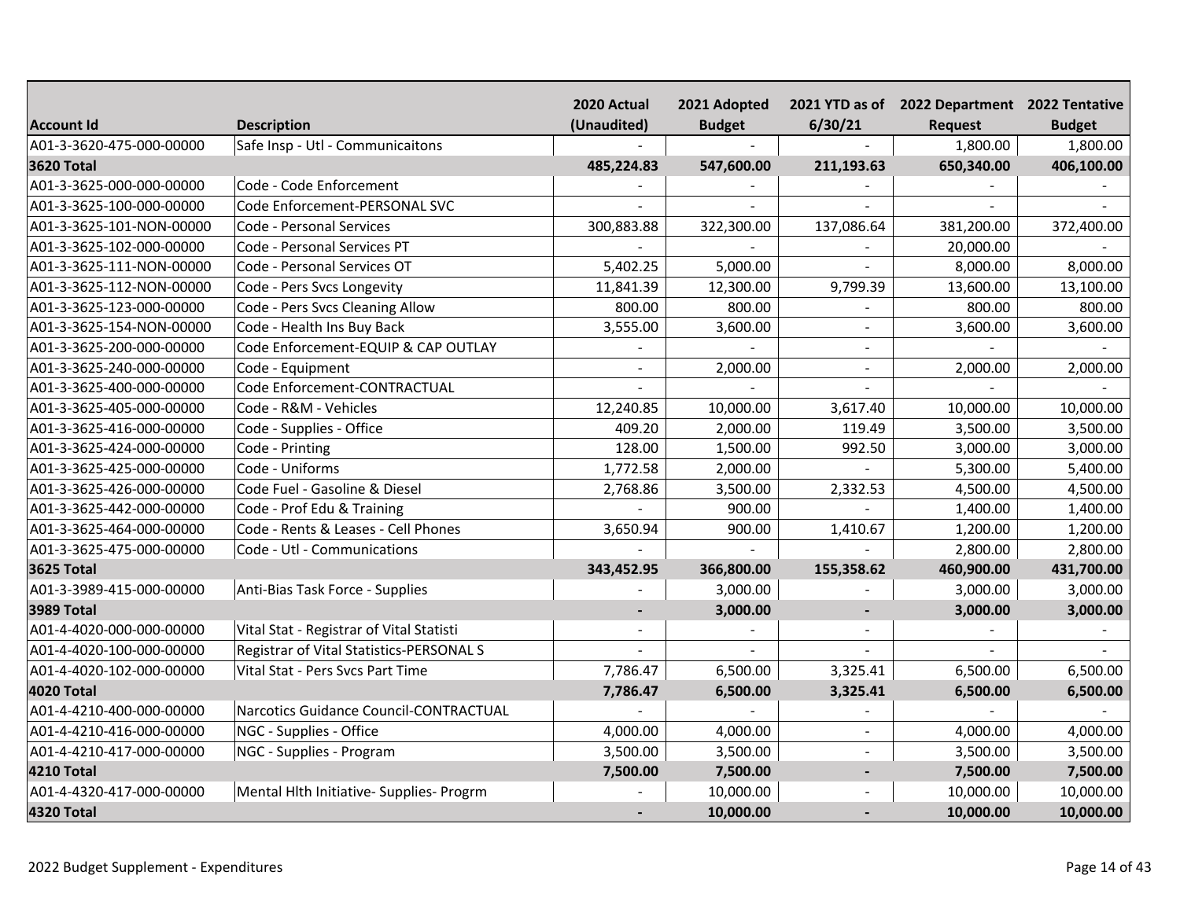| Account Id | Description | 2020 Actual (Unaudited) | 2021 Adopted Budget | 2021 YTD as of 6/30/21 | 2022 Department Request | 2022 Tentative Budget |
|---|---|---|---|---|---|---|
| A01-3-3620-475-000-00000 | Safe Insp - Utl - Communicaitons | - | - | - | 1,800.00 | 1,800.00 |
| **3620 Total** | | **485,224.83** | **547,600.00** | **211,193.63** | **650,340.00** | **406,100.00** |
| A01-3-3625-000-000-00000 | Code - Code Enforcement | - | - | - | - | - |
| A01-3-3625-100-000-00000 | Code Enforcement-PERSONAL SVC | - | - | - | - | - |
| A01-3-3625-101-NON-00000 | Code - Personal Services | 300,883.88 | 322,300.00 | 137,086.64 | 381,200.00 | 372,400.00 |
| A01-3-3625-102-000-00000 | Code - Personal Services PT | - | - | - | 20,000.00 | - |
| A01-3-3625-111-NON-00000 | Code - Personal Services OT | 5,402.25 | 5,000.00 | - | 8,000.00 | 8,000.00 |
| A01-3-3625-112-NON-00000 | Code - Pers Svcs Longevity | 11,841.39 | 12,300.00 | 9,799.39 | 13,600.00 | 13,100.00 |
| A01-3-3625-123-000-00000 | Code - Pers Svcs Cleaning Allow | 800.00 | 800.00 | - | 800.00 | 800.00 |
| A01-3-3625-154-NON-00000 | Code - Health Ins Buy Back | 3,555.00 | 3,600.00 | - | 3,600.00 | 3,600.00 |
| A01-3-3625-200-000-00000 | Code Enforcement-EQUIP & CAP OUTLAY | - | - | - | - | - |
| A01-3-3625-240-000-00000 | Code - Equipment | - | 2,000.00 | - | 2,000.00 | 2,000.00 |
| A01-3-3625-400-000-00000 | Code Enforcement-CONTRACTUAL | - | - | - | - | - |
| A01-3-3625-405-000-00000 | Code - R&M - Vehicles | 12,240.85 | 10,000.00 | 3,617.40 | 10,000.00 | 10,000.00 |
| A01-3-3625-416-000-00000 | Code - Supplies - Office | 409.20 | 2,000.00 | 119.49 | 3,500.00 | 3,500.00 |
| A01-3-3625-424-000-00000 | Code - Printing | 128.00 | 1,500.00 | 992.50 | 3,000.00 | 3,000.00 |
| A01-3-3625-425-000-00000 | Code - Uniforms | 1,772.58 | 2,000.00 | - | 5,300.00 | 5,400.00 |
| A01-3-3625-426-000-00000 | Code Fuel - Gasoline & Diesel | 2,768.86 | 3,500.00 | 2,332.53 | 4,500.00 | 4,500.00 |
| A01-3-3625-442-000-00000 | Code - Prof Edu & Training | - | 900.00 | - | 1,400.00 | 1,400.00 |
| A01-3-3625-464-000-00000 | Code - Rents & Leases - Cell Phones | 3,650.94 | 900.00 | 1,410.67 | 1,200.00 | 1,200.00 |
| A01-3-3625-475-000-00000 | Code - Utl - Communications | - | - | - | 2,800.00 | 2,800.00 |
| **3625 Total** | | **343,452.95** | **366,800.00** | **155,358.62** | **460,900.00** | **431,700.00** |
| A01-3-3989-415-000-00000 | Anti-Bias Task Force - Supplies | - | 3,000.00 | - | 3,000.00 | 3,000.00 |
| **3989 Total** | | **-** | **3,000.00** | **-** | **3,000.00** | **3,000.00** |
| A01-4-4020-000-000-00000 | Vital Stat - Registrar of Vital Statisti | - | - | - | - | - |
| A01-4-4020-100-000-00000 | Registrar of Vital Statistics-PERSONAL S | - | - | - | - | - |
| A01-4-4020-102-000-00000 | Vital Stat - Pers Svcs Part Time | 7,786.47 | 6,500.00 | 3,325.41 | 6,500.00 | 6,500.00 |
| **4020 Total** | | **7,786.47** | **6,500.00** | **3,325.41** | **6,500.00** | **6,500.00** |
| A01-4-4210-400-000-00000 | Narcotics Guidance Council-CONTRACTUAL | - | - | - | - | - |
| A01-4-4210-416-000-00000 | NGC - Supplies - Office | 4,000.00 | 4,000.00 | - | 4,000.00 | 4,000.00 |
| A01-4-4210-417-000-00000 | NGC - Supplies - Program | 3,500.00 | 3,500.00 | - | 3,500.00 | 3,500.00 |
| **4210 Total** | | **7,500.00** | **7,500.00** | **-** | **7,500.00** | **7,500.00** |
| A01-4-4320-417-000-00000 | Mental Hlth Initiative- Supplies- Progrm | - | 10,000.00 | - | 10,000.00 | 10,000.00 |
| **4320 Total** | | **-** | **10,000.00** | **-** | **10,000.00** | **10,000.00** |

2022 Budget Supplement - Expenditures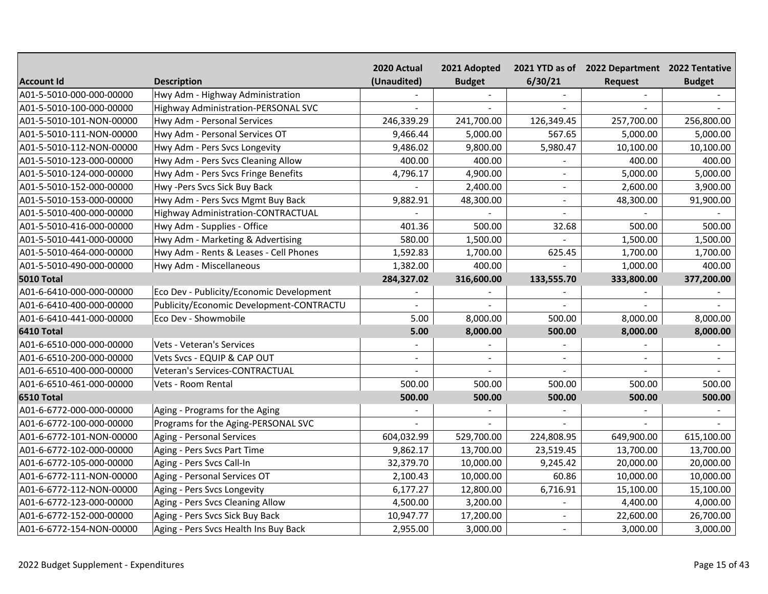| Account Id | Description | 2020 Actual (Unaudited) | 2021 Adopted Budget | 2021 YTD as of 6/30/21 | 2022 Department Request | 2022 Tentative Budget |
|---|---|---|---|---|---|---|
| A01-5-5010-000-000-00000 | Hwy Adm - Highway Administration | - | - | - | - | - |
| A01-5-5010-100-000-00000 | Highway Administration-PERSONAL SVC | - | - | - | - | - |
| A01-5-5010-101-NON-00000 | Hwy Adm - Personal Services | 246,339.29 | 241,700.00 | 126,349.45 | 257,700.00 | 256,800.00 |
| A01-5-5010-111-NON-00000 | Hwy Adm - Personal Services OT | 9,466.44 | 5,000.00 | 567.65 | 5,000.00 | 5,000.00 |
| A01-5-5010-112-NON-00000 | Hwy Adm - Pers Svcs Longevity | 9,486.02 | 9,800.00 | 5,980.47 | 10,100.00 | 10,100.00 |
| A01-5-5010-123-000-00000 | Hwy Adm - Pers Svcs Cleaning Allow | 400.00 | 400.00 | - | 400.00 | 400.00 |
| A01-5-5010-124-000-00000 | Hwy Adm - Pers Svcs Fringe Benefits | 4,796.17 | 4,900.00 | - | 5,000.00 | 5,000.00 |
| A01-5-5010-152-000-00000 | Hwy -Pers Svcs Sick Buy Back | - | 2,400.00 | - | 2,600.00 | 3,900.00 |
| A01-5-5010-153-000-00000 | Hwy Adm - Pers Svcs Mgmt Buy Back | 9,882.91 | 48,300.00 | - | 48,300.00 | 91,900.00 |
| A01-5-5010-400-000-00000 | Highway Administration-CONTRACTUAL | - | - | - | - | - |
| A01-5-5010-416-000-00000 | Hwy Adm - Supplies - Office | 401.36 | 500.00 | 32.68 | 500.00 | 500.00 |
| A01-5-5010-441-000-00000 | Hwy Adm - Marketing & Advertising | 580.00 | 1,500.00 | - | 1,500.00 | 1,500.00 |
| A01-5-5010-464-000-00000 | Hwy Adm - Rents & Leases - Cell Phones | 1,592.83 | 1,700.00 | 625.45 | 1,700.00 | 1,700.00 |
| A01-5-5010-490-000-00000 | Hwy Adm - Miscellaneous | 1,382.00 | 400.00 | - | 1,000.00 | 400.00 |
| **5010 Total** | | **284,327.02** | **316,600.00** | **133,555.70** | **333,800.00** | **377,200.00** |
| A01-6-6410-000-000-00000 | Eco Dev - Publicity/Economic Development | - | - | - | - | - |
| A01-6-6410-400-000-00000 | Publicity/Economic Development-CONTRACTU | - | - | - | - | - |
| A01-6-6410-441-000-00000 | Eco Dev - Showmobile | 5.00 | 8,000.00 | 500.00 | 8,000.00 | 8,000.00 |
| **6410 Total** | | **5.00** | **8,000.00** | **500.00** | **8,000.00** | **8,000.00** |
| A01-6-6510-000-000-00000 | Vets - Veteran's Services | - | - | - | - | - |
| A01-6-6510-200-000-00000 | Vets Svcs - EQUIP & CAP OUT | - | - | - | - | - |
| A01-6-6510-400-000-00000 | Veteran's Services-CONTRACTUAL | - | - | - | - | - |
| A01-6-6510-461-000-00000 | Vets - Room Rental | 500.00 | 500.00 | 500.00 | 500.00 | 500.00 |
| **6510 Total** | | **500.00** | **500.00** | **500.00** | **500.00** | **500.00** |
| A01-6-6772-000-000-00000 | Aging - Programs for the Aging | - | - | - | - | - |
| A01-6-6772-100-000-00000 | Programs for the Aging-PERSONAL SVC | - | - | - | - | - |
| A01-6-6772-101-NON-00000 | Aging - Personal Services | 604,032.99 | 529,700.00 | 224,808.95 | 649,900.00 | 615,100.00 |
| A01-6-6772-102-000-00000 | Aging - Pers Svcs Part Time | 9,862.17 | 13,700.00 | 23,519.45 | 13,700.00 | 13,700.00 |
| A01-6-6772-105-000-00000 | Aging - Pers Svcs Call-In | 32,379.70 | 10,000.00 | 9,245.42 | 20,000.00 | 20,000.00 |
| A01-6-6772-111-NON-00000 | Aging - Personal Services OT | 2,100.43 | 10,000.00 | 60.86 | 10,000.00 | 10,000.00 |
| A01-6-6772-112-NON-00000 | Aging - Pers Svcs Longevity | 6,177.27 | 12,800.00 | 6,716.91 | 15,100.00 | 15,100.00 |
| A01-6-6772-123-000-00000 | Aging - Pers Svcs Cleaning Allow | 4,500.00 | 3,200.00 | - | 4,400.00 | 4,000.00 |
| A01-6-6772-152-000-00000 | Aging - Pers Svcs Sick Buy Back | 10,947.77 | 17,200.00 | - | 22,600.00 | 26,700.00 |
| A01-6-6772-154-NON-00000 | Aging - Pers Svcs Health Ins Buy Back | 2,955.00 | 3,000.00 | - | 3,000.00 | 3,000.00 |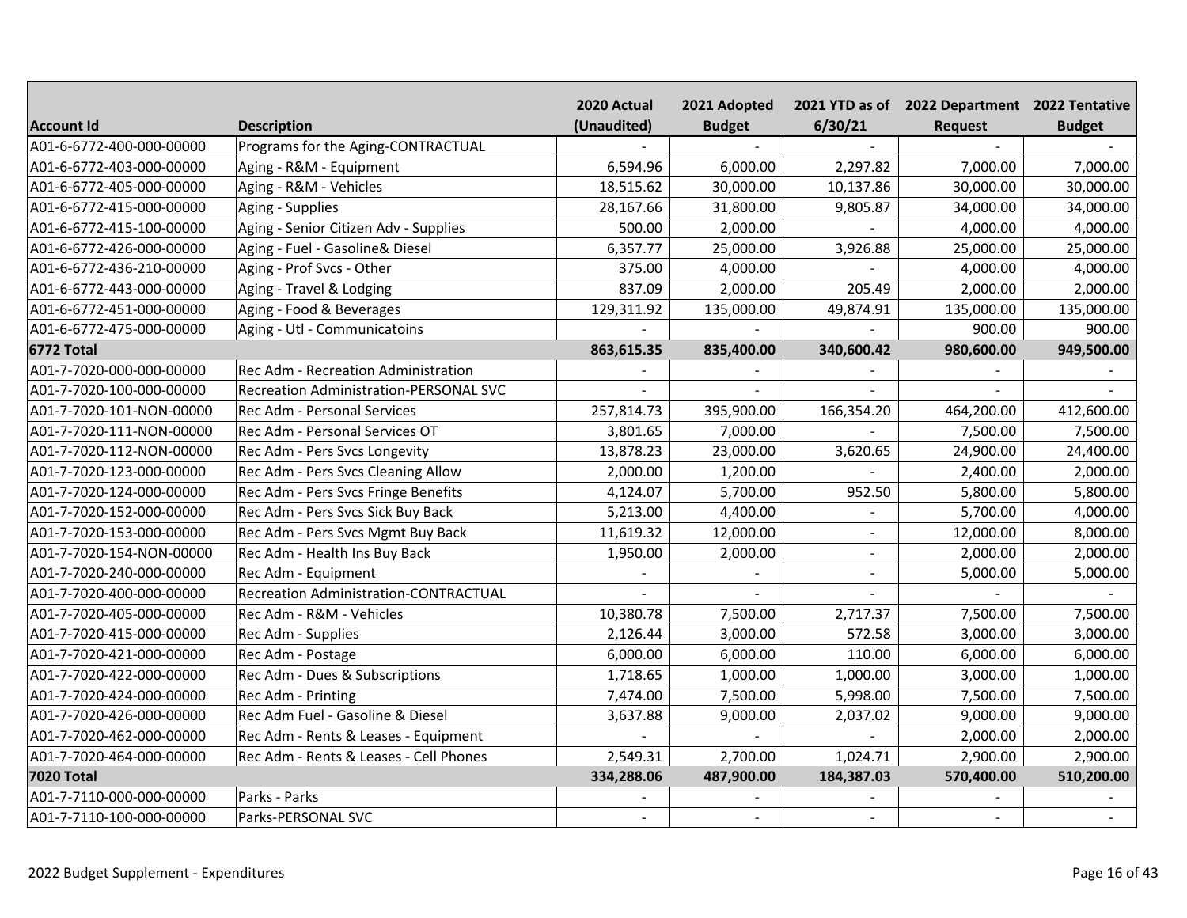| Account Id | Description | 2020 Actual (Unaudited) | 2021 Adopted Budget | 2021 YTD as of 6/30/21 | 2022 Department Request | 2022 Tentative Budget |
|---|---|---|---|---|---|---|
| A01-6-6772-400-000-00000 | Programs for the Aging-CONTRACTUAL | - | - | - | - | - |
| A01-6-6772-403-000-00000 | Aging - R&M - Equipment | 6,594.96 | 6,000.00 | 2,297.82 | 7,000.00 | 7,000.00 |
| A01-6-6772-405-000-00000 | Aging - R&M - Vehicles | 18,515.62 | 30,000.00 | 10,137.86 | 30,000.00 | 30,000.00 |
| A01-6-6772-415-000-00000 | Aging - Supplies | 28,167.66 | 31,800.00 | 9,805.87 | 34,000.00 | 34,000.00 |
| A01-6-6772-415-100-00000 | Aging - Senior Citizen Adv - Supplies | 500.00 | 2,000.00 | - | 4,000.00 | 4,000.00 |
| A01-6-6772-426-000-00000 | Aging - Fuel - Gasoline& Diesel | 6,357.77 | 25,000.00 | 3,926.88 | 25,000.00 | 25,000.00 |
| A01-6-6772-436-210-00000 | Aging - Prof Svcs - Other | 375.00 | 4,000.00 | - | 4,000.00 | 4,000.00 |
| A01-6-6772-443-000-00000 | Aging - Travel & Lodging | 837.09 | 2,000.00 | 205.49 | 2,000.00 | 2,000.00 |
| A01-6-6772-451-000-00000 | Aging - Food & Beverages | 129,311.92 | 135,000.00 | 49,874.91 | 135,000.00 | 135,000.00 |
| A01-6-6772-475-000-00000 | Aging - Utl - Communicatoins | - | - | - | 900.00 | 900.00 |
| **6772 Total** | | **863,615.35** | **835,400.00** | **340,600.42** | **980,600.00** | **949,500.00** |
| A01-7-7020-000-000-00000 | Rec Adm - Recreation Administration | - | - | - | - | - |
| A01-7-7020-100-000-00000 | Recreation Administration-PERSONAL SVC | - | - | - | - | - |
| A01-7-7020-101-NON-00000 | Rec Adm - Personal Services | 257,814.73 | 395,900.00 | 166,354.20 | 464,200.00 | 412,600.00 |
| A01-7-7020-111-NON-00000 | Rec Adm - Personal Services OT | 3,801.65 | 7,000.00 | - | 7,500.00 | 7,500.00 |
| A01-7-7020-112-NON-00000 | Rec Adm - Pers Svcs Longevity | 13,878.23 | 23,000.00 | 3,620.65 | 24,900.00 | 24,400.00 |
| A01-7-7020-123-000-00000 | Rec Adm - Pers Svcs Cleaning Allow | 2,000.00 | 1,200.00 | - | 2,400.00 | 2,000.00 |
| A01-7-7020-124-000-00000 | Rec Adm - Pers Svcs Fringe Benefits | 4,124.07 | 5,700.00 | 952.50 | 5,800.00 | 5,800.00 |
| A01-7-7020-152-000-00000 | Rec Adm - Pers Svcs Sick Buy Back | 5,213.00 | 4,400.00 | - | 5,700.00 | 4,000.00 |
| A01-7-7020-153-000-00000 | Rec Adm - Pers Svcs Mgmt Buy Back | 11,619.32 | 12,000.00 | - | 12,000.00 | 8,000.00 |
| A01-7-7020-154-NON-00000 | Rec Adm - Health Ins Buy Back | 1,950.00 | 2,000.00 | - | 2,000.00 | 2,000.00 |
| A01-7-7020-240-000-00000 | Rec Adm - Equipment | - | - | - | 5,000.00 | 5,000.00 |
| A01-7-7020-400-000-00000 | Recreation Administration-CONTRACTUAL | - | - | - | - | - |
| A01-7-7020-405-000-00000 | Rec Adm - R&M - Vehicles | 10,380.78 | 7,500.00 | 2,717.37 | 7,500.00 | 7,500.00 |
| A01-7-7020-415-000-00000 | Rec Adm - Supplies | 2,126.44 | 3,000.00 | 572.58 | 3,000.00 | 3,000.00 |
| A01-7-7020-421-000-00000 | Rec Adm - Postage | 6,000.00 | 6,000.00 | 110.00 | 6,000.00 | 6,000.00 |
| A01-7-7020-422-000-00000 | Rec Adm - Dues & Subscriptions | 1,718.65 | 1,000.00 | 1,000.00 | 3,000.00 | 1,000.00 |
| A01-7-7020-424-000-00000 | Rec Adm - Printing | 7,474.00 | 7,500.00 | 5,998.00 | 7,500.00 | 7,500.00 |
| A01-7-7020-426-000-00000 | Rec Adm Fuel - Gasoline & Diesel | 3,637.88 | 9,000.00 | 2,037.02 | 9,000.00 | 9,000.00 |
| A01-7-7020-462-000-00000 | Rec Adm - Rents & Leases - Equipment | - | - | - | 2,000.00 | 2,000.00 |
| A01-7-7020-464-000-00000 | Rec Adm - Rents & Leases - Cell Phones | 2,549.31 | 2,700.00 | 1,024.71 | 2,900.00 | 2,900.00 |
| **7020 Total** | | **334,288.06** | **487,900.00** | **184,387.03** | **570,400.00** | **510,200.00** |
| A01-7-7110-000-000-00000 | Parks - Parks | - | - | - | - | - |
| A01-7-7110-100-000-00000 | Parks-PERSONAL SVC | - | - | - | - | - |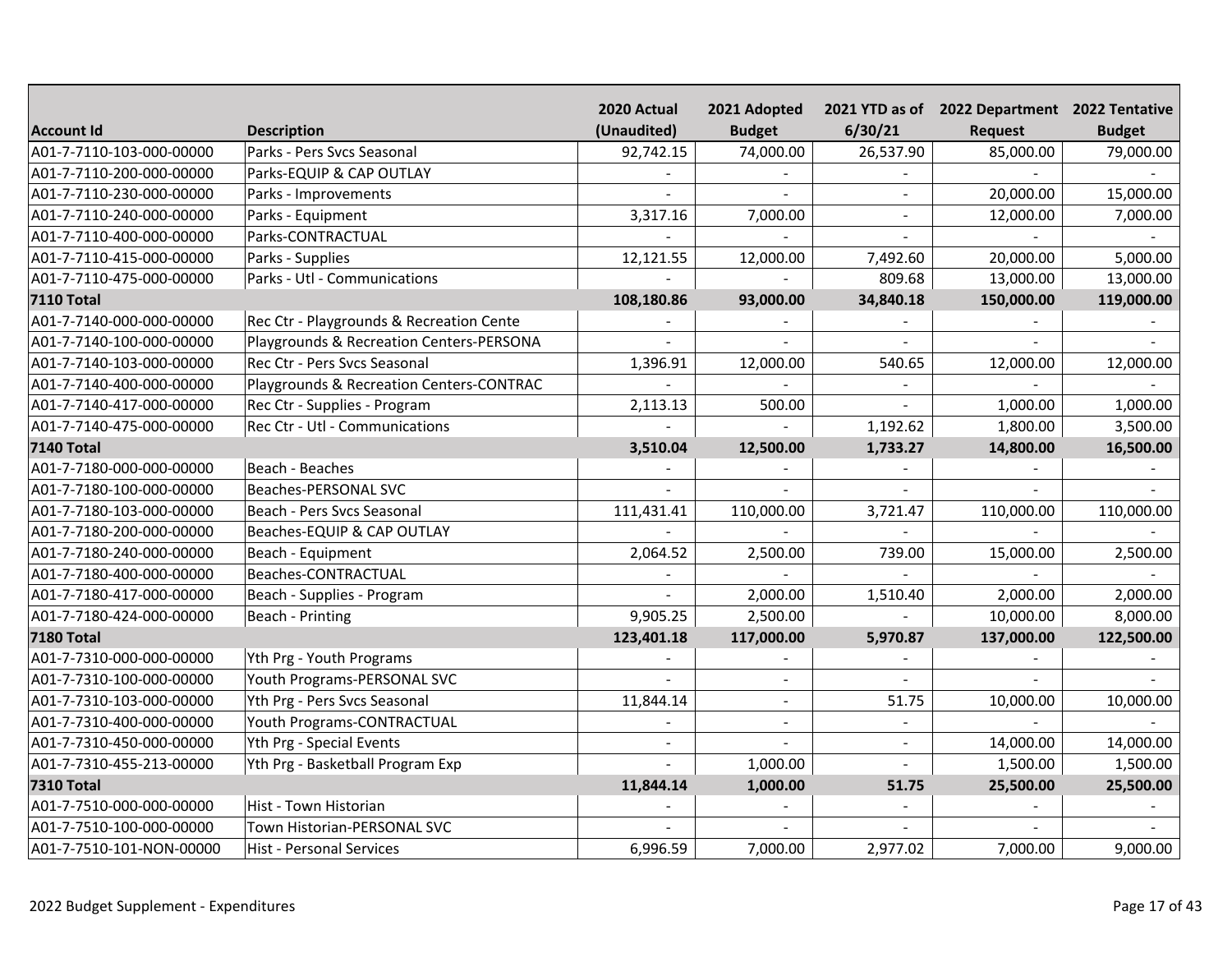| Account Id | Description | 2020 Actual (Unaudited) | 2021 Adopted Budget | 2021 YTD as of 6/30/21 | 2022 Department Request | 2022 Tentative Budget |
|---|---|---|---|---|---|---|
| A01-7-7110-103-000-00000 | Parks - Pers Svcs Seasonal | 92,742.15 | 74,000.00 | 26,537.90 | 85,000.00 | 79,000.00 |
| A01-7-7110-200-000-00000 | Parks-EQUIP & CAP OUTLAY | - | - | - | - | - |
| A01-7-7110-230-000-00000 | Parks - Improvements | - | - | - | 20,000.00 | 15,000.00 |
| A01-7-7110-240-000-00000 | Parks - Equipment | 3,317.16 | 7,000.00 | - | 12,000.00 | 7,000.00 |
| A01-7-7110-400-000-00000 | Parks-CONTRACTUAL | - | - | - | - | - |
| A01-7-7110-415-000-00000 | Parks - Supplies | 12,121.55 | 12,000.00 | 7,492.60 | 20,000.00 | 5,000.00 |
| A01-7-7110-475-000-00000 | Parks - Utl - Communications | - | - | 809.68 | 13,000.00 | 13,000.00 |
| **7110 Total** | | **108,180.86** | **93,000.00** | **34,840.18** | **150,000.00** | **119,000.00** |
| A01-7-7140-000-000-00000 | Rec Ctr - Playgrounds & Recreation Cente | - | - | - | - | - |
| A01-7-7140-100-000-00000 | Playgrounds & Recreation Centers-PERSONA | - | - | - | - | - |
| A01-7-7140-103-000-00000 | Rec Ctr - Pers Svcs Seasonal | 1,396.91 | 12,000.00 | 540.65 | 12,000.00 | 12,000.00 |
| A01-7-7140-400-000-00000 | Playgrounds & Recreation Centers-CONTRAC | - | - | - | - | - |
| A01-7-7140-417-000-00000 | Rec Ctr - Supplies - Program | 2,113.13 | 500.00 | - | 1,000.00 | 1,000.00 |
| A01-7-7140-475-000-00000 | Rec Ctr - Utl - Communications | - | - | 1,192.62 | 1,800.00 | 3,500.00 |
| **7140 Total** | | **3,510.04** | **12,500.00** | **1,733.27** | **14,800.00** | **16,500.00** |
| A01-7-7180-000-000-00000 | Beach - Beaches | - | - | - | - | - |
| A01-7-7180-100-000-00000 | Beaches-PERSONAL SVC | - | - | - | - | - |
| A01-7-7180-103-000-00000 | Beach - Pers Svcs Seasonal | 111,431.41 | 110,000.00 | 3,721.47 | 110,000.00 | 110,000.00 |
| A01-7-7180-200-000-00000 | Beaches-EQUIP & CAP OUTLAY | - | - | - | - | - |
| A01-7-7180-240-000-00000 | Beach - Equipment | 2,064.52 | 2,500.00 | 739.00 | 15,000.00 | 2,500.00 |
| A01-7-7180-400-000-00000 | Beaches-CONTRACTUAL | - | - | - | - | - |
| A01-7-7180-417-000-00000 | Beach - Supplies - Program | - | 2,000.00 | 1,510.40 | 2,000.00 | 2,000.00 |
| A01-7-7180-424-000-00000 | Beach - Printing | 9,905.25 | 2,500.00 | - | 10,000.00 | 8,000.00 |
| **7180 Total** | | **123,401.18** | **117,000.00** | **5,970.87** | **137,000.00** | **122,500.00** |
| A01-7-7310-000-000-00000 | Yth Prg - Youth Programs | - | - | - | - | - |
| A01-7-7310-100-000-00000 | Youth Programs-PERSONAL SVC | - | - | - | - | - |
| A01-7-7310-103-000-00000 | Yth Prg - Pers Svcs Seasonal | 11,844.14 | - | 51.75 | 10,000.00 | 10,000.00 |
| A01-7-7310-400-000-00000 | Youth Programs-CONTRACTUAL | - | - | - | - | - |
| A01-7-7310-450-000-00000 | Yth Prg - Special Events | - | - | - | 14,000.00 | 14,000.00 |
| A01-7-7310-455-213-00000 | Yth Prg - Basketball Program Exp | - | 1,000.00 | - | 1,500.00 | 1,500.00 |
| **7310 Total** | | **11,844.14** | **1,000.00** | **51.75** | **25,500.00** | **25,500.00** |
| A01-7-7510-000-000-00000 | Hist - Town Historian | - | - | - | - | - |
| A01-7-7510-100-000-00000 | Town Historian-PERSONAL SVC | - | - | - | - | - |
| A01-7-7510-101-NON-00000 | Hist - Personal Services | 6,996.59 | 7,000.00 | 2,977.02 | 7,000.00 | 9,000.00 |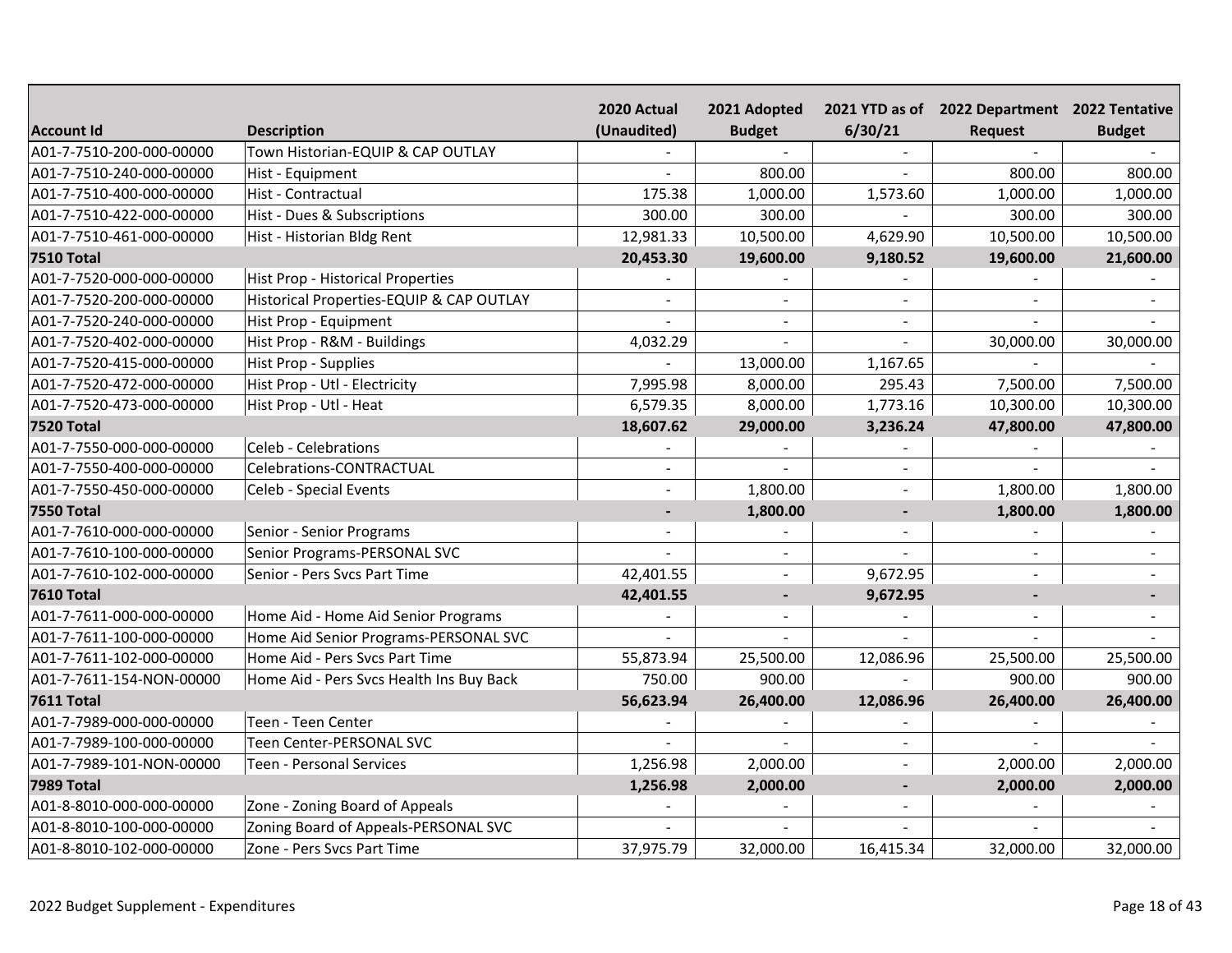| Account Id | Description | 2020 Actual (Unaudited) | 2021 Adopted Budget | 2021 YTD as of 6/30/21 | 2022 Department Request | 2022 Tentative Budget |
|---|---|---|---|---|---|---|
| A01-7-7510-200-000-00000 | Town Historian-EQUIP & CAP OUTLAY | - | - | - | - | - |
| A01-7-7510-240-000-00000 | Hist - Equipment | - | 800.00 | - | 800.00 | 800.00 |
| A01-7-7510-400-000-00000 | Hist - Contractual | 175.38 | 1,000.00 | 1,573.60 | 1,000.00 | 1,000.00 |
| A01-7-7510-422-000-00000 | Hist - Dues & Subscriptions | 300.00 | 300.00 | - | 300.00 | 300.00 |
| A01-7-7510-461-000-00000 | Hist - Historian Bldg Rent | 12,981.33 | 10,500.00 | 4,629.90 | 10,500.00 | 10,500.00 |
| **7510 Total** | | **20,453.30** | **19,600.00** | **9,180.52** | **19,600.00** | **21,600.00** |
| A01-7-7520-000-000-00000 | Hist Prop - Historical Properties | - | - | - | - | - |
| A01-7-7520-200-000-00000 | Historical Properties-EQUIP & CAP OUTLAY | - | - | - | - | - |
| A01-7-7520-240-000-00000 | Hist Prop - Equipment | - | - | - | - | - |
| A01-7-7520-402-000-00000 | Hist Prop - R&M - Buildings | 4,032.29 | - | - | 30,000.00 | 30,000.00 |
| A01-7-7520-415-000-00000 | Hist Prop - Supplies | - | 13,000.00 | 1,167.65 | - | - |
| A01-7-7520-472-000-00000 | Hist Prop - Utl - Electricity | 7,995.98 | 8,000.00 | 295.43 | 7,500.00 | 7,500.00 |
| A01-7-7520-473-000-00000 | Hist Prop - Utl - Heat | 6,579.35 | 8,000.00 | 1,773.16 | 10,300.00 | 10,300.00 |
| **7520 Total** | | **18,607.62** | **29,000.00** | **3,236.24** | **47,800.00** | **47,800.00** |
| A01-7-7550-000-000-00000 | Celeb - Celebrations | - | - | - | - | - |
| A01-7-7550-400-000-00000 | Celebrations-CONTRACTUAL | - | - | - | - | - |
| A01-7-7550-450-000-00000 | Celeb - Special Events | - | 1,800.00 | - | 1,800.00 | 1,800.00 |
| **7550 Total** | | **-** | **1,800.00** | **-** | **1,800.00** | **1,800.00** |
| A01-7-7610-000-000-00000 | Senior - Senior Programs | - | - | - | - | - |
| A01-7-7610-100-000-00000 | Senior Programs-PERSONAL SVC | - | - | - | - | - |
| A01-7-7610-102-000-00000 | Senior - Pers Svcs Part Time | 42,401.55 | - | 9,672.95 | - | - |
| **7610 Total** | | **42,401.55** | **-** | **9,672.95** | **-** | **-** |
| A01-7-7611-000-000-00000 | Home Aid - Home Aid Senior Programs | - | - | - | - | - |
| A01-7-7611-100-000-00000 | Home Aid Senior Programs-PERSONAL SVC | - | - | - | - | - |
| A01-7-7611-102-000-00000 | Home Aid - Pers Svcs Part Time | 55,873.94 | 25,500.00 | 12,086.96 | 25,500.00 | 25,500.00 |
| A01-7-7611-154-NON-00000 | Home Aid - Pers Svcs Health Ins Buy Back | 750.00 | 900.00 | - | 900.00 | 900.00 |
| **7611 Total** | | **56,623.94** | **26,400.00** | **12,086.96** | **26,400.00** | **26,400.00** |
| A01-7-7989-000-000-00000 | Teen - Teen Center | - | - | - | - | - |
| A01-7-7989-100-000-00000 | Teen Center-PERSONAL SVC | - | - | - | - | - |
| A01-7-7989-101-NON-00000 | Teen - Personal Services | 1,256.98 | 2,000.00 | - | 2,000.00 | 2,000.00 |
| **7989 Total** | | **1,256.98** | **2,000.00** | **-** | **2,000.00** | **2,000.00** |
| A01-8-8010-000-000-00000 | Zone - Zoning Board of Appeals | - | - | - | - | - |
| A01-8-8010-100-000-00000 | Zoning Board of Appeals-PERSONAL SVC | - | - | - | - | - |
| A01-8-8010-102-000-00000 | Zone - Pers Svcs Part Time | 37,975.79 | 32,000.00 | 16,415.34 | 32,000.00 | 32,000.00 |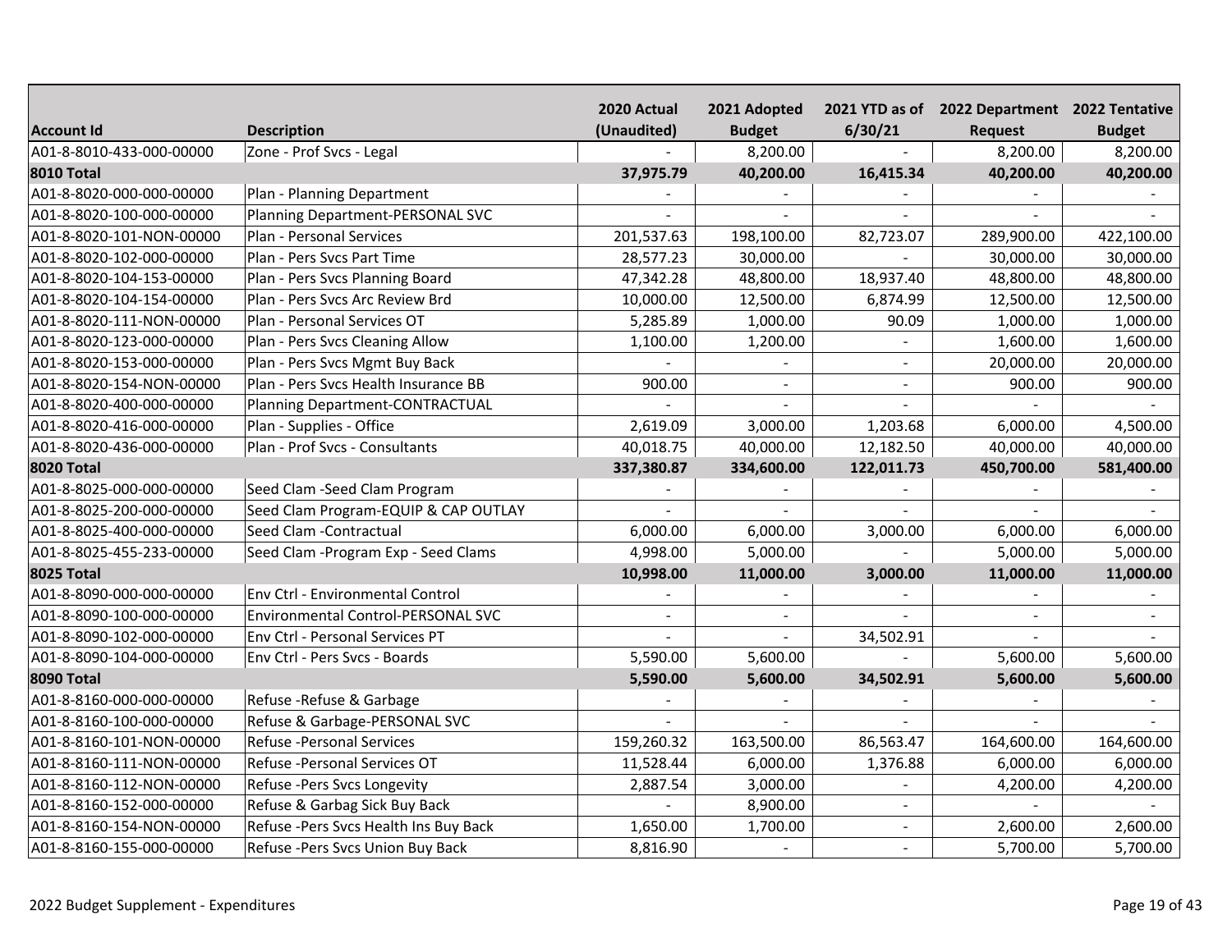| Account Id | Description | 2020 Actual (Unaudited) | 2021 Adopted Budget | 2021 YTD as of 6/30/21 | 2022 Department Request | 2022 Tentative Budget |
|---|---|---|---|---|---|---|
| A01-8-8010-433-000-00000 | Zone - Prof Svcs - Legal | - | 8,200.00 | - | 8,200.00 | 8,200.00 |
| **8010 Total** | | **37,975.79** | **40,200.00** | **16,415.34** | **40,200.00** | **40,200.00** |
| A01-8-8020-000-000-00000 | Plan - Planning Department | - | - | - | - | - |
| A01-8-8020-100-000-00000 | Planning Department-PERSONAL SVC | - | - | - | - | - |
| A01-8-8020-101-NON-00000 | Plan - Personal Services | 201,537.63 | 198,100.00 | 82,723.07 | 289,900.00 | 422,100.00 |
| A01-8-8020-102-000-00000 | Plan - Pers Svcs Part Time | 28,577.23 | 30,000.00 | - | 30,000.00 | 30,000.00 |
| A01-8-8020-104-153-00000 | Plan - Pers Svcs Planning Board | 47,342.28 | 48,800.00 | 18,937.40 | 48,800.00 | 48,800.00 |
| A01-8-8020-104-154-00000 | Plan - Pers Svcs Arc Review Brd | 10,000.00 | 12,500.00 | 6,874.99 | 12,500.00 | 12,500.00 |
| A01-8-8020-111-NON-00000 | Plan - Personal Services OT | 5,285.89 | 1,000.00 | 90.09 | 1,000.00 | 1,000.00 |
| A01-8-8020-123-000-00000 | Plan - Pers Svcs Cleaning Allow | 1,100.00 | 1,200.00 | - | 1,600.00 | 1,600.00 |
| A01-8-8020-153-000-00000 | Plan - Pers Svcs Mgmt Buy Back | - | - | - | 20,000.00 | 20,000.00 |
| A01-8-8020-154-NON-00000 | Plan - Pers Svcs Health Insurance BB | 900.00 | - | - | 900.00 | 900.00 |
| A01-8-8020-400-000-00000 | Planning Department-CONTRACTUAL | - | - | - | - | - |
| A01-8-8020-416-000-00000 | Plan - Supplies - Office | 2,619.09 | 3,000.00 | 1,203.68 | 6,000.00 | 4,500.00 |
| A01-8-8020-436-000-00000 | Plan - Prof Svcs - Consultants | 40,018.75 | 40,000.00 | 12,182.50 | 40,000.00 | 40,000.00 |
| **8020 Total** | | **337,380.87** | **334,600.00** | **122,011.73** | **450,700.00** | **581,400.00** |
| A01-8-8025-000-000-00000 | Seed Clam -Seed Clam Program | - | - | - | - | - |
| A01-8-8025-200-000-00000 | Seed Clam Program-EQUIP & CAP OUTLAY | - | - | - | - | - |
| A01-8-8025-400-000-00000 | Seed Clam -Contractual | 6,000.00 | 6,000.00 | 3,000.00 | 6,000.00 | 6,000.00 |
| A01-8-8025-455-233-00000 | Seed Clam -Program Exp - Seed Clams | 4,998.00 | 5,000.00 | - | 5,000.00 | 5,000.00 |
| **8025 Total** | | **10,998.00** | **11,000.00** | **3,000.00** | **11,000.00** | **11,000.00** |
| A01-8-8090-000-000-00000 | Env Ctrl - Environmental Control | - | - | - | - | - |
| A01-8-8090-100-000-00000 | Environmental Control-PERSONAL SVC | - | - | - | - | - |
| A01-8-8090-102-000-00000 | Env Ctrl - Personal Services PT | - | - | 34,502.91 | - | - |
| A01-8-8090-104-000-00000 | Env Ctrl - Pers Svcs - Boards | 5,590.00 | 5,600.00 | - | 5,600.00 | 5,600.00 |
| **8090 Total** | | **5,590.00** | **5,600.00** | **34,502.91** | **5,600.00** | **5,600.00** |
| A01-8-8160-000-000-00000 | Refuse -Refuse & Garbage | - | - | - | - | - |
| A01-8-8160-100-000-00000 | Refuse & Garbage-PERSONAL SVC | - | - | - | - | - |
| A01-8-8160-101-NON-00000 | Refuse -Personal Services | 159,260.32 | 163,500.00 | 86,563.47 | 164,600.00 | 164,600.00 |
| A01-8-8160-111-NON-00000 | Refuse -Personal Services OT | 11,528.44 | 6,000.00 | 1,376.88 | 6,000.00 | 6,000.00 |
| A01-8-8160-112-NON-00000 | Refuse -Pers Svcs Longevity | 2,887.54 | 3,000.00 | - | 4,200.00 | 4,200.00 |
| A01-8-8160-152-000-00000 | Refuse & Garbag Sick Buy Back | - | 8,900.00 | - | - | - |
| A01-8-8160-154-NON-00000 | Refuse -Pers Svcs Health Ins Buy Back | 1,650.00 | 1,700.00 | - | 2,600.00 | 2,600.00 |
| A01-8-8160-155-000-00000 | Refuse -Pers Svcs Union Buy Back | 8,816.90 | - | - | 5,700.00 | 5,700.00 |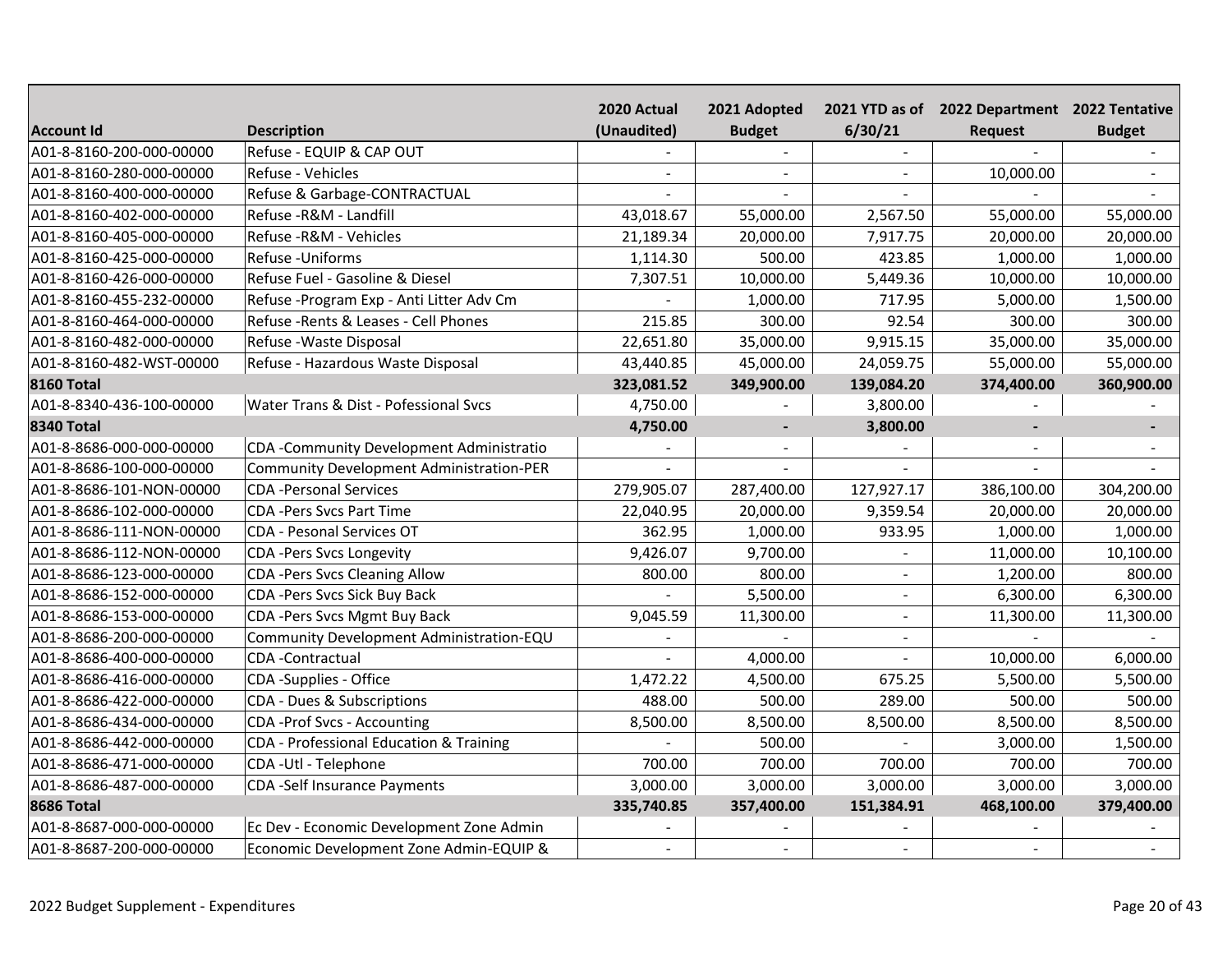| Account Id | Description | 2020 Actual (Unaudited) | 2021 Adopted Budget | 2021 YTD as of 6/30/21 | 2022 Department Request | 2022 Tentative Budget |
|---|---|---|---|---|---|---|
| A01-8-8160-200-000-00000 | Refuse - EQUIP & CAP OUT | - | - | - | - | - |
| A01-8-8160-280-000-00000 | Refuse - Vehicles | - | - | - | 10,000.00 | - |
| A01-8-8160-400-000-00000 | Refuse & Garbage-CONTRACTUAL | - | - | - | - | - |
| A01-8-8160-402-000-00000 | Refuse -R&M - Landfill | 43,018.67 | 55,000.00 | 2,567.50 | 55,000.00 | 55,000.00 |
| A01-8-8160-405-000-00000 | Refuse -R&M - Vehicles | 21,189.34 | 20,000.00 | 7,917.75 | 20,000.00 | 20,000.00 |
| A01-8-8160-425-000-00000 | Refuse -Uniforms | 1,114.30 | 500.00 | 423.85 | 1,000.00 | 1,000.00 |
| A01-8-8160-426-000-00000 | Refuse Fuel - Gasoline & Diesel | 7,307.51 | 10,000.00 | 5,449.36 | 10,000.00 | 10,000.00 |
| A01-8-8160-455-232-00000 | Refuse -Program Exp - Anti Litter Adv Cm | - | 1,000.00 | 717.95 | 5,000.00 | 1,500.00 |
| A01-8-8160-464-000-00000 | Refuse -Rents & Leases - Cell Phones | 215.85 | 300.00 | 92.54 | 300.00 | 300.00 |
| A01-8-8160-482-000-00000 | Refuse -Waste Disposal | 22,651.80 | 35,000.00 | 9,915.15 | 35,000.00 | 35,000.00 |
| A01-8-8160-482-WST-00000 | Refuse - Hazardous Waste Disposal | 43,440.85 | 45,000.00 | 24,059.75 | 55,000.00 | 55,000.00 |
| **8160 Total** | | **323,081.52** | **349,900.00** | **139,084.20** | **374,400.00** | **360,900.00** |
| A01-8-8340-436-100-00000 | Water Trans & Dist - Pofessional Svcs | 4,750.00 | - | 3,800.00 | - | - |
| **8340 Total** | | **4,750.00** | **-** | **3,800.00** | **-** | **-** |
| A01-8-8686-000-000-00000 | CDA -Community Development Administratio | - | - | - | - | - |
| A01-8-8686-100-000-00000 | Community Development Administration-PER | - | - | - | - | - |
| A01-8-8686-101-NON-00000 | CDA -Personal Services | 279,905.07 | 287,400.00 | 127,927.17 | 386,100.00 | 304,200.00 |
| A01-8-8686-102-000-00000 | CDA -Pers Svcs Part Time | 22,040.95 | 20,000.00 | 9,359.54 | 20,000.00 | 20,000.00 |
| A01-8-8686-111-NON-00000 | CDA - Pesonal Services OT | 362.95 | 1,000.00 | 933.95 | 1,000.00 | 1,000.00 |
| A01-8-8686-112-NON-00000 | CDA -Pers Svcs Longevity | 9,426.07 | 9,700.00 | - | 11,000.00 | 10,100.00 |
| A01-8-8686-123-000-00000 | CDA -Pers Svcs Cleaning Allow | 800.00 | 800.00 | - | 1,200.00 | 800.00 |
| A01-8-8686-152-000-00000 | CDA -Pers Svcs Sick Buy Back | - | 5,500.00 | - | 6,300.00 | 6,300.00 |
| A01-8-8686-153-000-00000 | CDA -Pers Svcs Mgmt Buy Back | 9,045.59 | 11,300.00 | - | 11,300.00 | 11,300.00 |
| A01-8-8686-200-000-00000 | Community Development Administration-EQU | - | - | - | - | - |
| A01-8-8686-400-000-00000 | CDA -Contractual | - | 4,000.00 | - | 10,000.00 | 6,000.00 |
| A01-8-8686-416-000-00000 | CDA -Supplies - Office | 1,472.22 | 4,500.00 | 675.25 | 5,500.00 | 5,500.00 |
| A01-8-8686-422-000-00000 | CDA - Dues & Subscriptions | 488.00 | 500.00 | 289.00 | 500.00 | 500.00 |
| A01-8-8686-434-000-00000 | CDA -Prof Svcs - Accounting | 8,500.00 | 8,500.00 | 8,500.00 | 8,500.00 | 8,500.00 |
| A01-8-8686-442-000-00000 | CDA - Professional Education & Training | - | 500.00 | - | 3,000.00 | 1,500.00 |
| A01-8-8686-471-000-00000 | CDA -Utl - Telephone | 700.00 | 700.00 | 700.00 | 700.00 | 700.00 |
| A01-8-8686-487-000-00000 | CDA -Self Insurance Payments | 3,000.00 | 3,000.00 | 3,000.00 | 3,000.00 | 3,000.00 |
| **8686 Total** | | **335,740.85** | **357,400.00** | **151,384.91** | **468,100.00** | **379,400.00** |
| A01-8-8687-000-000-00000 | Ec Dev - Economic Development Zone Admin | - | - | - | - | - |
| A01-8-8687-200-000-00000 | Economic Development Zone Admin-EQUIP & | - | - | - | - | - |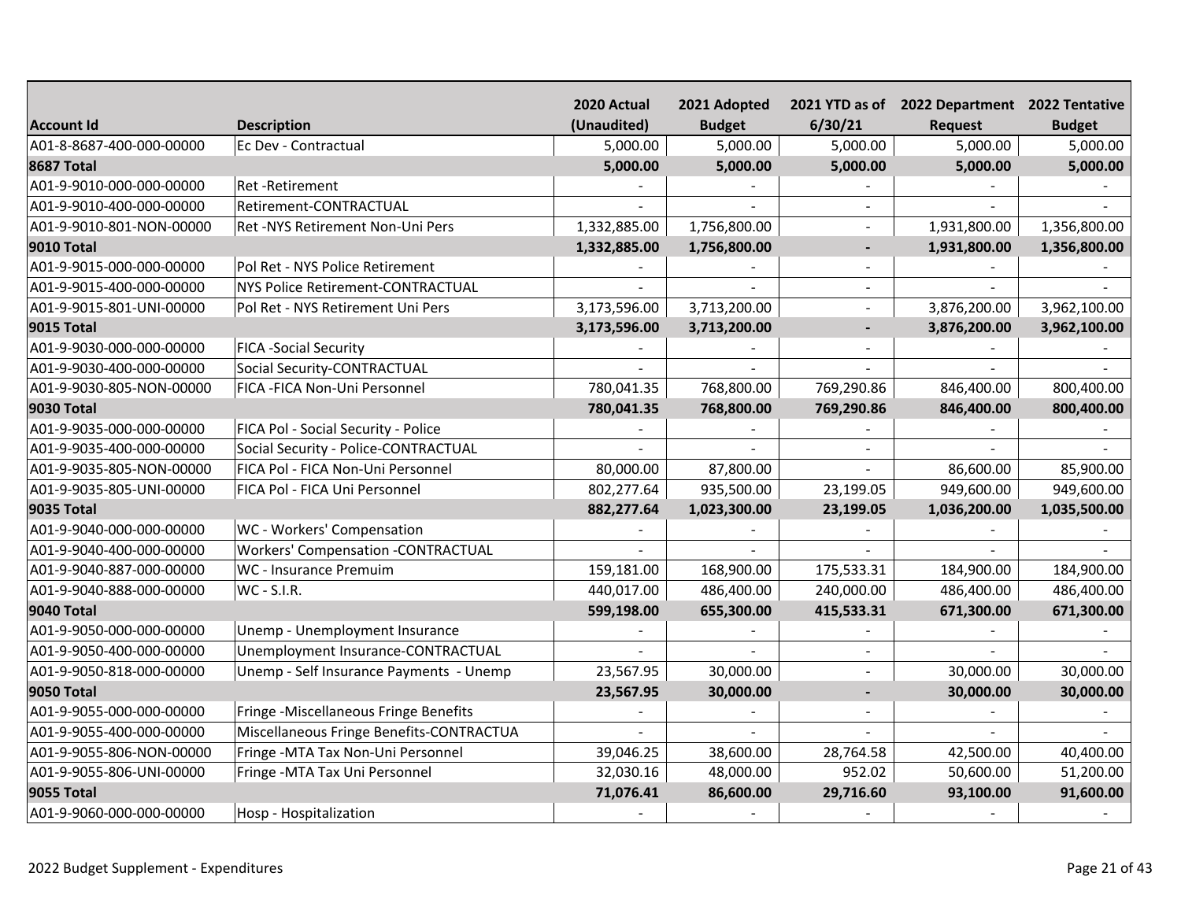| Account Id | Description | 2020 Actual (Unaudited) | 2021 Adopted Budget | 2021 YTD as of 6/30/21 | 2022 Department Request | 2022 Tentative Budget |
|---|---|---|---|---|---|---|
| A01-8-8687-400-000-00000 | Ec Dev - Contractual | 5,000.00 | 5,000.00 | 5,000.00 | 5,000.00 | 5,000.00 |
| **8687 Total** | | **5,000.00** | **5,000.00** | **5,000.00** | **5,000.00** | **5,000.00** |
| A01-9-9010-000-000-00000 | Ret -Retirement | - | - | - | - | - |
| A01-9-9010-400-000-00000 | Retirement-CONTRACTUAL | - | - | - | - | - |
| A01-9-9010-801-NON-00000 | Ret -NYS Retirement Non-Uni Pers | 1,332,885.00 | 1,756,800.00 | - | 1,931,800.00 | 1,356,800.00 |
| **9010 Total** | | **1,332,885.00** | **1,756,800.00** | **-** | **1,931,800.00** | **1,356,800.00** |
| A01-9-9015-000-000-00000 | Pol Ret - NYS Police Retirement | - | - | - | - | - |
| A01-9-9015-400-000-00000 | NYS Police Retirement-CONTRACTUAL | - | - | - | - | - |
| A01-9-9015-801-UNI-00000 | Pol Ret - NYS Retirement Uni Pers | 3,173,596.00 | 3,713,200.00 | - | 3,876,200.00 | 3,962,100.00 |
| **9015 Total** | | **3,173,596.00** | **3,713,200.00** | **-** | **3,876,200.00** | **3,962,100.00** |
| A01-9-9030-000-000-00000 | FICA -Social Security | - | - | - | - | - |
| A01-9-9030-400-000-00000 | Social Security-CONTRACTUAL | - | - | - | - | - |
| A01-9-9030-805-NON-00000 | FICA -FICA Non-Uni Personnel | 780,041.35 | 768,800.00 | 769,290.86 | 846,400.00 | 800,400.00 |
| **9030 Total** | | **780,041.35** | **768,800.00** | **769,290.86** | **846,400.00** | **800,400.00** |
| A01-9-9035-000-000-00000 | FICA Pol - Social Security - Police | - | - | - | - | - |
| A01-9-9035-400-000-00000 | Social Security - Police-CONTRACTUAL | - | - | - | - | - |
| A01-9-9035-805-NON-00000 | FICA Pol - FICA Non-Uni Personnel | 80,000.00 | 87,800.00 | - | 86,600.00 | 85,900.00 |
| A01-9-9035-805-UNI-00000 | FICA Pol - FICA Uni Personnel | 802,277.64 | 935,500.00 | 23,199.05 | 949,600.00 | 949,600.00 |
| **9035 Total** | | **882,277.64** | **1,023,300.00** | **23,199.05** | **1,036,200.00** | **1,035,500.00** |
| A01-9-9040-000-000-00000 | WC - Workers' Compensation | - | - | - | - | - |
| A01-9-9040-400-000-00000 | Workers' Compensation -CONTRACTUAL | - | - | - | - | - |
| A01-9-9040-887-000-00000 | WC - Insurance Premuim | 159,181.00 | 168,900.00 | 175,533.31 | 184,900.00 | 184,900.00 |
| A01-9-9040-888-000-00000 | WC - S.I.R. | 440,017.00 | 486,400.00 | 240,000.00 | 486,400.00 | 486,400.00 |
| **9040 Total** | | **599,198.00** | **655,300.00** | **415,533.31** | **671,300.00** | **671,300.00** |
| A01-9-9050-000-000-00000 | Unemp - Unemployment Insurance | - | - | - | - | - |
| A01-9-9050-400-000-00000 | Unemployment Insurance-CONTRACTUAL | - | - | - | - | - |
| A01-9-9050-818-000-00000 | Unemp - Self Insurance Payments - Unemp | 23,567.95 | 30,000.00 | - | 30,000.00 | 30,000.00 |
| **9050 Total** | | **23,567.95** | **30,000.00** | **-** | **30,000.00** | **30,000.00** |
| A01-9-9055-000-000-00000 | Fringe -Miscellaneous Fringe Benefits | - | - | - | - | - |
| A01-9-9055-400-000-00000 | Miscellaneous Fringe Benefits-CONTRACTUA | - | - | - | - | - |
| A01-9-9055-806-NON-00000 | Fringe -MTA Tax Non-Uni Personnel | 39,046.25 | 38,600.00 | 28,764.58 | 42,500.00 | 40,400.00 |
| A01-9-9055-806-UNI-00000 | Fringe -MTA Tax Uni Personnel | 32,030.16 | 48,000.00 | 952.02 | 50,600.00 | 51,200.00 |
| **9055 Total** | | **71,076.41** | **86,600.00** | **29,716.60** | **93,100.00** | **91,600.00** |
| A01-9-9060-000-000-00000 | Hosp - Hospitalization | - | - | - | - | - |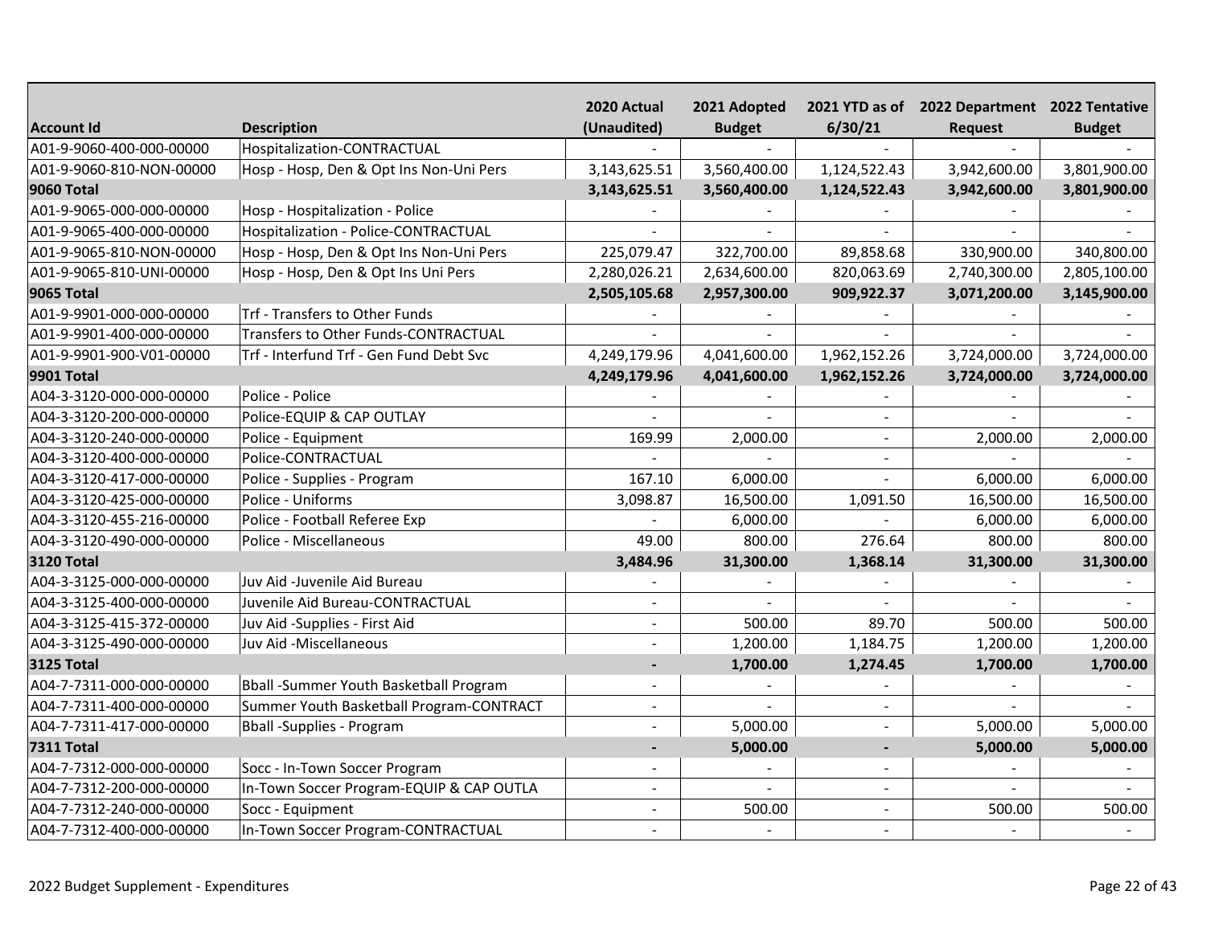| Account Id | Description | 2020 Actual (Unaudited) | 2021 Adopted Budget | 2021 YTD as of 6/30/21 | 2022 Department Request | 2022 Tentative Budget |
|---|---|---|---|---|---|---|
| A01-9-9060-400-000-00000 | Hospitalization-CONTRACTUAL | - | - | - | - | - |
| A01-9-9060-810-NON-00000 | Hosp - Hosp, Den & Opt Ins Non-Uni Pers | 3,143,625.51 | 3,560,400.00 | 1,124,522.43 | 3,942,600.00 | 3,801,900.00 |
| **9060 Total** | | **3,143,625.51** | **3,560,400.00** | **1,124,522.43** | **3,942,600.00** | **3,801,900.00** |
| A01-9-9065-000-000-00000 | Hosp - Hospitalization - Police | - | - | - | - | - |
| A01-9-9065-400-000-00000 | Hospitalization - Police-CONTRACTUAL | - | - | - | - | - |
| A01-9-9065-810-NON-00000 | Hosp - Hosp, Den & Opt Ins Non-Uni Pers | 225,079.47 | 322,700.00 | 89,858.68 | 330,900.00 | 340,800.00 |
| A01-9-9065-810-UNI-00000 | Hosp - Hosp, Den & Opt Ins Uni Pers | 2,280,026.21 | 2,634,600.00 | 820,063.69 | 2,740,300.00 | 2,805,100.00 |
| **9065 Total** | | **2,505,105.68** | **2,957,300.00** | **909,922.37** | **3,071,200.00** | **3,145,900.00** |
| A01-9-9901-000-000-00000 | Trf - Transfers to Other Funds | - | - | - | - | - |
| A01-9-9901-400-000-00000 | Transfers to Other Funds-CONTRACTUAL | - | - | - | - | - |
| A01-9-9901-900-V01-00000 | Trf - Interfund Trf - Gen Fund Debt Svc | 4,249,179.96 | 4,041,600.00 | 1,962,152.26 | 3,724,000.00 | 3,724,000.00 |
| **9901 Total** | | **4,249,179.96** | **4,041,600.00** | **1,962,152.26** | **3,724,000.00** | **3,724,000.00** |
| A04-3-3120-000-000-00000 | Police - Police | - | - | - | - | - |
| A04-3-3120-200-000-00000 | Police-EQUIP & CAP OUTLAY | - | - | - | - | - |
| A04-3-3120-240-000-00000 | Police - Equipment | 169.99 | 2,000.00 | - | 2,000.00 | 2,000.00 |
| A04-3-3120-400-000-00000 | Police-CONTRACTUAL | - | - | - | - | - |
| A04-3-3120-417-000-00000 | Police - Supplies - Program | 167.10 | 6,000.00 | - | 6,000.00 | 6,000.00 |
| A04-3-3120-425-000-00000 | Police - Uniforms | 3,098.87 | 16,500.00 | 1,091.50 | 16,500.00 | 16,500.00 |
| A04-3-3120-455-216-00000 | Police - Football Referee Exp | - | 6,000.00 | - | 6,000.00 | 6,000.00 |
| A04-3-3120-490-000-00000 | Police - Miscellaneous | 49.00 | 800.00 | 276.64 | 800.00 | 800.00 |
| **3120 Total** | | **3,484.96** | **31,300.00** | **1,368.14** | **31,300.00** | **31,300.00** |
| A04-3-3125-000-000-00000 | Juv Aid -Juvenile Aid Bureau | - | - | - | - | - |
| A04-3-3125-400-000-00000 | Juvenile Aid Bureau-CONTRACTUAL | - | - | - | - | - |
| A04-3-3125-415-372-00000 | Juv Aid -Supplies - First Aid | - | 500.00 | 89.70 | 500.00 | 500.00 |
| A04-3-3125-490-000-00000 | Juv Aid -Miscellaneous | - | 1,200.00 | 1,184.75 | 1,200.00 | 1,200.00 |
| **3125 Total** | | **-** | **1,700.00** | **1,274.45** | **1,700.00** | **1,700.00** |
| A04-7-7311-000-000-00000 | Bball -Summer Youth Basketball Program | - | - | - | - | - |
| A04-7-7311-400-000-00000 | Summer Youth Basketball Program-CONTRACT | - | - | - | - | - |
| A04-7-7311-417-000-00000 | Bball -Supplies - Program | - | 5,000.00 | - | 5,000.00 | 5,000.00 |
| **7311 Total** | | **-** | **5,000.00** | **-** | **5,000.00** | **5,000.00** |
| A04-7-7312-000-000-00000 | Socc - In-Town Soccer Program | - | - | - | - | - |
| A04-7-7312-200-000-00000 | In-Town Soccer Program-EQUIP & CAP OUTLA | - | - | - | - | - |
| A04-7-7312-240-000-00000 | Socc - Equipment | - | 500.00 | - | 500.00 | 500.00 |
| A04-7-7312-400-000-00000 | In-Town Soccer Program-CONTRACTUAL | - | - | - | - | - |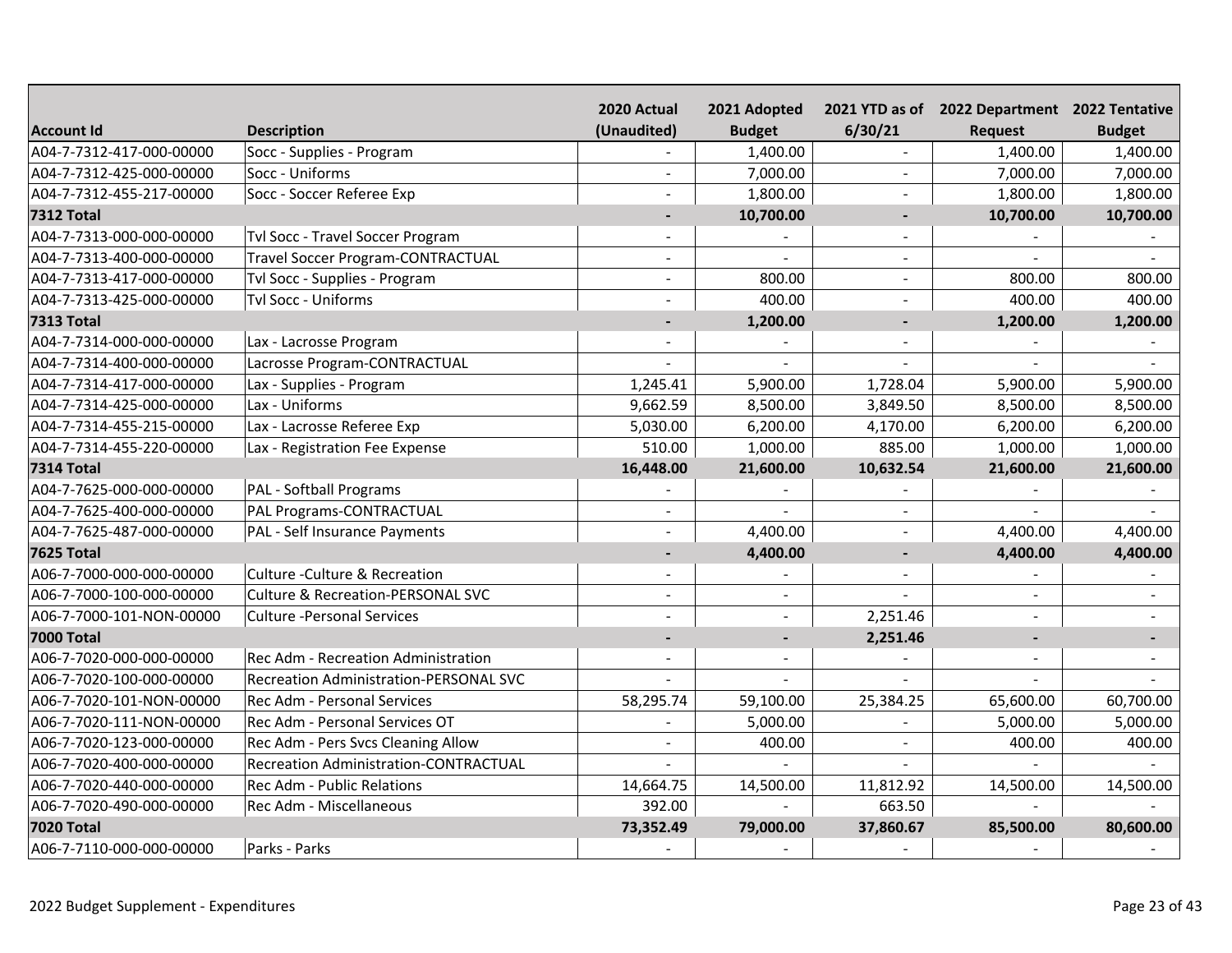| Account Id | Description | 2020 Actual (Unaudited) | 2021 Adopted Budget | 2021 YTD as of 6/30/21 | 2022 Department Request | 2022 Tentative Budget |
|---|---|---|---|---|---|---|
| A04-7-7312-417-000-00000 | Socc - Supplies - Program | - | 1,400.00 | - | 1,400.00 | 1,400.00 |
| A04-7-7312-425-000-00000 | Socc - Uniforms | - | 7,000.00 | - | 7,000.00 | 7,000.00 |
| A04-7-7312-455-217-00000 | Socc - Soccer Referee Exp | - | 1,800.00 | - | 1,800.00 | 1,800.00 |
| **7312 Total** | | **-** | **10,700.00** | **-** | **10,700.00** | **10,700.00** |
| A04-7-7313-000-000-00000 | Tvl Socc - Travel Soccer Program | - | - | - | - | - |
| A04-7-7313-400-000-00000 | Travel Soccer Program-CONTRACTUAL | - | - | - | - | - |
| A04-7-7313-417-000-00000 | Tvl Socc - Supplies - Program | - | 800.00 | - | 800.00 | 800.00 |
| A04-7-7313-425-000-00000 | Tvl Socc - Uniforms | - | 400.00 | - | 400.00 | 400.00 |
| **7313 Total** | | **-** | **1,200.00** | **-** | **1,200.00** | **1,200.00** |
| A04-7-7314-000-000-00000 | Lax - Lacrosse Program | - | - | - | - | - |
| A04-7-7314-400-000-00000 | Lacrosse Program-CONTRACTUAL | - | - | - | - | - |
| A04-7-7314-417-000-00000 | Lax - Supplies - Program | 1,245.41 | 5,900.00 | 1,728.04 | 5,900.00 | 5,900.00 |
| A04-7-7314-425-000-00000 | Lax - Uniforms | 9,662.59 | 8,500.00 | 3,849.50 | 8,500.00 | 8,500.00 |
| A04-7-7314-455-215-00000 | Lax - Lacrosse Referee Exp | 5,030.00 | 6,200.00 | 4,170.00 | 6,200.00 | 6,200.00 |
| A04-7-7314-455-220-00000 | Lax - Registration Fee Expense | 510.00 | 1,000.00 | 885.00 | 1,000.00 | 1,000.00 |
| **7314 Total** | | **16,448.00** | **21,600.00** | **10,632.54** | **21,600.00** | **21,600.00** |
| A04-7-7625-000-000-00000 | PAL - Softball Programs | - | - | - | - | - |
| A04-7-7625-400-000-00000 | PAL Programs-CONTRACTUAL | - | - | - | - | - |
| A04-7-7625-487-000-00000 | PAL - Self Insurance Payments | - | 4,400.00 | - | 4,400.00 | 4,400.00 |
| **7625 Total** | | **-** | **4,400.00** | **-** | **4,400.00** | **4,400.00** |
| A06-7-7000-000-000-00000 | Culture -Culture & Recreation | - | - | - | - | - |
| A06-7-7000-100-000-00000 | Culture & Recreation-PERSONAL SVC | - | - | - | - | - |
| A06-7-7000-101-NON-00000 | Culture -Personal Services | - | - | 2,251.46 | - | - |
| **7000 Total** | | **-** | **-** | **2,251.46** | **-** | **-** |
| A06-7-7020-000-000-00000 | Rec Adm - Recreation Administration | - | - | - | - | - |
| A06-7-7020-100-000-00000 | Recreation Administration-PERSONAL SVC | - | - | - | - | - |
| A06-7-7020-101-NON-00000 | Rec Adm - Personal Services | 58,295.74 | 59,100.00 | 25,384.25 | 65,600.00 | 60,700.00 |
| A06-7-7020-111-NON-00000 | Rec Adm - Personal Services OT | - | 5,000.00 | - | 5,000.00 | 5,000.00 |
| A06-7-7020-123-000-00000 | Rec Adm - Pers Svcs Cleaning Allow | - | 400.00 | - | 400.00 | 400.00 |
| A06-7-7020-400-000-00000 | Recreation Administration-CONTRACTUAL | - | - | - | - | - |
| A06-7-7020-440-000-00000 | Rec Adm - Public Relations | 14,664.75 | 14,500.00 | 11,812.92 | 14,500.00 | 14,500.00 |
| A06-7-7020-490-000-00000 | Rec Adm - Miscellaneous | 392.00 | - | 663.50 | - | - |
| **7020 Total** | | **73,352.49** | **79,000.00** | **37,860.67** | **85,500.00** | **80,600.00** |
| A06-7-7110-000-000-00000 | Parks - Parks | - | - | - | - | - |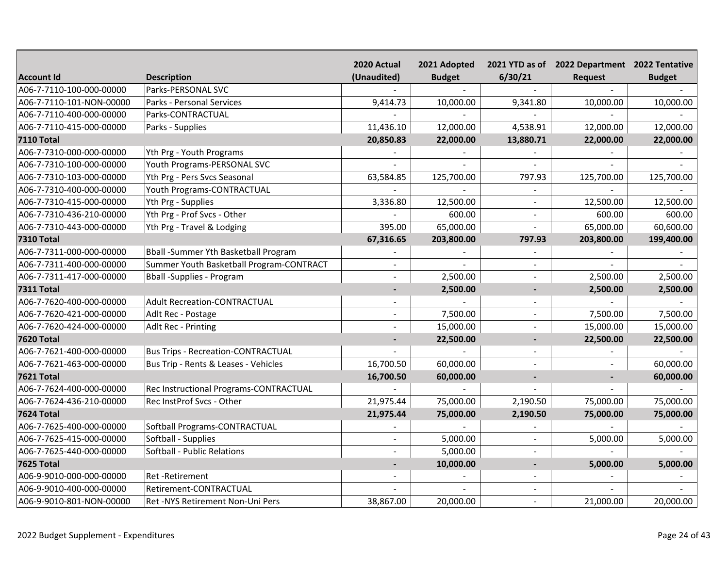| Account Id | Description | 2020 Actual (Unaudited) | 2021 Adopted Budget | 2021 YTD as of 6/30/21 | 2022 Department Request | 2022 Tentative Budget |
|---|---|---|---|---|---|---|
| A06-7-7110-100-000-00000 | Parks-PERSONAL SVC | - | - | - | - | - |
| A06-7-7110-101-NON-00000 | Parks - Personal Services | 9,414.73 | 10,000.00 | 9,341.80 | 10,000.00 | 10,000.00 |
| A06-7-7110-400-000-00000 | Parks-CONTRACTUAL | - | - | - | - | - |
| A06-7-7110-415-000-00000 | Parks - Supplies | 11,436.10 | 12,000.00 | 4,538.91 | 12,000.00 | 12,000.00 |
| **7110 Total** | | **20,850.83** | **22,000.00** | **13,880.71** | **22,000.00** | **22,000.00** |
| A06-7-7310-000-000-00000 | Yth Prg - Youth Programs | - | - | - | - | - |
| A06-7-7310-100-000-00000 | Youth Programs-PERSONAL SVC | - | - | - | - | - |
| A06-7-7310-103-000-00000 | Yth Prg - Pers Svcs Seasonal | 63,584.85 | 125,700.00 | 797.93 | 125,700.00 | 125,700.00 |
| A06-7-7310-400-000-00000 | Youth Programs-CONTRACTUAL | - | - | - | - | - |
| A06-7-7310-415-000-00000 | Yth Prg - Supplies | 3,336.80 | 12,500.00 | - | 12,500.00 | 12,500.00 |
| A06-7-7310-436-210-00000 | Yth Prg - Prof Svcs - Other | - | 600.00 | - | 600.00 | 600.00 |
| A06-7-7310-443-000-00000 | Yth Prg - Travel & Lodging | 395.00 | 65,000.00 | - | 65,000.00 | 60,600.00 |
| **7310 Total** | | **67,316.65** | **203,800.00** | **797.93** | **203,800.00** | **199,400.00** |
| A06-7-7311-000-000-00000 | Bball -Summer Yth Basketball Program | - | - | - | - | - |
| A06-7-7311-400-000-00000 | Summer Youth Basketball Program-CONTRACT | - | - | - | - | - |
| A06-7-7311-417-000-00000 | Bball -Supplies - Program | - | 2,500.00 | - | 2,500.00 | 2,500.00 |
| **7311 Total** | | **-** | **2,500.00** | **-** | **2,500.00** | **2,500.00** |
| A06-7-7620-400-000-00000 | Adult Recreation-CONTRACTUAL | - | - | - | - | - |
| A06-7-7620-421-000-00000 | Adlt Rec - Postage | - | 7,500.00 | - | 7,500.00 | 7,500.00 |
| A06-7-7620-424-000-00000 | Adlt Rec - Printing | - | 15,000.00 | - | 15,000.00 | 15,000.00 |
| **7620 Total** | | **-** | **22,500.00** | **-** | **22,500.00** | **22,500.00** |
| A06-7-7621-400-000-00000 | Bus Trips - Recreation-CONTRACTUAL | - | - | - | - | - |
| A06-7-7621-463-000-00000 | Bus Trip - Rents & Leases - Vehicles | 16,700.50 | 60,000.00 | - | - | 60,000.00 |
| **7621 Total** | | **16,700.50** | **60,000.00** | **-** | **-** | **60,000.00** |
| A06-7-7624-400-000-00000 | Rec Instructional Programs-CONTRACTUAL | - | - | - | - | - |
| A06-7-7624-436-210-00000 | Rec InstProf Svcs - Other | 21,975.44 | 75,000.00 | 2,190.50 | 75,000.00 | 75,000.00 |
| **7624 Total** | | **21,975.44** | **75,000.00** | **2,190.50** | **75,000.00** | **75,000.00** |
| A06-7-7625-400-000-00000 | Softball Programs-CONTRACTUAL | - | - | - | - | - |
| A06-7-7625-415-000-00000 | Softball - Supplies | - | 5,000.00 | - | 5,000.00 | 5,000.00 |
| A06-7-7625-440-000-00000 | Softball - Public Relations | - | 5,000.00 | - | - | - |
| **7625 Total** | | **-** | **10,000.00** | **-** | **5,000.00** | **5,000.00** |
| A06-9-9010-000-000-00000 | Ret -Retirement | - | - | - | - | - |
| A06-9-9010-400-000-00000 | Retirement-CONTRACTUAL | - | - | - | - | - |
| A06-9-9010-801-NON-00000 | Ret -NYS Retirement Non-Uni Pers | 38,867.00 | 20,000.00 | - | 21,000.00 | 20,000.00 |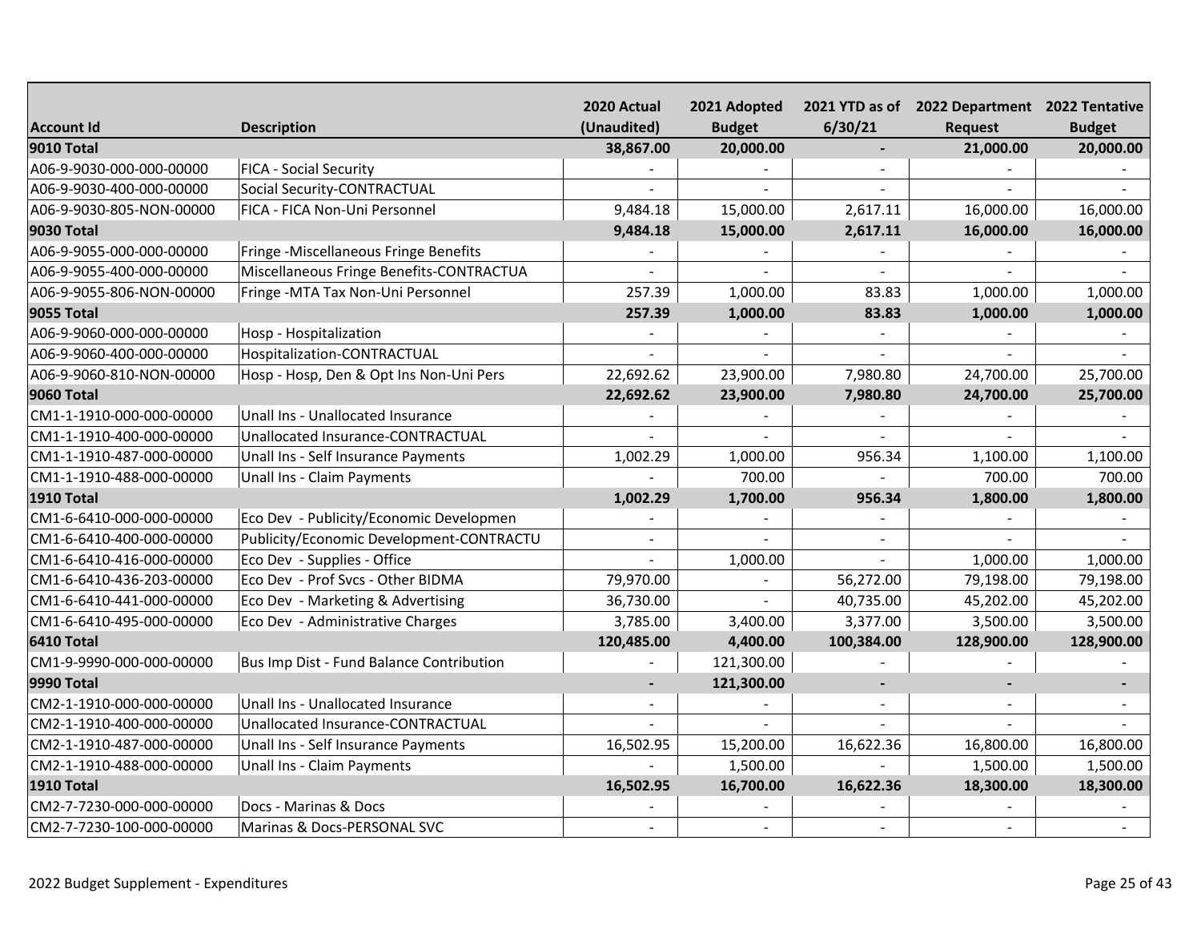| Account Id | Description | 2020 Actual (Unaudited) | 2021 Adopted Budget | 2021 YTD as of 6/30/21 | 2022 Department Request | 2022 Tentative Budget |
|---|---|---|---|---|---|---|
| **9010 Total** | | **38,867.00** | **20,000.00** | **-** | **21,000.00** | **20,000.00** |
| A06-9-9030-000-000-00000 | FICA - Social Security | - | - | - | - | - |
| A06-9-9030-400-000-00000 | Social Security-CONTRACTUAL | - | - | - | - | - |
| A06-9-9030-805-NON-00000 | FICA - FICA Non-Uni Personnel | 9,484.18 | 15,000.00 | 2,617.11 | 16,000.00 | 16,000.00 |
| **9030 Total** | | **9,484.18** | **15,000.00** | **2,617.11** | **16,000.00** | **16,000.00** |
| A06-9-9055-000-000-00000 | Fringe -Miscellaneous Fringe Benefits | - | - | - | - | - |
| A06-9-9055-400-000-00000 | Miscellaneous Fringe Benefits-CONTRACTUA | - | - | - | - | - |
| A06-9-9055-806-NON-00000 | Fringe -MTA Tax Non-Uni Personnel | 257.39 | 1,000.00 | 83.83 | 1,000.00 | 1,000.00 |
| **9055 Total** | | **257.39** | **1,000.00** | **83.83** | **1,000.00** | **1,000.00** |
| A06-9-9060-000-000-00000 | Hosp - Hospitalization | - | - | - | - | - |
| A06-9-9060-400-000-00000 | Hospitalization-CONTRACTUAL | - | - | - | - | - |
| A06-9-9060-810-NON-00000 | Hosp - Hosp, Den & Opt Ins Non-Uni Pers | 22,692.62 | 23,900.00 | 7,980.80 | 24,700.00 | 25,700.00 |
| **9060 Total** | | **22,692.62** | **23,900.00** | **7,980.80** | **24,700.00** | **25,700.00** |
| CM1-1-1910-000-000-00000 | Unall Ins - Unallocated Insurance | - | - | - | - | - |
| CM1-1-1910-400-000-00000 | Unallocated Insurance-CONTRACTUAL | - | - | - | - | - |
| CM1-1-1910-487-000-00000 | Unall Ins - Self Insurance Payments | 1,002.29 | 1,000.00 | 956.34 | 1,100.00 | 1,100.00 |
| CM1-1-1910-488-000-00000 | Unall Ins - Claim Payments | - | 700.00 | - | 700.00 | 700.00 |
| **1910 Total** | | **1,002.29** | **1,700.00** | **956.34** | **1,800.00** | **1,800.00** |
| CM1-6-6410-000-000-00000 | Eco Dev - Publicity/Economic Developmen | - | - | - | - | - |
| CM1-6-6410-400-000-00000 | Publicity/Economic Development-CONTRACTU | - | - | - | - | - |
| CM1-6-6410-416-000-00000 | Eco Dev - Supplies - Office | - | 1,000.00 | - | 1,000.00 | 1,000.00 |
| CM1-6-6410-436-203-00000 | Eco Dev - Prof Svcs - Other BIDMA | 79,970.00 | - | 56,272.00 | 79,198.00 | 79,198.00 |
| CM1-6-6410-441-000-00000 | Eco Dev - Marketing & Advertising | 36,730.00 | - | 40,735.00 | 45,202.00 | 45,202.00 |
| CM1-6-6410-495-000-00000 | Eco Dev - Administrative Charges | 3,785.00 | 3,400.00 | 3,377.00 | 3,500.00 | 3,500.00 |
| **6410 Total** | | **120,485.00** | **4,400.00** | **100,384.00** | **128,900.00** | **128,900.00** |
| CM1-9-9990-000-000-00000 | Bus Imp Dist - Fund Balance Contribution | - | 121,300.00 | - | - | - |
| **9990 Total** | | **-** | **121,300.00** | **-** | **-** | **-** |
| CM2-1-1910-000-000-00000 | Unall Ins - Unallocated Insurance | - | - | - | - | - |
| CM2-1-1910-400-000-00000 | Unallocated Insurance-CONTRACTUAL | - | - | - | - | - |
| CM2-1-1910-487-000-00000 | Unall Ins - Self Insurance Payments | 16,502.95 | 15,200.00 | 16,622.36 | 16,800.00 | 16,800.00 |
| CM2-1-1910-488-000-00000 | Unall Ins - Claim Payments | - | 1,500.00 | - | 1,500.00 | 1,500.00 |
| **1910 Total** | | **16,502.95** | **16,700.00** | **16,622.36** | **18,300.00** | **18,300.00** |
| CM2-7-7230-000-000-00000 | Docs - Marinas & Docs | - | - | - | - | - |
| CM2-7-7230-100-000-00000 | Marinas & Docs-PERSONAL SVC | - | - | - | - | - |

2022 Budget Supplement - Expenditures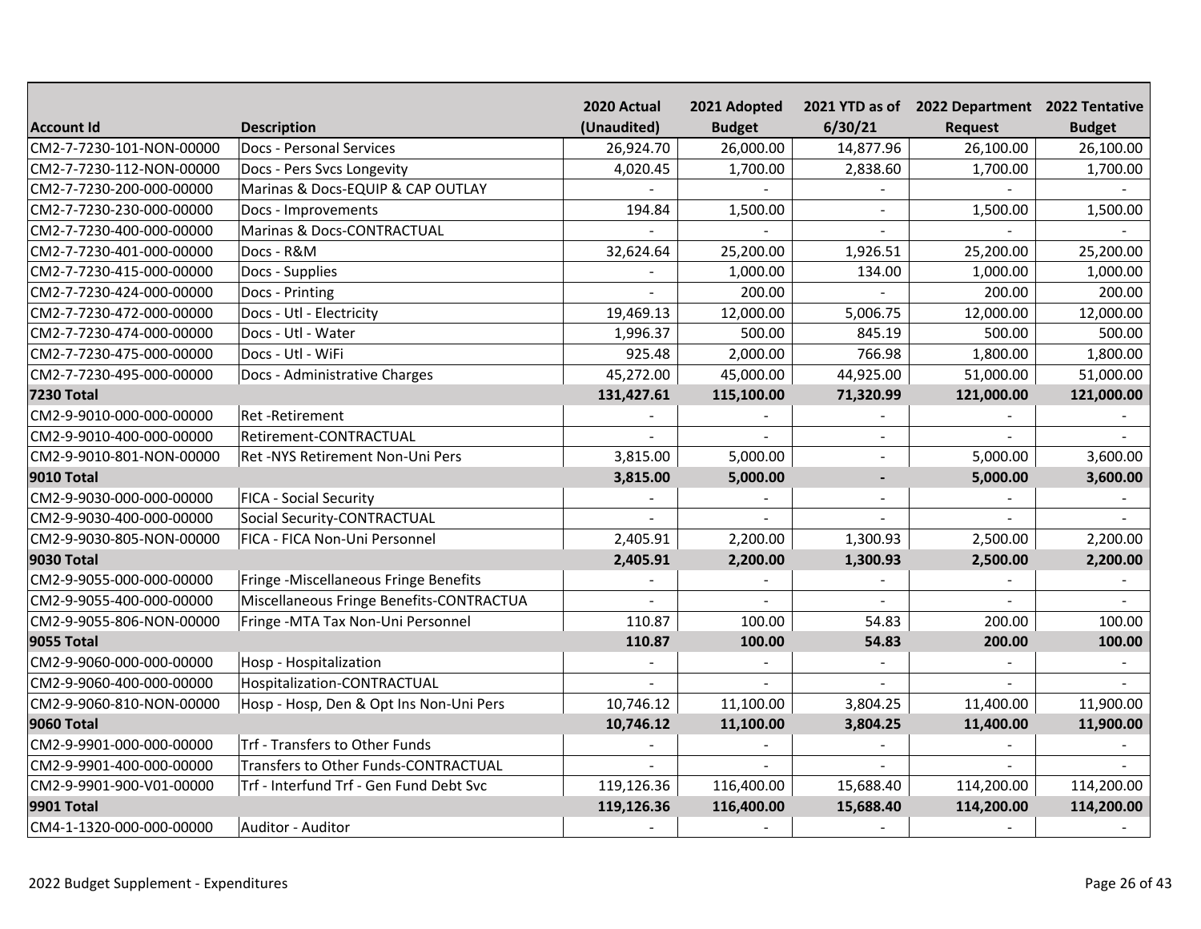| Account Id | Description | 2020 Actual (Unaudited) | 2021 Adopted Budget | 2021 YTD as of 6/30/21 | 2022 Department Request | 2022 Tentative Budget |
|---|---|---|---|---|---|---|
| CM2-7-7230-101-NON-00000 | Docs - Personal Services | 26,924.70 | 26,000.00 | 14,877.96 | 26,100.00 | 26,100.00 |
| CM2-7-7230-112-NON-00000 | Docs - Pers Svcs Longevity | 4,020.45 | 1,700.00 | 2,838.60 | 1,700.00 | 1,700.00 |
| CM2-7-7230-200-000-00000 | Marinas & Docs-EQUIP & CAP OUTLAY | - | - | - | - | - |
| CM2-7-7230-230-000-00000 | Docs - Improvements | 194.84 | 1,500.00 | - | 1,500.00 | 1,500.00 |
| CM2-7-7230-400-000-00000 | Marinas & Docs-CONTRACTUAL | - | - | - | - | - |
| CM2-7-7230-401-000-00000 | Docs - R&M | 32,624.64 | 25,200.00 | 1,926.51 | 25,200.00 | 25,200.00 |
| CM2-7-7230-415-000-00000 | Docs - Supplies | - | 1,000.00 | 134.00 | 1,000.00 | 1,000.00 |
| CM2-7-7230-424-000-00000 | Docs - Printing | - | 200.00 | - | 200.00 | 200.00 |
| CM2-7-7230-472-000-00000 | Docs - Utl - Electricity | 19,469.13 | 12,000.00 | 5,006.75 | 12,000.00 | 12,000.00 |
| CM2-7-7230-474-000-00000 | Docs - Utl - Water | 1,996.37 | 500.00 | 845.19 | 500.00 | 500.00 |
| CM2-7-7230-475-000-00000 | Docs - Utl - WiFi | 925.48 | 2,000.00 | 766.98 | 1,800.00 | 1,800.00 |
| CM2-7-7230-495-000-00000 | Docs - Administrative Charges | 45,272.00 | 45,000.00 | 44,925.00 | 51,000.00 | 51,000.00 |
| **7230 Total** | | **131,427.61** | **115,100.00** | **71,320.99** | **121,000.00** | **121,000.00** |
| CM2-9-9010-000-000-00000 | Ret -Retirement | - | - | - | - | - |
| CM2-9-9010-400-000-00000 | Retirement-CONTRACTUAL | - | - | - | - | - |
| CM2-9-9010-801-NON-00000 | Ret -NYS Retirement Non-Uni Pers | 3,815.00 | 5,000.00 | - | 5,000.00 | 3,600.00 |
| **9010 Total** | | **3,815.00** | **5,000.00** | **-** | **5,000.00** | **3,600.00** |
| CM2-9-9030-000-000-00000 | FICA - Social Security | - | - | - | - | - |
| CM2-9-9030-400-000-00000 | Social Security-CONTRACTUAL | - | - | - | - | - |
| CM2-9-9030-805-NON-00000 | FICA - FICA Non-Uni Personnel | 2,405.91 | 2,200.00 | 1,300.93 | 2,500.00 | 2,200.00 |
| **9030 Total** | | **2,405.91** | **2,200.00** | **1,300.93** | **2,500.00** | **2,200.00** |
| CM2-9-9055-000-000-00000 | Fringe -Miscellaneous Fringe Benefits | - | - | - | - | - |
| CM2-9-9055-400-000-00000 | Miscellaneous Fringe Benefits-CONTRACTUA | - | - | - | - | - |
| CM2-9-9055-806-NON-00000 | Fringe -MTA Tax Non-Uni Personnel | 110.87 | 100.00 | 54.83 | 200.00 | 100.00 |
| **9055 Total** | | **110.87** | **100.00** | **54.83** | **200.00** | **100.00** |
| CM2-9-9060-000-000-00000 | Hosp - Hospitalization | - | - | - | - | - |
| CM2-9-9060-400-000-00000 | Hospitalization-CONTRACTUAL | - | - | - | - | - |
| CM2-9-9060-810-NON-00000 | Hosp - Hosp, Den & Opt Ins Non-Uni Pers | 10,746.12 | 11,100.00 | 3,804.25 | 11,400.00 | 11,900.00 |
| **9060 Total** | | **10,746.12** | **11,100.00** | **3,804.25** | **11,400.00** | **11,900.00** |
| CM2-9-9901-000-000-00000 | Trf - Transfers to Other Funds | - | - | - | - | - |
| CM2-9-9901-400-000-00000 | Transfers to Other Funds-CONTRACTUAL | - | - | - | - | - |
| CM2-9-9901-900-V01-00000 | Trf - Interfund Trf - Gen Fund Debt Svc | 119,126.36 | 116,400.00 | 15,688.40 | 114,200.00 | 114,200.00 |
| **9901 Total** | | **119,126.36** | **116,400.00** | **15,688.40** | **114,200.00** | **114,200.00** |
| CM4-1-1320-000-000-00000 | Auditor - Auditor | - | - | - | - | - |

2022 Budget Supplement - Expenditures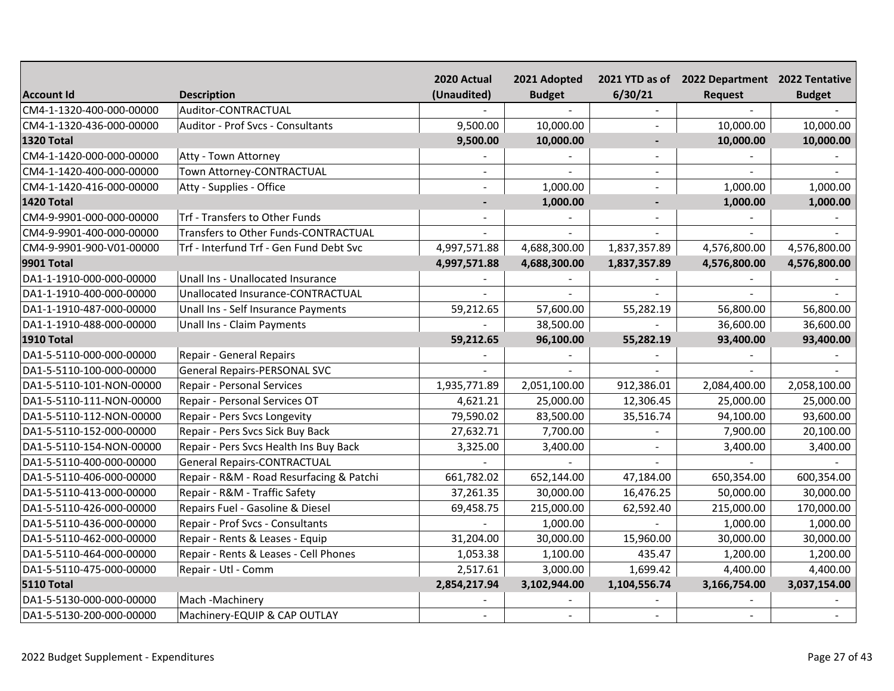| Account Id | Description | 2020 Actual (Unaudited) | 2021 Adopted Budget | 2021 YTD as of 6/30/21 | 2022 Department Request | 2022 Tentative Budget |
|---|---|---|---|---|---|---|
| CM4-1-1320-400-000-00000 | Auditor-CONTRACTUAL | - | - | - | - | - |
| CM4-1-1320-436-000-00000 | Auditor - Prof Svcs - Consultants | 9,500.00 | 10,000.00 | - | 10,000.00 | 10,000.00 |
| **1320 Total** | | **9,500.00** | **10,000.00** | **-** | **10,000.00** | **10,000.00** |
| CM4-1-1420-000-000-00000 | Atty - Town Attorney | - | - | - | - | - |
| CM4-1-1420-400-000-00000 | Town Attorney-CONTRACTUAL | - | - | - | - | - |
| CM4-1-1420-416-000-00000 | Atty - Supplies - Office | - | 1,000.00 | - | 1,000.00 | 1,000.00 |
| **1420 Total** | | **-** | **1,000.00** | **-** | **1,000.00** | **1,000.00** |
| CM4-9-9901-000-000-00000 | Trf - Transfers to Other Funds | - | - | - | - | - |
| CM4-9-9901-400-000-00000 | Transfers to Other Funds-CONTRACTUAL | - | - | - | - | - |
| CM4-9-9901-900-V01-00000 | Trf - Interfund Trf - Gen Fund Debt Svc | 4,997,571.88 | 4,688,300.00 | 1,837,357.89 | 4,576,800.00 | 4,576,800.00 |
| **9901 Total** | | **4,997,571.88** | **4,688,300.00** | **1,837,357.89** | **4,576,800.00** | **4,576,800.00** |
| DA1-1-1910-000-000-00000 | Unall Ins - Unallocated Insurance | - | - | - | - | - |
| DA1-1-1910-400-000-00000 | Unallocated Insurance-CONTRACTUAL | - | - | - | - | - |
| DA1-1-1910-487-000-00000 | Unall Ins - Self Insurance Payments | 59,212.65 | 57,600.00 | 55,282.19 | 56,800.00 | 56,800.00 |
| DA1-1-1910-488-000-00000 | Unall Ins - Claim Payments | - | 38,500.00 | - | 36,600.00 | 36,600.00 |
| **1910 Total** | | **59,212.65** | **96,100.00** | **55,282.19** | **93,400.00** | **93,400.00** |
| DA1-5-5110-000-000-00000 | Repair - General Repairs | - | - | - | - | - |
| DA1-5-5110-100-000-00000 | General Repairs-PERSONAL SVC | - | - | - | - | - |
| DA1-5-5110-101-NON-00000 | Repair - Personal Services | 1,935,771.89 | 2,051,100.00 | 912,386.01 | 2,084,400.00 | 2,058,100.00 |
| DA1-5-5110-111-NON-00000 | Repair - Personal Services OT | 4,621.21 | 25,000.00 | 12,306.45 | 25,000.00 | 25,000.00 |
| DA1-5-5110-112-NON-00000 | Repair - Pers Svcs Longevity | 79,590.02 | 83,500.00 | 35,516.74 | 94,100.00 | 93,600.00 |
| DA1-5-5110-152-000-00000 | Repair - Pers Svcs Sick Buy Back | 27,632.71 | 7,700.00 | - | 7,900.00 | 20,100.00 |
| DA1-5-5110-154-NON-00000 | Repair - Pers Svcs Health Ins Buy Back | 3,325.00 | 3,400.00 | - | 3,400.00 | 3,400.00 |
| DA1-5-5110-400-000-00000 | General Repairs-CONTRACTUAL | - | - | - | - | - |
| DA1-5-5110-406-000-00000 | Repair - R&M - Road Resurfacing & Patchi | 661,782.02 | 652,144.00 | 47,184.00 | 650,354.00 | 600,354.00 |
| DA1-5-5110-413-000-00000 | Repair - R&M - Traffic Safety | 37,261.35 | 30,000.00 | 16,476.25 | 50,000.00 | 30,000.00 |
| DA1-5-5110-426-000-00000 | Repairs Fuel - Gasoline & Diesel | 69,458.75 | 215,000.00 | 62,592.40 | 215,000.00 | 170,000.00 |
| DA1-5-5110-436-000-00000 | Repair - Prof Svcs - Consultants | - | 1,000.00 | - | 1,000.00 | 1,000.00 |
| DA1-5-5110-462-000-00000 | Repair - Rents & Leases - Equip | 31,204.00 | 30,000.00 | 15,960.00 | 30,000.00 | 30,000.00 |
| DA1-5-5110-464-000-00000 | Repair - Rents & Leases - Cell Phones | 1,053.38 | 1,100.00 | 435.47 | 1,200.00 | 1,200.00 |
| DA1-5-5110-475-000-00000 | Repair - Utl - Comm | 2,517.61 | 3,000.00 | 1,699.42 | 4,400.00 | 4,400.00 |
| **5110 Total** | | **2,854,217.94** | **3,102,944.00** | **1,104,556.74** | **3,166,754.00** | **3,037,154.00** |
| DA1-5-5130-000-000-00000 | Mach -Machinery | - | - | - | - | - |
| DA1-5-5130-200-000-00000 | Machinery-EQUIP & CAP OUTLAY | - | - | - | - | - |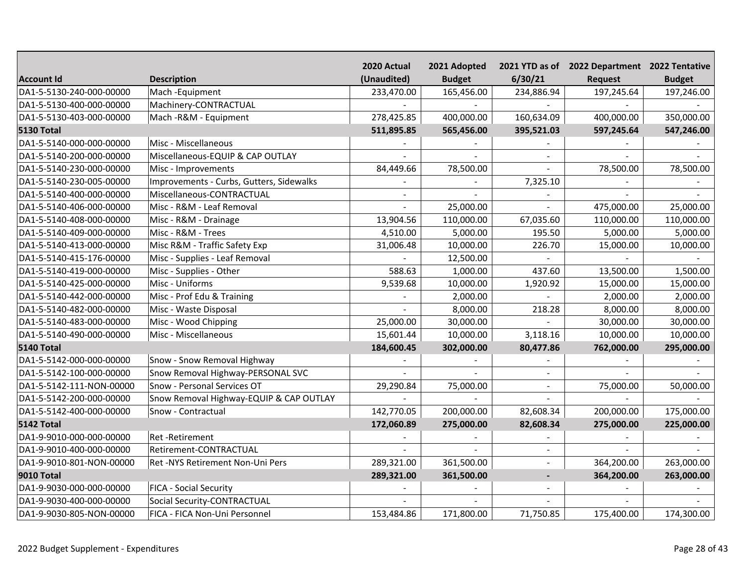| Account Id | Description | 2020 Actual (Unaudited) | 2021 Adopted Budget | 2021 YTD as of 6/30/21 | 2022 Department Request | 2022 Tentative Budget |
|---|---|---|---|---|---|---|
| DA1-5-5130-240-000-00000 | Mach -Equipment | 233,470.00 | 165,456.00 | 234,886.94 | 197,245.64 | 197,246.00 |
| DA1-5-5130-400-000-00000 | Machinery-CONTRACTUAL | - | - | - | - | - |
| DA1-5-5130-403-000-00000 | Mach -R&M - Equipment | 278,425.85 | 400,000.00 | 160,634.09 | 400,000.00 | 350,000.00 |
| **5130 Total** | | **511,895.85** | **565,456.00** | **395,521.03** | **597,245.64** | **547,246.00** |
| DA1-5-5140-000-000-00000 | Misc - Miscellaneous | - | - | - | - | - |
| DA1-5-5140-200-000-00000 | Miscellaneous-EQUIP & CAP OUTLAY | - | - | - | - | - |
| DA1-5-5140-230-000-00000 | Misc - Improvements | 84,449.66 | 78,500.00 | - | 78,500.00 | 78,500.00 |
| DA1-5-5140-230-005-00000 | Improvements - Curbs, Gutters, Sidewalks | - | - | 7,325.10 | - | - |
| DA1-5-5140-400-000-00000 | Miscellaneous-CONTRACTUAL | - | - | - | - | - |
| DA1-5-5140-406-000-00000 | Misc - R&M - Leaf Removal | - | 25,000.00 | - | 475,000.00 | 25,000.00 |
| DA1-5-5140-408-000-00000 | Misc - R&M - Drainage | 13,904.56 | 110,000.00 | 67,035.60 | 110,000.00 | 110,000.00 |
| DA1-5-5140-409-000-00000 | Misc - R&M - Trees | 4,510.00 | 5,000.00 | 195.50 | 5,000.00 | 5,000.00 |
| DA1-5-5140-413-000-00000 | Misc R&M - Traffic Safety Exp | 31,006.48 | 10,000.00 | 226.70 | 15,000.00 | 10,000.00 |
| DA1-5-5140-415-176-00000 | Misc - Supplies - Leaf Removal | - | 12,500.00 | - | - | - |
| DA1-5-5140-419-000-00000 | Misc - Supplies - Other | 588.63 | 1,000.00 | 437.60 | 13,500.00 | 1,500.00 |
| DA1-5-5140-425-000-00000 | Misc - Uniforms | 9,539.68 | 10,000.00 | 1,920.92 | 15,000.00 | 15,000.00 |
| DA1-5-5140-442-000-00000 | Misc - Prof Edu & Training | - | 2,000.00 | - | 2,000.00 | 2,000.00 |
| DA1-5-5140-482-000-00000 | Misc - Waste Disposal | - | 8,000.00 | 218.28 | 8,000.00 | 8,000.00 |
| DA1-5-5140-483-000-00000 | Misc - Wood Chipping | 25,000.00 | 30,000.00 | - | 30,000.00 | 30,000.00 |
| DA1-5-5140-490-000-00000 | Misc - Miscellaneous | 15,601.44 | 10,000.00 | 3,118.16 | 10,000.00 | 10,000.00 |
| **5140 Total** | | **184,600.45** | **302,000.00** | **80,477.86** | **762,000.00** | **295,000.00** |
| DA1-5-5142-000-000-00000 | Snow - Snow Removal Highway | - | - | - | - | - |
| DA1-5-5142-100-000-00000 | Snow Removal Highway-PERSONAL SVC | - | - | - | - | - |
| DA1-5-5142-111-NON-00000 | Snow - Personal Services OT | 29,290.84 | 75,000.00 | - | 75,000.00 | 50,000.00 |
| DA1-5-5142-200-000-00000 | Snow Removal Highway-EQUIP & CAP OUTLAY | - | - | - | - | - |
| DA1-5-5142-400-000-00000 | Snow - Contractual | 142,770.05 | 200,000.00 | 82,608.34 | 200,000.00 | 175,000.00 |
| **5142 Total** | | **172,060.89** | **275,000.00** | **82,608.34** | **275,000.00** | **225,000.00** |
| DA1-9-9010-000-000-00000 | Ret -Retirement | - | - | - | - | - |
| DA1-9-9010-400-000-00000 | Retirement-CONTRACTUAL | - | - | - | - | - |
| DA1-9-9010-801-NON-00000 | Ret -NYS Retirement Non-Uni Pers | 289,321.00 | 361,500.00 | - | 364,200.00 | 263,000.00 |
| **9010 Total** | | **289,321.00** | **361,500.00** | **-** | **364,200.00** | **263,000.00** |
| DA1-9-9030-000-000-00000 | FICA - Social Security | - | - | - | - | - |
| DA1-9-9030-400-000-00000 | Social Security-CONTRACTUAL | - | - | - | - | - |
| DA1-9-9030-805-NON-00000 | FICA - FICA Non-Uni Personnel | 153,484.86 | 171,800.00 | 71,750.85 | 175,400.00 | 174,300.00 |

2022 Budget Supplement - Expenditures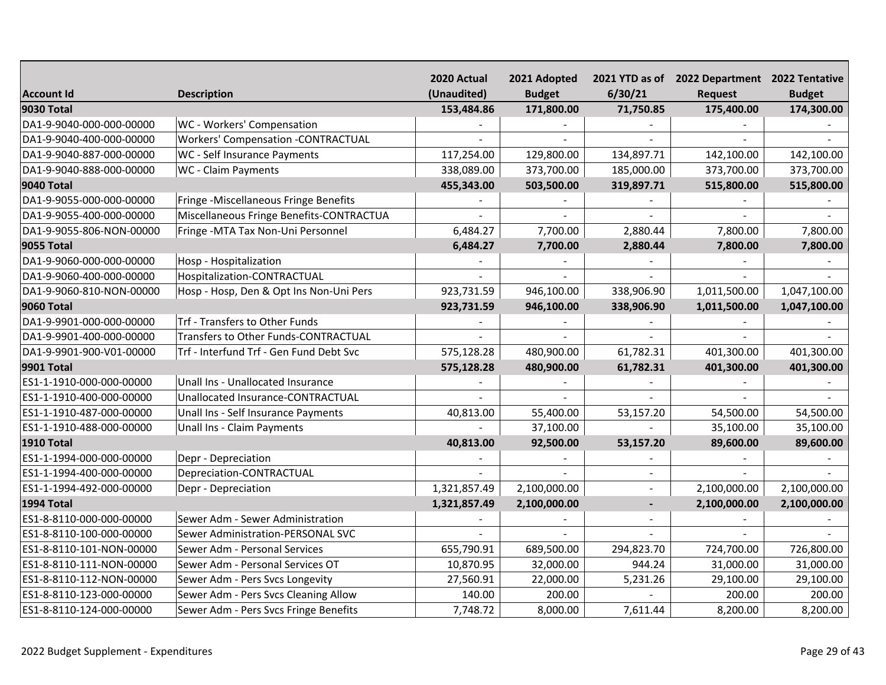| Account Id | Description | 2020 Actual (Unaudited) | 2021 Adopted Budget | 2021 YTD as of 6/30/21 | 2022 Department Request | 2022 Tentative Budget |
|---|---|---|---|---|---|---|
| **9030 Total** | | **153,484.86** | **171,800.00** | **71,750.85** | **175,400.00** | **174,300.00** |
| DA1-9-9040-000-000-00000 | WC - Workers' Compensation | - | - | - | - | - |
| DA1-9-9040-400-000-00000 | Workers' Compensation -CONTRACTUAL | - | - | - | - | - |
| DA1-9-9040-887-000-00000 | WC - Self Insurance Payments | 117,254.00 | 129,800.00 | 134,897.71 | 142,100.00 | 142,100.00 |
| DA1-9-9040-888-000-00000 | WC - Claim Payments | 338,089.00 | 373,700.00 | 185,000.00 | 373,700.00 | 373,700.00 |
| **9040 Total** | | **455,343.00** | **503,500.00** | **319,897.71** | **515,800.00** | **515,800.00** |
| DA1-9-9055-000-000-00000 | Fringe -Miscellaneous Fringe Benefits | - | - | - | - | - |
| DA1-9-9055-400-000-00000 | Miscellaneous Fringe Benefits-CONTRACTUA | - | - | - | - | - |
| DA1-9-9055-806-NON-00000 | Fringe -MTA Tax Non-Uni Personnel | 6,484.27 | 7,700.00 | 2,880.44 | 7,800.00 | 7,800.00 |
| **9055 Total** | | **6,484.27** | **7,700.00** | **2,880.44** | **7,800.00** | **7,800.00** |
| DA1-9-9060-000-000-00000 | Hosp - Hospitalization | - | - | - | - | - |
| DA1-9-9060-400-000-00000 | Hospitalization-CONTRACTUAL | - | - | - | - | - |
| DA1-9-9060-810-NON-00000 | Hosp - Hosp, Den & Opt Ins Non-Uni Pers | 923,731.59 | 946,100.00 | 338,906.90 | 1,011,500.00 | 1,047,100.00 |
| **9060 Total** | | **923,731.59** | **946,100.00** | **338,906.90** | **1,011,500.00** | **1,047,100.00** |
| DA1-9-9901-000-000-00000 | Trf - Transfers to Other Funds | - | - | - | - | - |
| DA1-9-9901-400-000-00000 | Transfers to Other Funds-CONTRACTUAL | - | - | - | - | - |
| DA1-9-9901-900-V01-00000 | Trf - Interfund Trf - Gen Fund Debt Svc | 575,128.28 | 480,900.00 | 61,782.31 | 401,300.00 | 401,300.00 |
| **9901 Total** | | **575,128.28** | **480,900.00** | **61,782.31** | **401,300.00** | **401,300.00** |
| ES1-1-1910-000-000-00000 | Unall Ins - Unallocated Insurance | - | - | - | - | - |
| ES1-1-1910-400-000-00000 | Unallocated Insurance-CONTRACTUAL | - | - | - | - | - |
| ES1-1-1910-487-000-00000 | Unall Ins - Self Insurance Payments | 40,813.00 | 55,400.00 | 53,157.20 | 54,500.00 | 54,500.00 |
| ES1-1-1910-488-000-00000 | Unall Ins - Claim Payments | - | 37,100.00 | - | 35,100.00 | 35,100.00 |
| **1910 Total** | | **40,813.00** | **92,500.00** | **53,157.20** | **89,600.00** | **89,600.00** |
| ES1-1-1994-000-000-00000 | Depr - Depreciation | - | - | - | - | - |
| ES1-1-1994-400-000-00000 | Depreciation-CONTRACTUAL | - | - | - | - | - |
| ES1-1-1994-492-000-00000 | Depr - Depreciation | 1,321,857.49 | 2,100,000.00 | - | 2,100,000.00 | 2,100,000.00 |
| **1994 Total** | | **1,321,857.49** | **2,100,000.00** | **-** | **2,100,000.00** | **2,100,000.00** |
| ES1-8-8110-000-000-00000 | Sewer Adm - Sewer Administration | - | - | - | - | - |
| ES1-8-8110-100-000-00000 | Sewer Administration-PERSONAL SVC | - | - | - | - | - |
| ES1-8-8110-101-NON-00000 | Sewer Adm - Personal Services | 655,790.91 | 689,500.00 | 294,823.70 | 724,700.00 | 726,800.00 |
| ES1-8-8110-111-NON-00000 | Sewer Adm - Personal Services OT | 10,870.95 | 32,000.00 | 944.24 | 31,000.00 | 31,000.00 |
| ES1-8-8110-112-NON-00000 | Sewer Adm - Pers Svcs Longevity | 27,560.91 | 22,000.00 | 5,231.26 | 29,100.00 | 29,100.00 |
| ES1-8-8110-123-000-00000 | Sewer Adm - Pers Svcs Cleaning Allow | 140.00 | 200.00 | - | 200.00 | 200.00 |
| ES1-8-8110-124-000-00000 | Sewer Adm - Pers Svcs Fringe Benefits | 7,748.72 | 8,000.00 | 7,611.44 | 8,200.00 | 8,200.00 |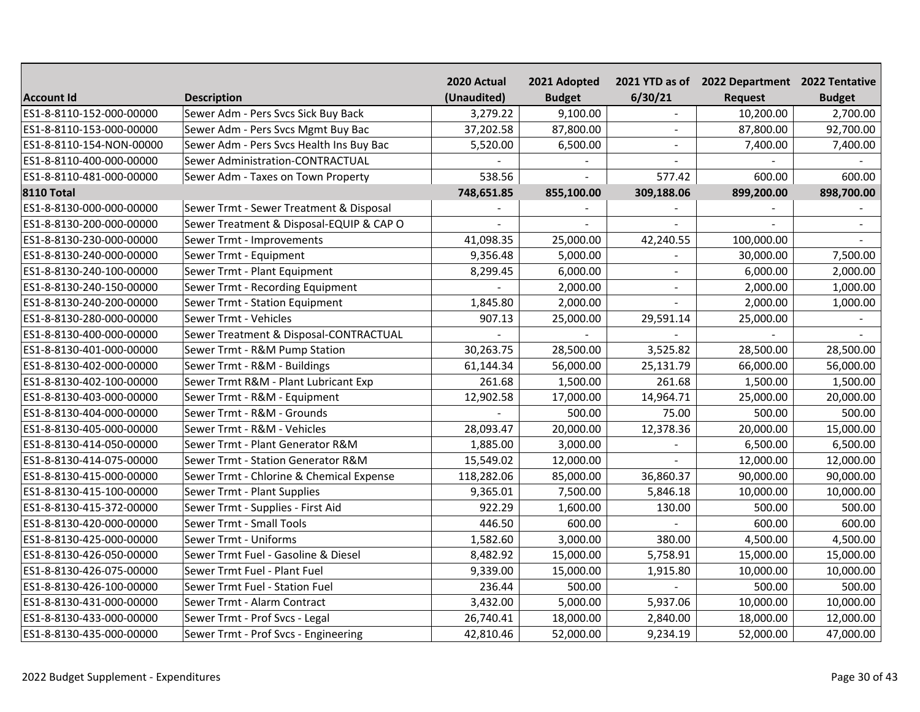| Account Id | Description | 2020 Actual (Unaudited) | 2021 Adopted Budget | 2021 YTD as of 6/30/21 | 2022 Department Request | 2022 Tentative Budget |
|---|---|---|---|---|---|---|
| ES1-8-8110-152-000-00000 | Sewer Adm - Pers Svcs Sick Buy Back | 3,279.22 | 9,100.00 | - | 10,200.00 | 2,700.00 |
| ES1-8-8110-153-000-00000 | Sewer Adm - Pers Svcs Mgmt Buy Bac | 37,202.58 | 87,800.00 | - | 87,800.00 | 92,700.00 |
| ES1-8-8110-154-NON-00000 | Sewer Adm - Pers Svcs Health Ins Buy Bac | 5,520.00 | 6,500.00 | - | 7,400.00 | 7,400.00 |
| ES1-8-8110-400-000-00000 | Sewer Administration-CONTRACTUAL | - | - | - | - | - |
| ES1-8-8110-481-000-00000 | Sewer Adm - Taxes on Town Property | 538.56 | - | 577.42 | 600.00 | 600.00 |
| **8110 Total** | | **748,651.85** | **855,100.00** | **309,188.06** | **899,200.00** | **898,700.00** |
| ES1-8-8130-000-000-00000 | Sewer Trmt - Sewer Treatment & Disposal | - | - | - | - | - |
| ES1-8-8130-200-000-00000 | Sewer Treatment & Disposal-EQUIP & CAP O | - | - | - | - | - |
| ES1-8-8130-230-000-00000 | Sewer Trmt - Improvements | 41,098.35 | 25,000.00 | 42,240.55 | 100,000.00 | - |
| ES1-8-8130-240-000-00000 | Sewer Trmt - Equipment | 9,356.48 | 5,000.00 | - | 30,000.00 | 7,500.00 |
| ES1-8-8130-240-100-00000 | Sewer Trmt - Plant Equipment | 8,299.45 | 6,000.00 | - | 6,000.00 | 2,000.00 |
| ES1-8-8130-240-150-00000 | Sewer Trmt - Recording Equipment | - | 2,000.00 | - | 2,000.00 | 1,000.00 |
| ES1-8-8130-240-200-00000 | Sewer Trmt - Station Equipment | 1,845.80 | 2,000.00 | - | 2,000.00 | 1,000.00 |
| ES1-8-8130-280-000-00000 | Sewer Trmt - Vehicles | 907.13 | 25,000.00 | 29,591.14 | 25,000.00 | - |
| ES1-8-8130-400-000-00000 | Sewer Treatment & Disposal-CONTRACTUAL | - | - | - | - | - |
| ES1-8-8130-401-000-00000 | Sewer Trmt - R&M Pump Station | 30,263.75 | 28,500.00 | 3,525.82 | 28,500.00 | 28,500.00 |
| ES1-8-8130-402-000-00000 | Sewer Trmt - R&M - Buildings | 61,144.34 | 56,000.00 | 25,131.79 | 66,000.00 | 56,000.00 |
| ES1-8-8130-402-100-00000 | Sewer Trmt R&M - Plant Lubricant Exp | 261.68 | 1,500.00 | 261.68 | 1,500.00 | 1,500.00 |
| ES1-8-8130-403-000-00000 | Sewer Trmt - R&M - Equipment | 12,902.58 | 17,000.00 | 14,964.71 | 25,000.00 | 20,000.00 |
| ES1-8-8130-404-000-00000 | Sewer Trmt - R&M - Grounds | - | 500.00 | 75.00 | 500.00 | 500.00 |
| ES1-8-8130-405-000-00000 | Sewer Trmt - R&M - Vehicles | 28,093.47 | 20,000.00 | 12,378.36 | 20,000.00 | 15,000.00 |
| ES1-8-8130-414-050-00000 | Sewer Trmt - Plant Generator R&M | 1,885.00 | 3,000.00 | - | 6,500.00 | 6,500.00 |
| ES1-8-8130-414-075-00000 | Sewer Trmt - Station Generator R&M | 15,549.02 | 12,000.00 | - | 12,000.00 | 12,000.00 |
| ES1-8-8130-415-000-00000 | Sewer Trmt - Chlorine & Chemical Expense | 118,282.06 | 85,000.00 | 36,860.37 | 90,000.00 | 90,000.00 |
| ES1-8-8130-415-100-00000 | Sewer Trmt - Plant Supplies | 9,365.01 | 7,500.00 | 5,846.18 | 10,000.00 | 10,000.00 |
| ES1-8-8130-415-372-00000 | Sewer Trmt - Supplies - First Aid | 922.29 | 1,600.00 | 130.00 | 500.00 | 500.00 |
| ES1-8-8130-420-000-00000 | Sewer Trmt - Small Tools | 446.50 | 600.00 | - | 600.00 | 600.00 |
| ES1-8-8130-425-000-00000 | Sewer Trmt - Uniforms | 1,582.60 | 3,000.00 | 380.00 | 4,500.00 | 4,500.00 |
| ES1-8-8130-426-050-00000 | Sewer Trmt Fuel - Gasoline & Diesel | 8,482.92 | 15,000.00 | 5,758.91 | 15,000.00 | 15,000.00 |
| ES1-8-8130-426-075-00000 | Sewer Trmt Fuel - Plant Fuel | 9,339.00 | 15,000.00 | 1,915.80 | 10,000.00 | 10,000.00 |
| ES1-8-8130-426-100-00000 | Sewer Trmt Fuel - Station Fuel | 236.44 | 500.00 | - | 500.00 | 500.00 |
| ES1-8-8130-431-000-00000 | Sewer Trmt - Alarm Contract | 3,432.00 | 5,000.00 | 5,937.06 | 10,000.00 | 10,000.00 |
| ES1-8-8130-433-000-00000 | Sewer Trmt - Prof Svcs - Legal | 26,740.41 | 18,000.00 | 2,840.00 | 18,000.00 | 12,000.00 |
| ES1-8-8130-435-000-00000 | Sewer Trmt - Prof Svcs - Engineering | 42,810.46 | 52,000.00 | 9,234.19 | 52,000.00 | 47,000.00 |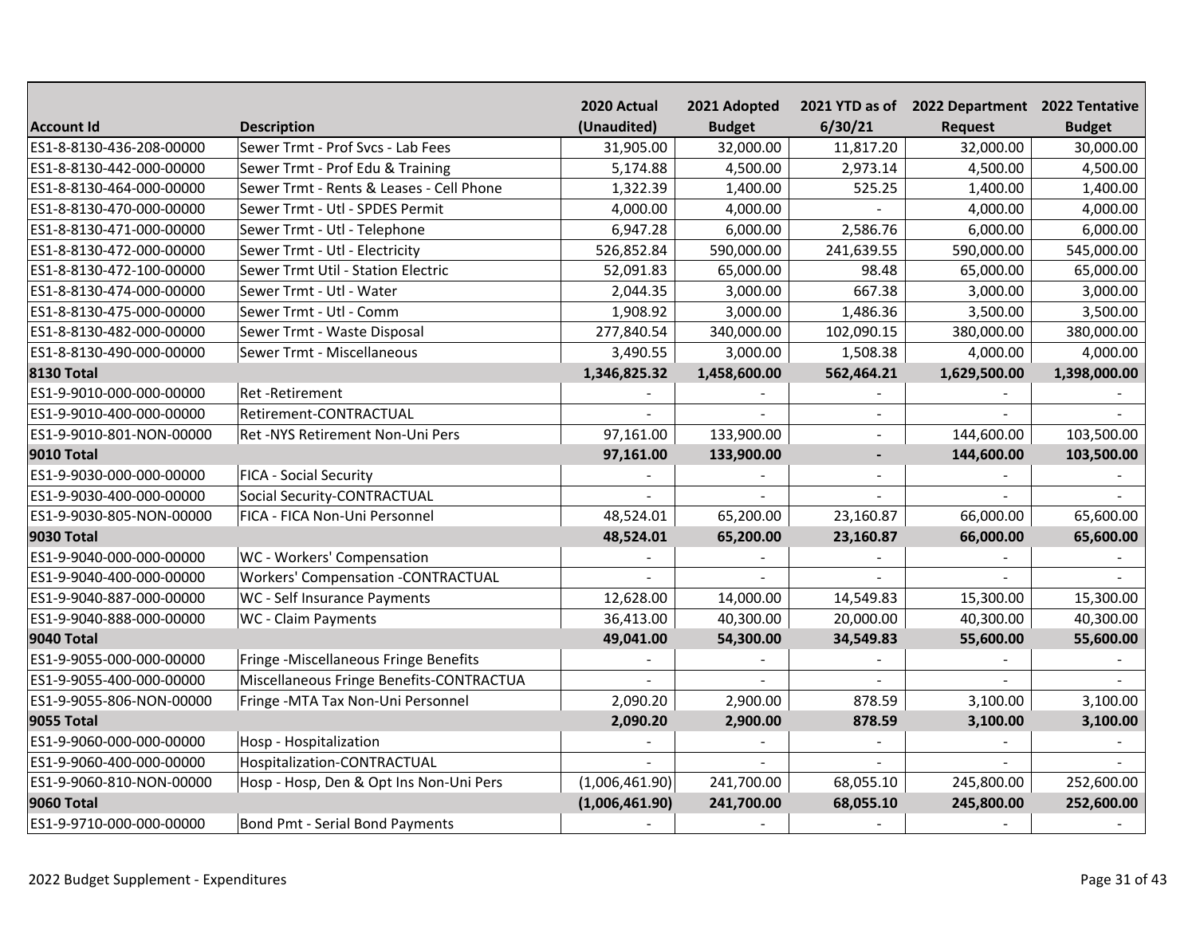| Account Id | Description | 2020 Actual (Unaudited) | 2021 Adopted Budget | 2021 YTD as of 6/30/21 | 2022 Department Request | 2022 Tentative Budget |
|---|---|---|---|---|---|---|
| ES1-8-8130-436-208-00000 | Sewer Trmt - Prof Svcs - Lab Fees | 31,905.00 | 32,000.00 | 11,817.20 | 32,000.00 | 30,000.00 |
| ES1-8-8130-442-000-00000 | Sewer Trmt - Prof Edu & Training | 5,174.88 | 4,500.00 | 2,973.14 | 4,500.00 | 4,500.00 |
| ES1-8-8130-464-000-00000 | Sewer Trmt - Rents & Leases - Cell Phone | 1,322.39 | 1,400.00 | 525.25 | 1,400.00 | 1,400.00 |
| ES1-8-8130-470-000-00000 | Sewer Trmt - Utl - SPDES Permit | 4,000.00 | 4,000.00 | - | 4,000.00 | 4,000.00 |
| ES1-8-8130-471-000-00000 | Sewer Trmt - Utl - Telephone | 6,947.28 | 6,000.00 | 2,586.76 | 6,000.00 | 6,000.00 |
| ES1-8-8130-472-000-00000 | Sewer Trmt - Utl - Electricity | 526,852.84 | 590,000.00 | 241,639.55 | 590,000.00 | 545,000.00 |
| ES1-8-8130-472-100-00000 | Sewer Trmt Util - Station Electric | 52,091.83 | 65,000.00 | 98.48 | 65,000.00 | 65,000.00 |
| ES1-8-8130-474-000-00000 | Sewer Trmt - Utl - Water | 2,044.35 | 3,000.00 | 667.38 | 3,000.00 | 3,000.00 |
| ES1-8-8130-475-000-00000 | Sewer Trmt - Utl - Comm | 1,908.92 | 3,000.00 | 1,486.36 | 3,500.00 | 3,500.00 |
| ES1-8-8130-482-000-00000 | Sewer Trmt - Waste Disposal | 277,840.54 | 340,000.00 | 102,090.15 | 380,000.00 | 380,000.00 |
| ES1-8-8130-490-000-00000 | Sewer Trmt - Miscellaneous | 3,490.55 | 3,000.00 | 1,508.38 | 4,000.00 | 4,000.00 |
| **8130 Total** | | **1,346,825.32** | **1,458,600.00** | **562,464.21** | **1,629,500.00** | **1,398,000.00** |
| ES1-9-9010-000-000-00000 | Ret -Retirement | - | - | - | - | - |
| ES1-9-9010-400-000-00000 | Retirement-CONTRACTUAL | - | - | - | - | - |
| ES1-9-9010-801-NON-00000 | Ret -NYS Retirement Non-Uni Pers | 97,161.00 | 133,900.00 | - | 144,600.00 | 103,500.00 |
| **9010 Total** | | **97,161.00** | **133,900.00** | **-** | **144,600.00** | **103,500.00** |
| ES1-9-9030-000-000-00000 | FICA - Social Security | - | - | - | - | - |
| ES1-9-9030-400-000-00000 | Social Security-CONTRACTUAL | - | - | - | - | - |
| ES1-9-9030-805-NON-00000 | FICA - FICA Non-Uni Personnel | 48,524.01 | 65,200.00 | 23,160.87 | 66,000.00 | 65,600.00 |
| **9030 Total** | | **48,524.01** | **65,200.00** | **23,160.87** | **66,000.00** | **65,600.00** |
| ES1-9-9040-000-000-00000 | WC - Workers' Compensation | - | - | - | - | - |
| ES1-9-9040-400-000-00000 | Workers' Compensation -CONTRACTUAL | - | - | - | - | - |
| ES1-9-9040-887-000-00000 | WC - Self Insurance Payments | 12,628.00 | 14,000.00 | 14,549.83 | 15,300.00 | 15,300.00 |
| ES1-9-9040-888-000-00000 | WC - Claim Payments | 36,413.00 | 40,300.00 | 20,000.00 | 40,300.00 | 40,300.00 |
| **9040 Total** | | **49,041.00** | **54,300.00** | **34,549.83** | **55,600.00** | **55,600.00** |
| ES1-9-9055-000-000-00000 | Fringe -Miscellaneous Fringe Benefits | - | - | - | - | - |
| ES1-9-9055-400-000-00000 | Miscellaneous Fringe Benefits-CONTRACTUA | - | - | - | - | - |
| ES1-9-9055-806-NON-00000 | Fringe -MTA Tax Non-Uni Personnel | 2,090.20 | 2,900.00 | 878.59 | 3,100.00 | 3,100.00 |
| **9055 Total** | | **2,090.20** | **2,900.00** | **878.59** | **3,100.00** | **3,100.00** |
| ES1-9-9060-000-000-00000 | Hosp - Hospitalization | - | - | - | - | - |
| ES1-9-9060-400-000-00000 | Hospitalization-CONTRACTUAL | - | - | - | - | - |
| ES1-9-9060-810-NON-00000 | Hosp - Hosp, Den & Opt Ins Non-Uni Pers | (1,006,461.90) | 241,700.00 | 68,055.10 | 245,800.00 | 252,600.00 |
| **9060 Total** | | **(1,006,461.90)** | **241,700.00** | **68,055.10** | **245,800.00** | **252,600.00** |
| ES1-9-9710-000-000-00000 | Bond Pmt - Serial Bond Payments | - | - | - | - | - |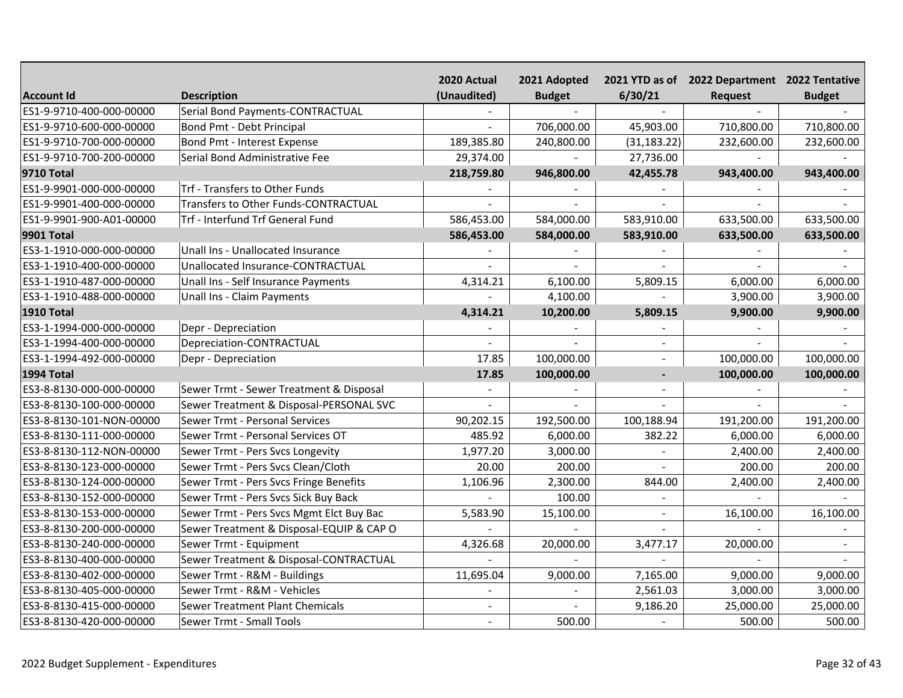| Account Id | Description | 2020 Actual (Unaudited) | 2021 Adopted Budget | 2021 YTD as of 6/30/21 | 2022 Department Request | 2022 Tentative Budget |
|---|---|---|---|---|---|---|
| ES1-9-9710-400-000-00000 | Serial Bond Payments-CONTRACTUAL | - | - | - | - | - |
| ES1-9-9710-600-000-00000 | Bond Pmt - Debt Principal | - | 706,000.00 | 45,903.00 | 710,800.00 | 710,800.00 |
| ES1-9-9710-700-000-00000 | Bond Pmt - Interest Expense | 189,385.80 | 240,800.00 | (31,183.22) | 232,600.00 | 232,600.00 |
| ES1-9-9710-700-200-00000 | Serial Bond Administrative Fee | 29,374.00 | - | 27,736.00 | - | - |
| **9710 Total** | | **218,759.80** | **946,800.00** | **42,455.78** | **943,400.00** | **943,400.00** |
| ES1-9-9901-000-000-00000 | Trf - Transfers to Other Funds | - | - | - | - | - |
| ES1-9-9901-400-000-00000 | Transfers to Other Funds-CONTRACTUAL | - | - | - | - | - |
| ES1-9-9901-900-A01-00000 | Trf - Interfund Trf General Fund | 586,453.00 | 584,000.00 | 583,910.00 | 633,500.00 | 633,500.00 |
| **9901 Total** | | **586,453.00** | **584,000.00** | **583,910.00** | **633,500.00** | **633,500.00** |
| ES3-1-1910-000-000-00000 | Unall Ins - Unallocated Insurance | - | - | - | - | - |
| ES3-1-1910-400-000-00000 | Unallocated Insurance-CONTRACTUAL | - | - | - | - | - |
| ES3-1-1910-487-000-00000 | Unall Ins - Self Insurance Payments | 4,314.21 | 6,100.00 | 5,809.15 | 6,000.00 | 6,000.00 |
| ES3-1-1910-488-000-00000 | Unall Ins - Claim Payments | - | 4,100.00 | - | 3,900.00 | 3,900.00 |
| **1910 Total** | | **4,314.21** | **10,200.00** | **5,809.15** | **9,900.00** | **9,900.00** |
| ES3-1-1994-000-000-00000 | Depr - Depreciation | - | - | - | - | - |
| ES3-1-1994-400-000-00000 | Depreciation-CONTRACTUAL | - | - | - | - | - |
| ES3-1-1994-492-000-00000 | Depr - Depreciation | 17.85 | 100,000.00 | - | 100,000.00 | 100,000.00 |
| **1994 Total** | | **17.85** | **100,000.00** | **-** | **100,000.00** | **100,000.00** |
| ES3-8-8130-000-000-00000 | Sewer Trmt - Sewer Treatment & Disposal | - | - | - | - | - |
| ES3-8-8130-100-000-00000 | Sewer Treatment & Disposal-PERSONAL SVC | - | - | - | - | - |
| ES3-8-8130-101-NON-00000 | Sewer Trmt - Personal Services | 90,202.15 | 192,500.00 | 100,188.94 | 191,200.00 | 191,200.00 |
| ES3-8-8130-111-000-00000 | Sewer Trmt - Personal Services OT | 485.92 | 6,000.00 | 382.22 | 6,000.00 | 6,000.00 |
| ES3-8-8130-112-NON-00000 | Sewer Trmt - Pers Svcs Longevity | 1,977.20 | 3,000.00 | - | 2,400.00 | 2,400.00 |
| ES3-8-8130-123-000-00000 | Sewer Trmt - Pers Svcs Clean/Cloth | 20.00 | 200.00 | - | 200.00 | 200.00 |
| ES3-8-8130-124-000-00000 | Sewer Trmt - Pers Svcs Fringe Benefits | 1,106.96 | 2,300.00 | 844.00 | 2,400.00 | 2,400.00 |
| ES3-8-8130-152-000-00000 | Sewer Trmt - Pers Svcs Sick Buy Back | - | 100.00 | - | - | - |
| ES3-8-8130-153-000-00000 | Sewer Trmt - Pers Svcs Mgmt Elct Buy Bac | 5,583.90 | 15,100.00 | - | 16,100.00 | 16,100.00 |
| ES3-8-8130-200-000-00000 | Sewer Treatment & Disposal-EQUIP & CAP O | - | - | - | - | - |
| ES3-8-8130-240-000-00000 | Sewer Trmt - Equipment | 4,326.68 | 20,000.00 | 3,477.17 | 20,000.00 | - |
| ES3-8-8130-400-000-00000 | Sewer Treatment & Disposal-CONTRACTUAL | - | - | - | - | - |
| ES3-8-8130-402-000-00000 | Sewer Trmt - R&M - Buildings | 11,695.04 | 9,000.00 | 7,165.00 | 9,000.00 | 9,000.00 |
| ES3-8-8130-405-000-00000 | Sewer Trmt - R&M - Vehicles | - | - | 2,561.03 | 3,000.00 | 3,000.00 |
| ES3-8-8130-415-000-00000 | Sewer Treatment Plant Chemicals | - | - | 9,186.20 | 25,000.00 | 25,000.00 |
| ES3-8-8130-420-000-00000 | Sewer Trmt - Small Tools | - | 500.00 | - | 500.00 | 500.00 |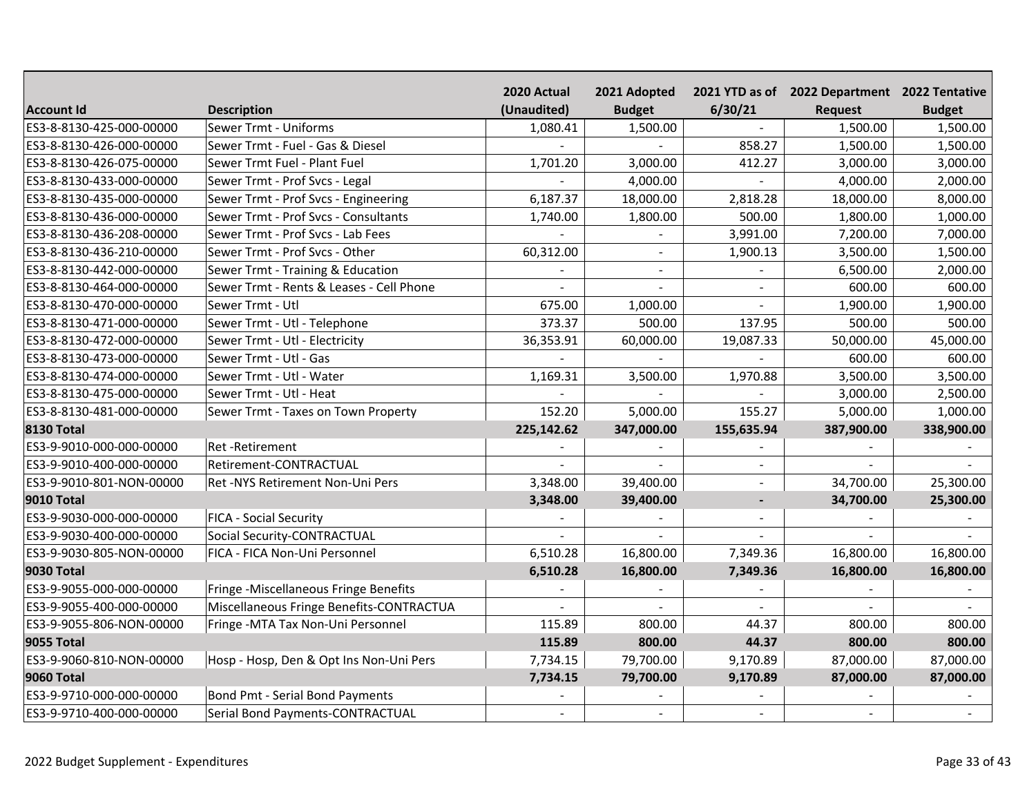| Account Id | Description | 2020 Actual (Unaudited) | 2021 Adopted Budget | 2021 YTD as of 6/30/21 | 2022 Department Request | 2022 Tentative Budget |
|---|---|---|---|---|---|---|
| ES3-8-8130-425-000-00000 | Sewer Trmt - Uniforms | 1,080.41 | 1,500.00 | - | 1,500.00 | 1,500.00 |
| ES3-8-8130-426-000-00000 | Sewer Trmt - Fuel - Gas & Diesel | - | - | 858.27 | 1,500.00 | 1,500.00 |
| ES3-8-8130-426-075-00000 | Sewer Trmt Fuel - Plant Fuel | 1,701.20 | 3,000.00 | 412.27 | 3,000.00 | 3,000.00 |
| ES3-8-8130-433-000-00000 | Sewer Trmt - Prof Svcs - Legal | - | 4,000.00 | - | 4,000.00 | 2,000.00 |
| ES3-8-8130-435-000-00000 | Sewer Trmt - Prof Svcs - Engineering | 6,187.37 | 18,000.00 | 2,818.28 | 18,000.00 | 8,000.00 |
| ES3-8-8130-436-000-00000 | Sewer Trmt - Prof Svcs - Consultants | 1,740.00 | 1,800.00 | 500.00 | 1,800.00 | 1,000.00 |
| ES3-8-8130-436-208-00000 | Sewer Trmt - Prof Svcs - Lab Fees | - | - | 3,991.00 | 7,200.00 | 7,000.00 |
| ES3-8-8130-436-210-00000 | Sewer Trmt - Prof Svcs - Other | 60,312.00 | - | 1,900.13 | 3,500.00 | 1,500.00 |
| ES3-8-8130-442-000-00000 | Sewer Trmt - Training & Education | - | - | - | 6,500.00 | 2,000.00 |
| ES3-8-8130-464-000-00000 | Sewer Trmt - Rents & Leases - Cell Phone | - | - | - | 600.00 | 600.00 |
| ES3-8-8130-470-000-00000 | Sewer Trmt - Utl | 675.00 | 1,000.00 | - | 1,900.00 | 1,900.00 |
| ES3-8-8130-471-000-00000 | Sewer Trmt - Utl - Telephone | 373.37 | 500.00 | 137.95 | 500.00 | 500.00 |
| ES3-8-8130-472-000-00000 | Sewer Trmt - Utl - Electricity | 36,353.91 | 60,000.00 | 19,087.33 | 50,000.00 | 45,000.00 |
| ES3-8-8130-473-000-00000 | Sewer Trmt - Utl - Gas | - | - | - | 600.00 | 600.00 |
| ES3-8-8130-474-000-00000 | Sewer Trmt - Utl - Water | 1,169.31 | 3,500.00 | 1,970.88 | 3,500.00 | 3,500.00 |
| ES3-8-8130-475-000-00000 | Sewer Trmt - Utl - Heat | - | - | - | 3,000.00 | 2,500.00 |
| ES3-8-8130-481-000-00000 | Sewer Trmt - Taxes on Town Property | 152.20 | 5,000.00 | 155.27 | 5,000.00 | 1,000.00 |
| **8130 Total** | | **225,142.62** | **347,000.00** | **155,635.94** | **387,900.00** | **338,900.00** |
| ES3-9-9010-000-000-00000 | Ret -Retirement | - | - | - | - | - |
| ES3-9-9010-400-000-00000 | Retirement-CONTRACTUAL | - | - | - | - | - |
| ES3-9-9010-801-NON-00000 | Ret -NYS Retirement Non-Uni Pers | 3,348.00 | 39,400.00 | - | 34,700.00 | 25,300.00 |
| **9010 Total** | | **3,348.00** | **39,400.00** | **-** | **34,700.00** | **25,300.00** |
| ES3-9-9030-000-000-00000 | FICA - Social Security | - | - | - | - | - |
| ES3-9-9030-400-000-00000 | Social Security-CONTRACTUAL | - | - | - | - | - |
| ES3-9-9030-805-NON-00000 | FICA - FICA Non-Uni Personnel | 6,510.28 | 16,800.00 | 7,349.36 | 16,800.00 | 16,800.00 |
| **9030 Total** | | **6,510.28** | **16,800.00** | **7,349.36** | **16,800.00** | **16,800.00** |
| ES3-9-9055-000-000-00000 | Fringe -Miscellaneous Fringe Benefits | - | - | - | - | - |
| ES3-9-9055-400-000-00000 | Miscellaneous Fringe Benefits-CONTRACTUA | - | - | - | - | - |
| ES3-9-9055-806-NON-00000 | Fringe -MTA Tax Non-Uni Personnel | 115.89 | 800.00 | 44.37 | 800.00 | 800.00 |
| **9055 Total** | | **115.89** | **800.00** | **44.37** | **800.00** | **800.00** |
| ES3-9-9060-810-NON-00000 | Hosp - Hosp, Den & Opt Ins Non-Uni Pers | 7,734.15 | 79,700.00 | 9,170.89 | 87,000.00 | 87,000.00 |
| **9060 Total** | | **7,734.15** | **79,700.00** | **9,170.89** | **87,000.00** | **87,000.00** |
| ES3-9-9710-000-000-00000 | Bond Pmt - Serial Bond Payments | - | - | - | - | - |
| ES3-9-9710-400-000-00000 | Serial Bond Payments-CONTRACTUAL | - | - | - | - | - |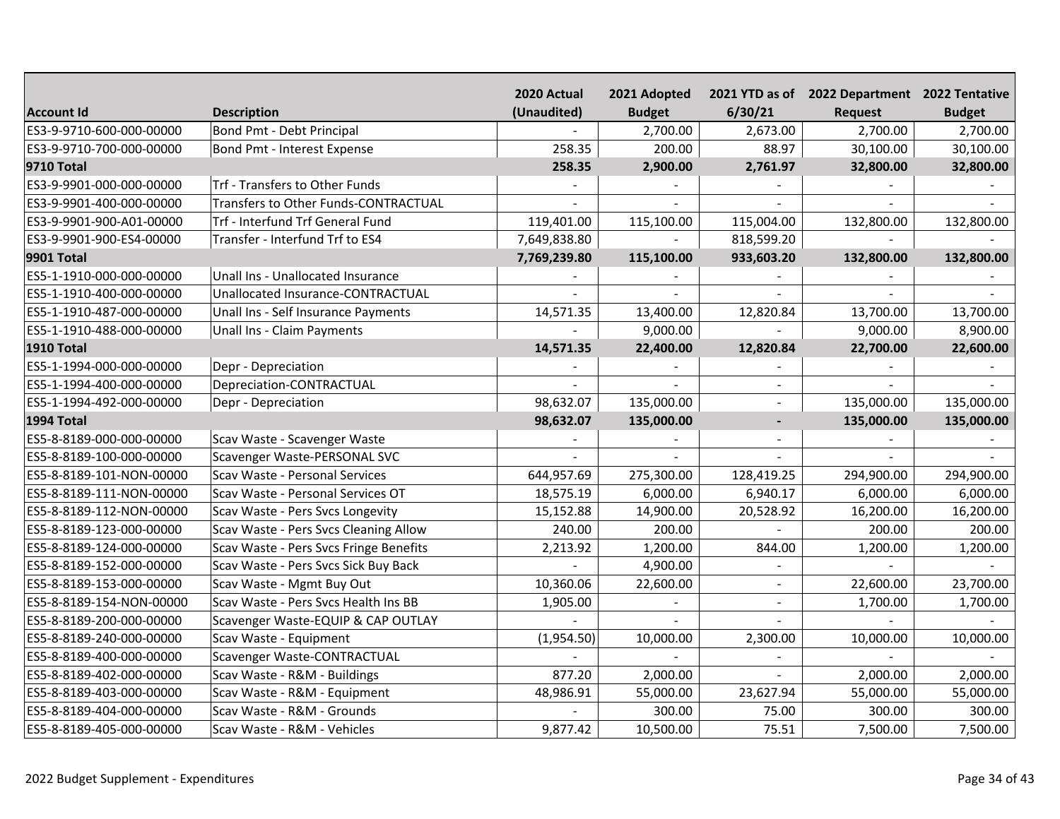| Account Id | Description | 2020 Actual (Unaudited) | 2021 Adopted Budget | 2021 YTD as of 6/30/21 | 2022 Department Request | 2022 Tentative Budget |
|---|---|---|---|---|---|---|
| ES3-9-9710-600-000-00000 | Bond Pmt - Debt Principal | - | 2,700.00 | 2,673.00 | 2,700.00 | 2,700.00 |
| ES3-9-9710-700-000-00000 | Bond Pmt - Interest Expense | 258.35 | 200.00 | 88.97 | 30,100.00 | 30,100.00 |
| **9710 Total** | | **258.35** | **2,900.00** | **2,761.97** | **32,800.00** | **32,800.00** |
| ES3-9-9901-000-000-00000 | Trf - Transfers to Other Funds | - | - | - | - | - |
| ES3-9-9901-400-000-00000 | Transfers to Other Funds-CONTRACTUAL | - | - | - | - | - |
| ES3-9-9901-900-A01-00000 | Trf - Interfund Trf General Fund | 119,401.00 | 115,100.00 | 115,004.00 | 132,800.00 | 132,800.00 |
| ES3-9-9901-900-ES4-00000 | Transfer - Interfund Trf to ES4 | 7,649,838.80 | - | 818,599.20 | - | - |
| **9901 Total** | | **7,769,239.80** | **115,100.00** | **933,603.20** | **132,800.00** | **132,800.00** |
| ES5-1-1910-000-000-00000 | Unall Ins - Unallocated Insurance | - | - | - | - | - |
| ES5-1-1910-400-000-00000 | Unallocated Insurance-CONTRACTUAL | - | - | - | - | - |
| ES5-1-1910-487-000-00000 | Unall Ins - Self Insurance Payments | 14,571.35 | 13,400.00 | 12,820.84 | 13,700.00 | 13,700.00 |
| ES5-1-1910-488-000-00000 | Unall Ins - Claim Payments | - | 9,000.00 | - | 9,000.00 | 8,900.00 |
| **1910 Total** | | **14,571.35** | **22,400.00** | **12,820.84** | **22,700.00** | **22,600.00** |
| ES5-1-1994-000-000-00000 | Depr - Depreciation | - | - | - | - | - |
| ES5-1-1994-400-000-00000 | Depreciation-CONTRACTUAL | - | - | - | - | - |
| ES5-1-1994-492-000-00000 | Depr - Depreciation | 98,632.07 | 135,000.00 | - | 135,000.00 | 135,000.00 |
| **1994 Total** | | **98,632.07** | **135,000.00** | **-** | **135,000.00** | **135,000.00** |
| ES5-8-8189-000-000-00000 | Scav Waste - Scavenger Waste | - | - | - | - | - |
| ES5-8-8189-100-000-00000 | Scavenger Waste-PERSONAL SVC | - | - | - | - | - |
| ES5-8-8189-101-NON-00000 | Scav Waste - Personal Services | 644,957.69 | 275,300.00 | 128,419.25 | 294,900.00 | 294,900.00 |
| ES5-8-8189-111-NON-00000 | Scav Waste - Personal Services OT | 18,575.19 | 6,000.00 | 6,940.17 | 6,000.00 | 6,000.00 |
| ES5-8-8189-112-NON-00000 | Scav Waste - Pers Svcs Longevity | 15,152.88 | 14,900.00 | 20,528.92 | 16,200.00 | 16,200.00 |
| ES5-8-8189-123-000-00000 | Scav Waste - Pers Svcs Cleaning Allow | 240.00 | 200.00 | - | 200.00 | 200.00 |
| ES5-8-8189-124-000-00000 | Scav Waste - Pers Svcs Fringe Benefits | 2,213.92 | 1,200.00 | 844.00 | 1,200.00 | 1,200.00 |
| ES5-8-8189-152-000-00000 | Scav Waste - Pers Svcs Sick Buy Back | - | 4,900.00 | - | - | - |
| ES5-8-8189-153-000-00000 | Scav Waste - Mgmt Buy Out | 10,360.06 | 22,600.00 | - | 22,600.00 | 23,700.00 |
| ES5-8-8189-154-NON-00000 | Scav Waste - Pers Svcs Health Ins BB | 1,905.00 | - | - | 1,700.00 | 1,700.00 |
| ES5-8-8189-200-000-00000 | Scavenger Waste-EQUIP & CAP OUTLAY | - | - | - | - | - |
| ES5-8-8189-240-000-00000 | Scav Waste - Equipment | (1,954.50) | 10,000.00 | 2,300.00 | 10,000.00 | 10,000.00 |
| ES5-8-8189-400-000-00000 | Scavenger Waste-CONTRACTUAL | - | - | - | - | - |
| ES5-8-8189-402-000-00000 | Scav Waste - R&M - Buildings | 877.20 | 2,000.00 | - | 2,000.00 | 2,000.00 |
| ES5-8-8189-403-000-00000 | Scav Waste - R&M - Equipment | 48,986.91 | 55,000.00 | 23,627.94 | 55,000.00 | 55,000.00 |
| ES5-8-8189-404-000-00000 | Scav Waste - R&M - Grounds | - | 300.00 | 75.00 | 300.00 | 300.00 |
| ES5-8-8189-405-000-00000 | Scav Waste - R&M - Vehicles | 9,877.42 | 10,500.00 | 75.51 | 7,500.00 | 7,500.00 |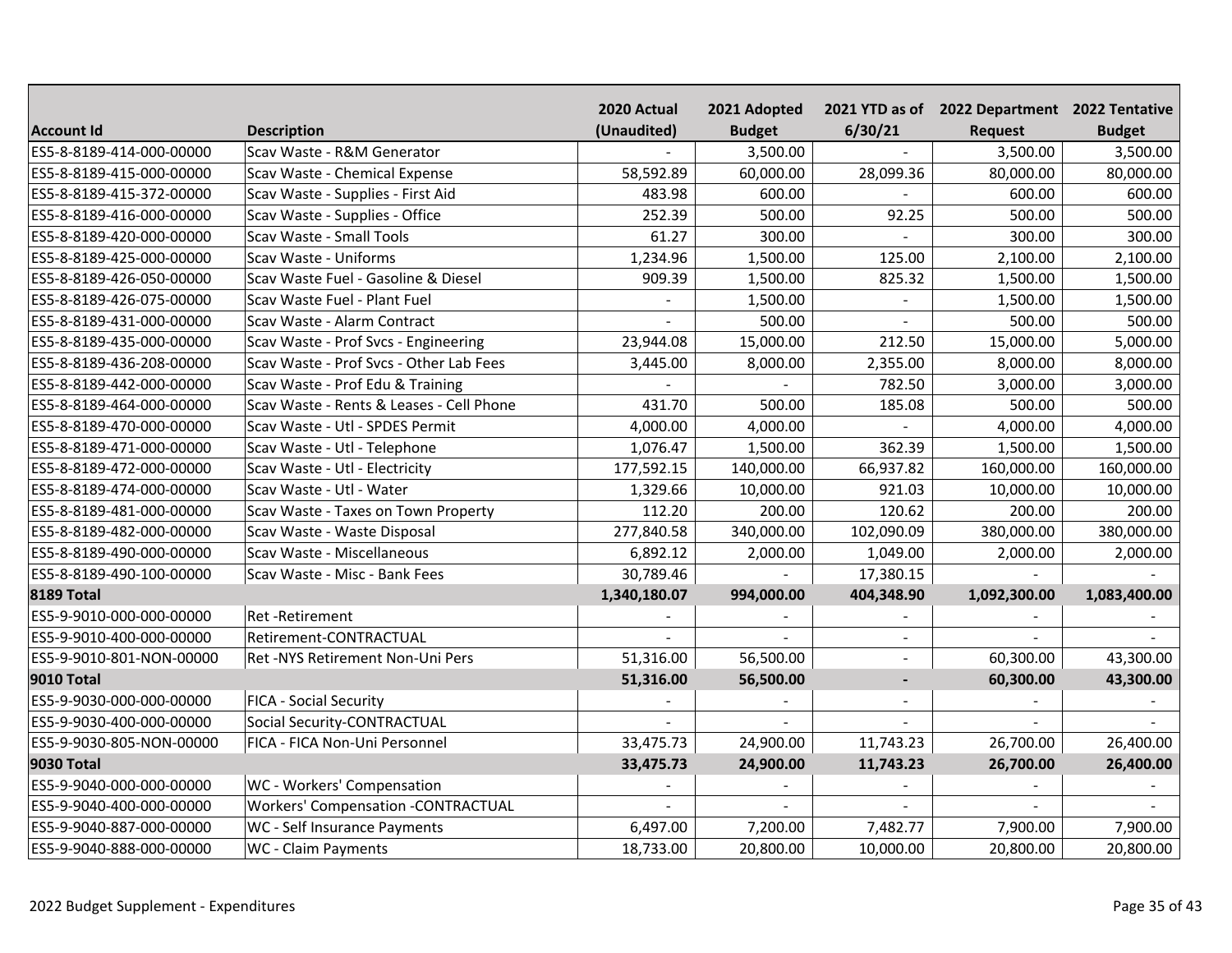| Account Id | Description | 2020 Actual (Unaudited) | 2021 Adopted Budget | 2021 YTD as of 6/30/21 | 2022 Department Request | 2022 Tentative Budget |
|---|---|---|---|---|---|---|
| ES5-8-8189-414-000-00000 | Scav Waste - R&M Generator | - | 3,500.00 | - | 3,500.00 | 3,500.00 |
| ES5-8-8189-415-000-00000 | Scav Waste - Chemical Expense | 58,592.89 | 60,000.00 | 28,099.36 | 80,000.00 | 80,000.00 |
| ES5-8-8189-415-372-00000 | Scav Waste - Supplies - First Aid | 483.98 | 600.00 | - | 600.00 | 600.00 |
| ES5-8-8189-416-000-00000 | Scav Waste - Supplies - Office | 252.39 | 500.00 | 92.25 | 500.00 | 500.00 |
| ES5-8-8189-420-000-00000 | Scav Waste - Small Tools | 61.27 | 300.00 | - | 300.00 | 300.00 |
| ES5-8-8189-425-000-00000 | Scav Waste - Uniforms | 1,234.96 | 1,500.00 | 125.00 | 2,100.00 | 2,100.00 |
| ES5-8-8189-426-050-00000 | Scav Waste Fuel - Gasoline & Diesel | 909.39 | 1,500.00 | 825.32 | 1,500.00 | 1,500.00 |
| ES5-8-8189-426-075-00000 | Scav Waste Fuel - Plant Fuel | - | 1,500.00 | - | 1,500.00 | 1,500.00 |
| ES5-8-8189-431-000-00000 | Scav Waste - Alarm Contract | - | 500.00 | - | 500.00 | 500.00 |
| ES5-8-8189-435-000-00000 | Scav Waste - Prof Svcs - Engineering | 23,944.08 | 15,000.00 | 212.50 | 15,000.00 | 5,000.00 |
| ES5-8-8189-436-208-00000 | Scav Waste - Prof Svcs - Other Lab Fees | 3,445.00 | 8,000.00 | 2,355.00 | 8,000.00 | 8,000.00 |
| ES5-8-8189-442-000-00000 | Scav Waste - Prof Edu & Training | - | - | 782.50 | 3,000.00 | 3,000.00 |
| ES5-8-8189-464-000-00000 | Scav Waste - Rents & Leases - Cell Phone | 431.70 | 500.00 | 185.08 | 500.00 | 500.00 |
| ES5-8-8189-470-000-00000 | Scav Waste - Utl - SPDES Permit | 4,000.00 | 4,000.00 | - | 4,000.00 | 4,000.00 |
| ES5-8-8189-471-000-00000 | Scav Waste - Utl - Telephone | 1,076.47 | 1,500.00 | 362.39 | 1,500.00 | 1,500.00 |
| ES5-8-8189-472-000-00000 | Scav Waste - Utl - Electricity | 177,592.15 | 140,000.00 | 66,937.82 | 160,000.00 | 160,000.00 |
| ES5-8-8189-474-000-00000 | Scav Waste - Utl - Water | 1,329.66 | 10,000.00 | 921.03 | 10,000.00 | 10,000.00 |
| ES5-8-8189-481-000-00000 | Scav Waste - Taxes on Town Property | 112.20 | 200.00 | 120.62 | 200.00 | 200.00 |
| ES5-8-8189-482-000-00000 | Scav Waste - Waste Disposal | 277,840.58 | 340,000.00 | 102,090.09 | 380,000.00 | 380,000.00 |
| ES5-8-8189-490-000-00000 | Scav Waste - Miscellaneous | 6,892.12 | 2,000.00 | 1,049.00 | 2,000.00 | 2,000.00 |
| ES5-8-8189-490-100-00000 | Scav Waste - Misc - Bank Fees | 30,789.46 | - | 17,380.15 | - | - |
| **8189 Total** | | **1,340,180.07** | **994,000.00** | **404,348.90** | **1,092,300.00** | **1,083,400.00** |
| ES5-9-9010-000-000-00000 | Ret -Retirement | - | - | - | - | - |
| ES5-9-9010-400-000-00000 | Retirement-CONTRACTUAL | - | - | - | - | - |
| ES5-9-9010-801-NON-00000 | Ret -NYS Retirement Non-Uni Pers | 51,316.00 | 56,500.00 | - | 60,300.00 | 43,300.00 |
| **9010 Total** | | **51,316.00** | **56,500.00** | **-** | **60,300.00** | **43,300.00** |
| ES5-9-9030-000-000-00000 | FICA - Social Security | - | - | - | - | - |
| ES5-9-9030-400-000-00000 | Social Security-CONTRACTUAL | - | - | - | - | - |
| ES5-9-9030-805-NON-00000 | FICA - FICA Non-Uni Personnel | 33,475.73 | 24,900.00 | 11,743.23 | 26,700.00 | 26,400.00 |
| **9030 Total** | | **33,475.73** | **24,900.00** | **11,743.23** | **26,700.00** | **26,400.00** |
| ES5-9-9040-000-000-00000 | WC - Workers' Compensation | - | - | - | - | - |
| ES5-9-9040-400-000-00000 | Workers' Compensation -CONTRACTUAL | - | - | - | - | - |
| ES5-9-9040-887-000-00000 | WC - Self Insurance Payments | 6,497.00 | 7,200.00 | 7,482.77 | 7,900.00 | 7,900.00 |
| ES5-9-9040-888-000-00000 | WC - Claim Payments | 18,733.00 | 20,800.00 | 10,000.00 | 20,800.00 | 20,800.00 |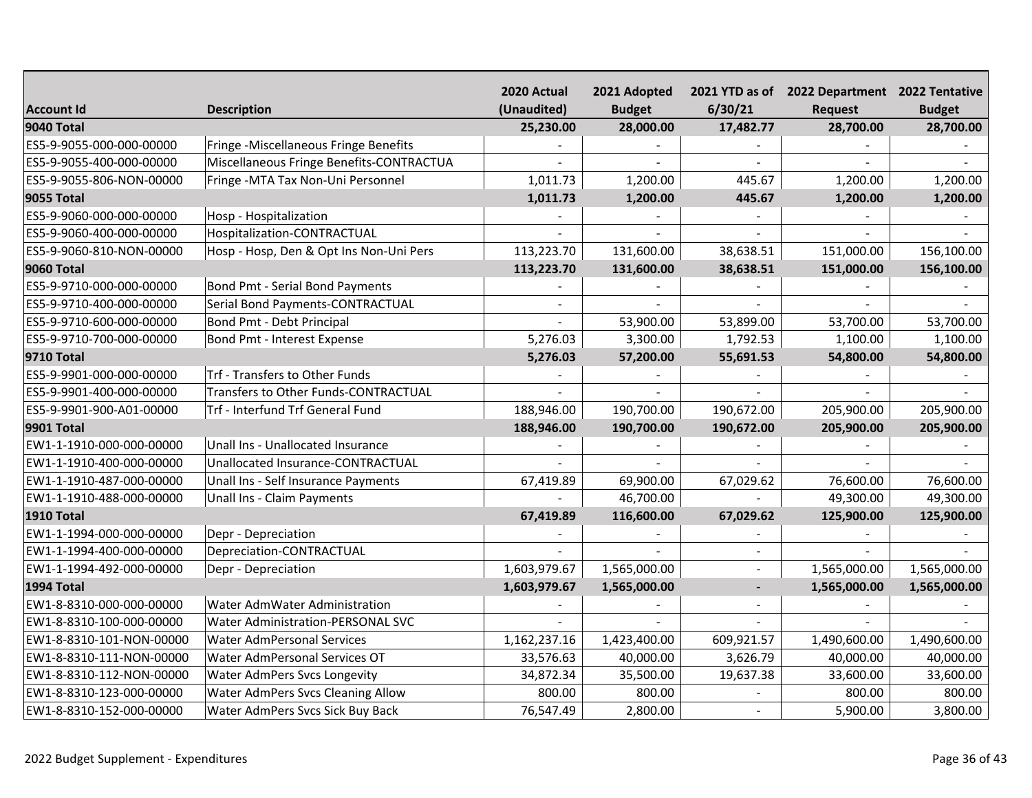| Account Id | Description | 2020 Actual (Unaudited) | 2021 Adopted Budget | 2021 YTD as of 6/30/21 | 2022 Department Request | 2022 Tentative Budget |
|---|---|---|---|---|---|---|
| **9040 Total** | | **25,230.00** | **28,000.00** | **17,482.77** | **28,700.00** | **28,700.00** |
| ES5-9-9055-000-000-00000 | Fringe -Miscellaneous Fringe Benefits | - | - | - | - | - |
| ES5-9-9055-400-000-00000 | Miscellaneous Fringe Benefits-CONTRACTUA | - | - | - | - | - |
| ES5-9-9055-806-NON-00000 | Fringe -MTA Tax Non-Uni Personnel | 1,011.73 | 1,200.00 | 445.67 | 1,200.00 | 1,200.00 |
| **9055 Total** | | **1,011.73** | **1,200.00** | **445.67** | **1,200.00** | **1,200.00** |
| ES5-9-9060-000-000-00000 | Hosp - Hospitalization | - | - | - | - | - |
| ES5-9-9060-400-000-00000 | Hospitalization-CONTRACTUAL | - | - | - | - | - |
| ES5-9-9060-810-NON-00000 | Hosp - Hosp, Den & Opt Ins Non-Uni Pers | 113,223.70 | 131,600.00 | 38,638.51 | 151,000.00 | 156,100.00 |
| **9060 Total** | | **113,223.70** | **131,600.00** | **38,638.51** | **151,000.00** | **156,100.00** |
| ES5-9-9710-000-000-00000 | Bond Pmt - Serial Bond Payments | - | - | - | - | - |
| ES5-9-9710-400-000-00000 | Serial Bond Payments-CONTRACTUAL | - | - | - | - | - |
| ES5-9-9710-600-000-00000 | Bond Pmt - Debt Principal | - | 53,900.00 | 53,899.00 | 53,700.00 | 53,700.00 |
| ES5-9-9710-700-000-00000 | Bond Pmt - Interest Expense | 5,276.03 | 3,300.00 | 1,792.53 | 1,100.00 | 1,100.00 |
| **9710 Total** | | **5,276.03** | **57,200.00** | **55,691.53** | **54,800.00** | **54,800.00** |
| ES5-9-9901-000-000-00000 | Trf - Transfers to Other Funds | - | - | - | - | - |
| ES5-9-9901-400-000-00000 | Transfers to Other Funds-CONTRACTUAL | - | - | - | - | - |
| ES5-9-9901-900-A01-00000 | Trf - Interfund Trf General Fund | 188,946.00 | 190,700.00 | 190,672.00 | 205,900.00 | 205,900.00 |
| **9901 Total** | | **188,946.00** | **190,700.00** | **190,672.00** | **205,900.00** | **205,900.00** |
| EW1-1-1910-000-000-00000 | Unall Ins - Unallocated Insurance | - | - | - | - | - |
| EW1-1-1910-400-000-00000 | Unallocated Insurance-CONTRACTUAL | - | - | - | - | - |
| EW1-1-1910-487-000-00000 | Unall Ins - Self Insurance Payments | 67,419.89 | 69,900.00 | 67,029.62 | 76,600.00 | 76,600.00 |
| EW1-1-1910-488-000-00000 | Unall Ins - Claim Payments | - | 46,700.00 | - | 49,300.00 | 49,300.00 |
| **1910 Total** | | **67,419.89** | **116,600.00** | **67,029.62** | **125,900.00** | **125,900.00** |
| EW1-1-1994-000-000-00000 | Depr - Depreciation | - | - | - | - | - |
| EW1-1-1994-400-000-00000 | Depreciation-CONTRACTUAL | - | - | - | - | - |
| EW1-1-1994-492-000-00000 | Depr - Depreciation | 1,603,979.67 | 1,565,000.00 | - | 1,565,000.00 | 1,565,000.00 |
| **1994 Total** | | **1,603,979.67** | **1,565,000.00** | **-** | **1,565,000.00** | **1,565,000.00** |
| EW1-8-8310-000-000-00000 | Water AdmWater Administration | - | - | - | - | - |
| EW1-8-8310-100-000-00000 | Water Administration-PERSONAL SVC | - | - | - | - | - |
| EW1-8-8310-101-NON-00000 | Water AdmPersonal Services | 1,162,237.16 | 1,423,400.00 | 609,921.57 | 1,490,600.00 | 1,490,600.00 |
| EW1-8-8310-111-NON-00000 | Water AdmPersonal Services OT | 33,576.63 | 40,000.00 | 3,626.79 | 40,000.00 | 40,000.00 |
| EW1-8-8310-112-NON-00000 | Water AdmPers Svcs Longevity | 34,872.34 | 35,500.00 | 19,637.38 | 33,600.00 | 33,600.00 |
| EW1-8-8310-123-000-00000 | Water AdmPers Svcs Cleaning Allow | 800.00 | 800.00 | - | 800.00 | 800.00 |
| EW1-8-8310-152-000-00000 | Water AdmPers Svcs Sick Buy Back | 76,547.49 | 2,800.00 | - | 5,900.00 | 3,800.00 |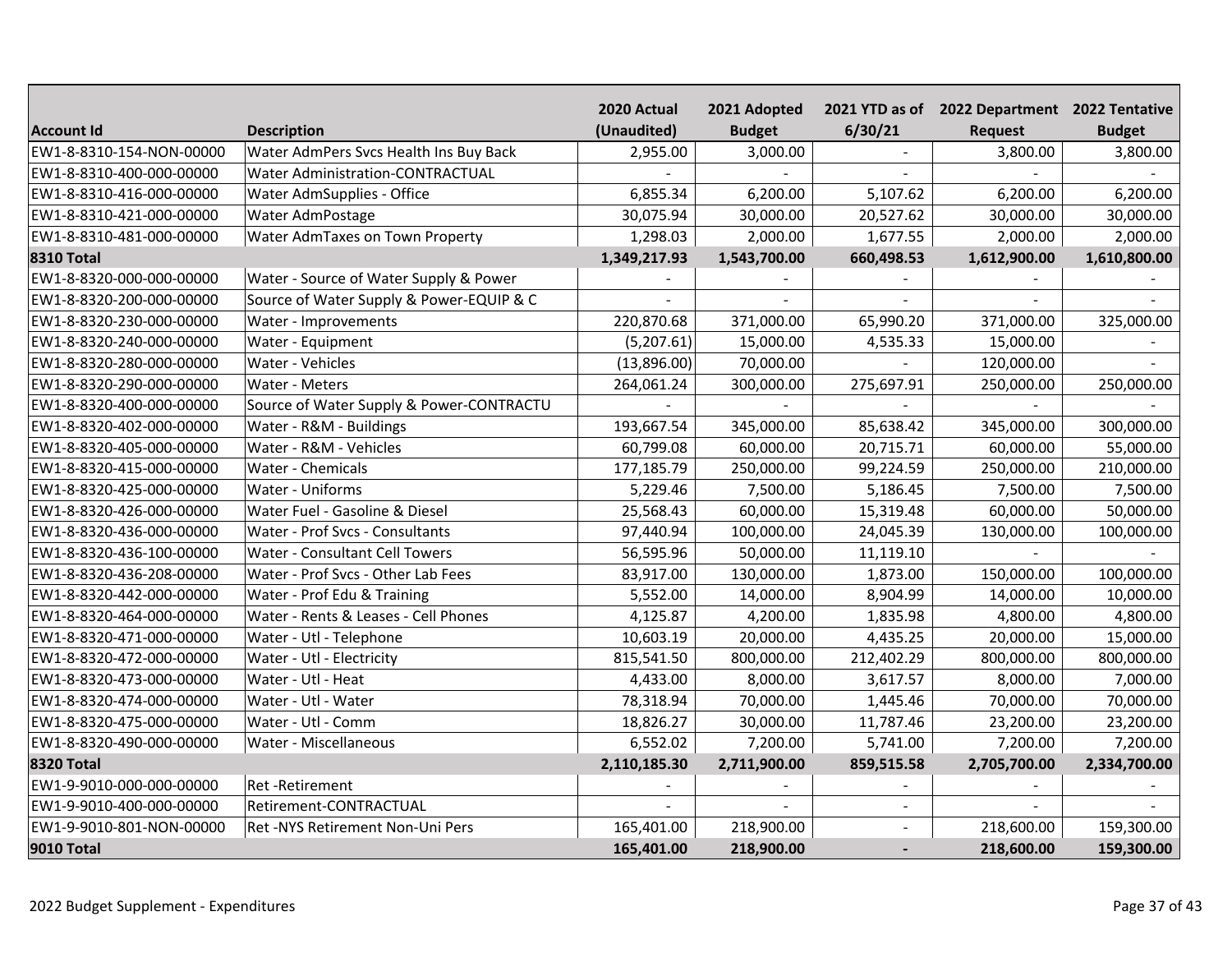| Account Id | Description | 2020 Actual (Unaudited) | 2021 Adopted Budget | 2021 YTD as of 6/30/21 | 2022 Department Request | 2022 Tentative Budget |
|---|---|---|---|---|---|---|
| EW1-8-8310-154-NON-00000 | Water AdmPers Svcs Health Ins Buy Back | 2,955.00 | 3,000.00 | - | 3,800.00 | 3,800.00 |
| EW1-8-8310-400-000-00000 | Water Administration-CONTRACTUAL | - | - | - | - | - |
| EW1-8-8310-416-000-00000 | Water AdmSupplies - Office | 6,855.34 | 6,200.00 | 5,107.62 | 6,200.00 | 6,200.00 |
| EW1-8-8310-421-000-00000 | Water AdmPostage | 30,075.94 | 30,000.00 | 20,527.62 | 30,000.00 | 30,000.00 |
| EW1-8-8310-481-000-00000 | Water AdmTaxes on Town Property | 1,298.03 | 2,000.00 | 1,677.55 | 2,000.00 | 2,000.00 |
| **8310 Total** | | **1,349,217.93** | **1,543,700.00** | **660,498.53** | **1,612,900.00** | **1,610,800.00** |
| EW1-8-8320-000-000-00000 | Water - Source of Water Supply & Power | - | - | - | - | - |
| EW1-8-8320-200-000-00000 | Source of Water Supply & Power-EQUIP & C | - | - | - | - | - |
| EW1-8-8320-230-000-00000 | Water - Improvements | 220,870.68 | 371,000.00 | 65,990.20 | 371,000.00 | 325,000.00 |
| EW1-8-8320-240-000-00000 | Water - Equipment | (5,207.61) | 15,000.00 | 4,535.33 | 15,000.00 | - |
| EW1-8-8320-280-000-00000 | Water - Vehicles | (13,896.00) | 70,000.00 | - | 120,000.00 | - |
| EW1-8-8320-290-000-00000 | Water - Meters | 264,061.24 | 300,000.00 | 275,697.91 | 250,000.00 | 250,000.00 |
| EW1-8-8320-400-000-00000 | Source of Water Supply & Power-CONTRACTU | - | - | - | - | - |
| EW1-8-8320-402-000-00000 | Water - R&M - Buildings | 193,667.54 | 345,000.00 | 85,638.42 | 345,000.00 | 300,000.00 |
| EW1-8-8320-405-000-00000 | Water - R&M - Vehicles | 60,799.08 | 60,000.00 | 20,715.71 | 60,000.00 | 55,000.00 |
| EW1-8-8320-415-000-00000 | Water - Chemicals | 177,185.79 | 250,000.00 | 99,224.59 | 250,000.00 | 210,000.00 |
| EW1-8-8320-425-000-00000 | Water - Uniforms | 5,229.46 | 7,500.00 | 5,186.45 | 7,500.00 | 7,500.00 |
| EW1-8-8320-426-000-00000 | Water Fuel - Gasoline & Diesel | 25,568.43 | 60,000.00 | 15,319.48 | 60,000.00 | 50,000.00 |
| EW1-8-8320-436-000-00000 | Water - Prof Svcs - Consultants | 97,440.94 | 100,000.00 | 24,045.39 | 130,000.00 | 100,000.00 |
| EW1-8-8320-436-100-00000 | Water - Consultant Cell Towers | 56,595.96 | 50,000.00 | 11,119.10 | - | - |
| EW1-8-8320-436-208-00000 | Water - Prof Svcs - Other Lab Fees | 83,917.00 | 130,000.00 | 1,873.00 | 150,000.00 | 100,000.00 |
| EW1-8-8320-442-000-00000 | Water - Prof Edu & Training | 5,552.00 | 14,000.00 | 8,904.99 | 14,000.00 | 10,000.00 |
| EW1-8-8320-464-000-00000 | Water - Rents & Leases - Cell Phones | 4,125.87 | 4,200.00 | 1,835.98 | 4,800.00 | 4,800.00 |
| EW1-8-8320-471-000-00000 | Water - Utl - Telephone | 10,603.19 | 20,000.00 | 4,435.25 | 20,000.00 | 15,000.00 |
| EW1-8-8320-472-000-00000 | Water - Utl - Electricity | 815,541.50 | 800,000.00 | 212,402.29 | 800,000.00 | 800,000.00 |
| EW1-8-8320-473-000-00000 | Water - Utl - Heat | 4,433.00 | 8,000.00 | 3,617.57 | 8,000.00 | 7,000.00 |
| EW1-8-8320-474-000-00000 | Water - Utl - Water | 78,318.94 | 70,000.00 | 1,445.46 | 70,000.00 | 70,000.00 |
| EW1-8-8320-475-000-00000 | Water - Utl - Comm | 18,826.27 | 30,000.00 | 11,787.46 | 23,200.00 | 23,200.00 |
| EW1-8-8320-490-000-00000 | Water - Miscellaneous | 6,552.02 | 7,200.00 | 5,741.00 | 7,200.00 | 7,200.00 |
| **8320 Total** | | **2,110,185.30** | **2,711,900.00** | **859,515.58** | **2,705,700.00** | **2,334,700.00** |
| EW1-9-9010-000-000-00000 | Ret -Retirement | - | - | - | - | - |
| EW1-9-9010-400-000-00000 | Retirement-CONTRACTUAL | - | - | - | - | - |
| EW1-9-9010-801-NON-00000 | Ret -NYS Retirement Non-Uni Pers | 165,401.00 | 218,900.00 | - | 218,600.00 | 159,300.00 |
| **9010 Total** | | **165,401.00** | **218,900.00** | **-** | **218,600.00** | **159,300.00** |

2022 Budget Supplement - Expenditures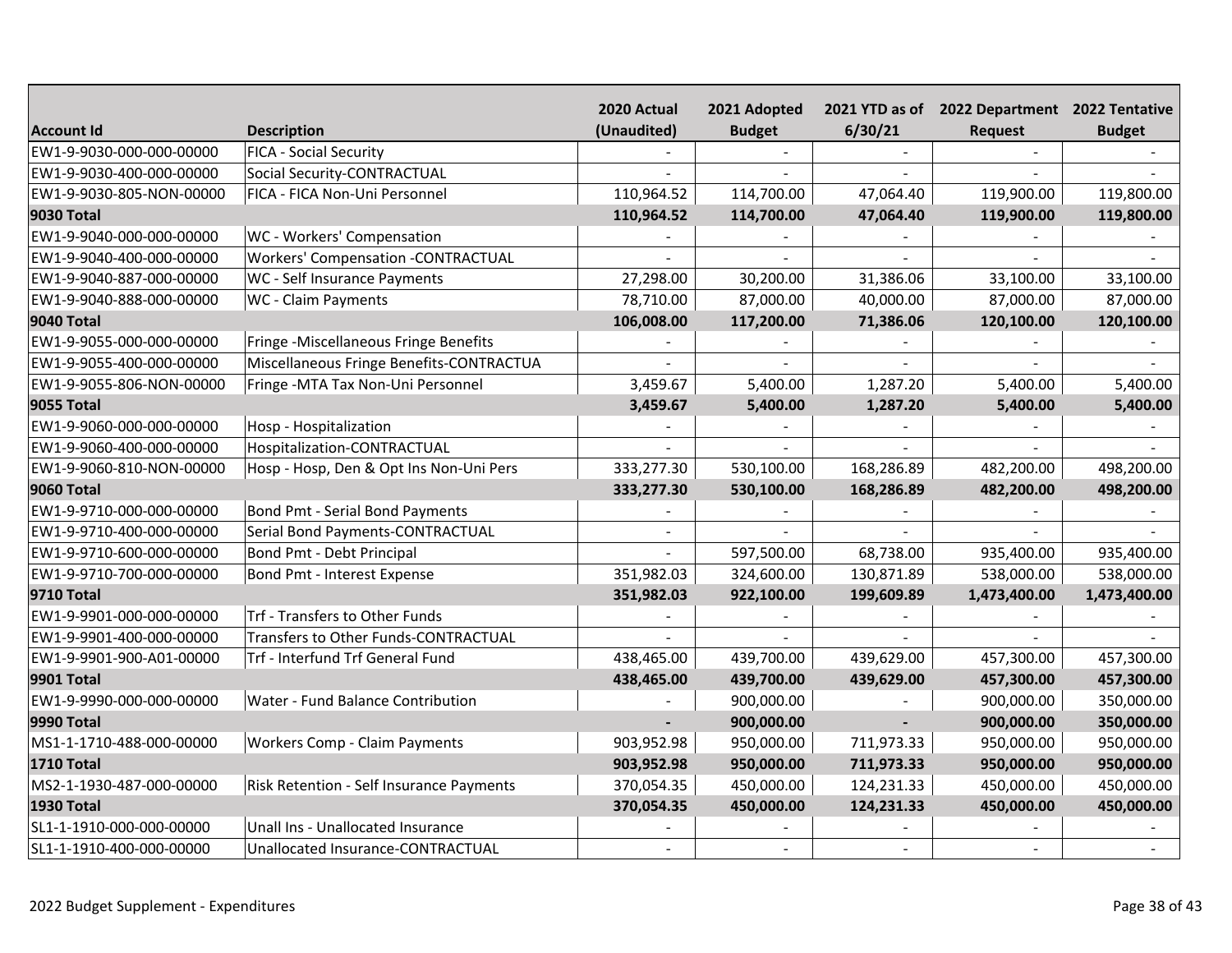| Account Id | Description | 2020 Actual (Unaudited) | 2021 Adopted Budget | 2021 YTD as of 6/30/21 | 2022 Department Request | 2022 Tentative Budget |
|---|---|---|---|---|---|---|
| EW1-9-9030-000-000-00000 | FICA - Social Security | - | - | - | - | - |
| EW1-9-9030-400-000-00000 | Social Security-CONTRACTUAL | - | - | - | - | - |
| EW1-9-9030-805-NON-00000 | FICA - FICA Non-Uni Personnel | 110,964.52 | 114,700.00 | 47,064.40 | 119,900.00 | 119,800.00 |
| **9030 Total** | | **110,964.52** | **114,700.00** | **47,064.40** | **119,900.00** | **119,800.00** |
| EW1-9-9040-000-000-00000 | WC - Workers' Compensation | - | - | - | - | - |
| EW1-9-9040-400-000-00000 | Workers' Compensation -CONTRACTUAL | - | - | - | - | - |
| EW1-9-9040-887-000-00000 | WC - Self Insurance Payments | 27,298.00 | 30,200.00 | 31,386.06 | 33,100.00 | 33,100.00 |
| EW1-9-9040-888-000-00000 | WC - Claim Payments | 78,710.00 | 87,000.00 | 40,000.00 | 87,000.00 | 87,000.00 |
| **9040 Total** | | **106,008.00** | **117,200.00** | **71,386.06** | **120,100.00** | **120,100.00** |
| EW1-9-9055-000-000-00000 | Fringe -Miscellaneous Fringe Benefits | - | - | - | - | - |
| EW1-9-9055-400-000-00000 | Miscellaneous Fringe Benefits-CONTRACTUA | - | - | - | - | - |
| EW1-9-9055-806-NON-00000 | Fringe -MTA Tax Non-Uni Personnel | 3,459.67 | 5,400.00 | 1,287.20 | 5,400.00 | 5,400.00 |
| **9055 Total** | | **3,459.67** | **5,400.00** | **1,287.20** | **5,400.00** | **5,400.00** |
| EW1-9-9060-000-000-00000 | Hosp - Hospitalization | - | - | - | - | - |
| EW1-9-9060-400-000-00000 | Hospitalization-CONTRACTUAL | - | - | - | - | - |
| EW1-9-9060-810-NON-00000 | Hosp - Hosp, Den & Opt Ins Non-Uni Pers | 333,277.30 | 530,100.00 | 168,286.89 | 482,200.00 | 498,200.00 |
| **9060 Total** | | **333,277.30** | **530,100.00** | **168,286.89** | **482,200.00** | **498,200.00** |
| EW1-9-9710-000-000-00000 | Bond Pmt - Serial Bond Payments | - | - | - | - | - |
| EW1-9-9710-400-000-00000 | Serial Bond Payments-CONTRACTUAL | - | - | - | - | - |
| EW1-9-9710-600-000-00000 | Bond Pmt - Debt Principal | - | 597,500.00 | 68,738.00 | 935,400.00 | 935,400.00 |
| EW1-9-9710-700-000-00000 | Bond Pmt - Interest Expense | 351,982.03 | 324,600.00 | 130,871.89 | 538,000.00 | 538,000.00 |
| **9710 Total** | | **351,982.03** | **922,100.00** | **199,609.89** | **1,473,400.00** | **1,473,400.00** |
| EW1-9-9901-000-000-00000 | Trf - Transfers to Other Funds | - | - | - | - | - |
| EW1-9-9901-400-000-00000 | Transfers to Other Funds-CONTRACTUAL | - | - | - | - | - |
| EW1-9-9901-900-A01-00000 | Trf - Interfund Trf General Fund | 438,465.00 | 439,700.00 | 439,629.00 | 457,300.00 | 457,300.00 |
| **9901 Total** | | **438,465.00** | **439,700.00** | **439,629.00** | **457,300.00** | **457,300.00** |
| EW1-9-9990-000-000-00000 | Water - Fund Balance Contribution | - | 900,000.00 | - | 900,000.00 | 350,000.00 |
| **9990 Total** | | **-** | **900,000.00** | **-** | **900,000.00** | **350,000.00** |
| MS1-1-1710-488-000-00000 | Workers Comp - Claim Payments | 903,952.98 | 950,000.00 | 711,973.33 | 950,000.00 | 950,000.00 |
| **1710 Total** | | **903,952.98** | **950,000.00** | **711,973.33** | **950,000.00** | **950,000.00** |
| MS2-1-1930-487-000-00000 | Risk Retention - Self Insurance Payments | 370,054.35 | 450,000.00 | 124,231.33 | 450,000.00 | 450,000.00 |
| **1930 Total** | | **370,054.35** | **450,000.00** | **124,231.33** | **450,000.00** | **450,000.00** |
| SL1-1-1910-000-000-00000 | Unall Ins - Unallocated Insurance | - | - | - | - | - |
| SL1-1-1910-400-000-00000 | Unallocated Insurance-CONTRACTUAL | - | - | - | - | - |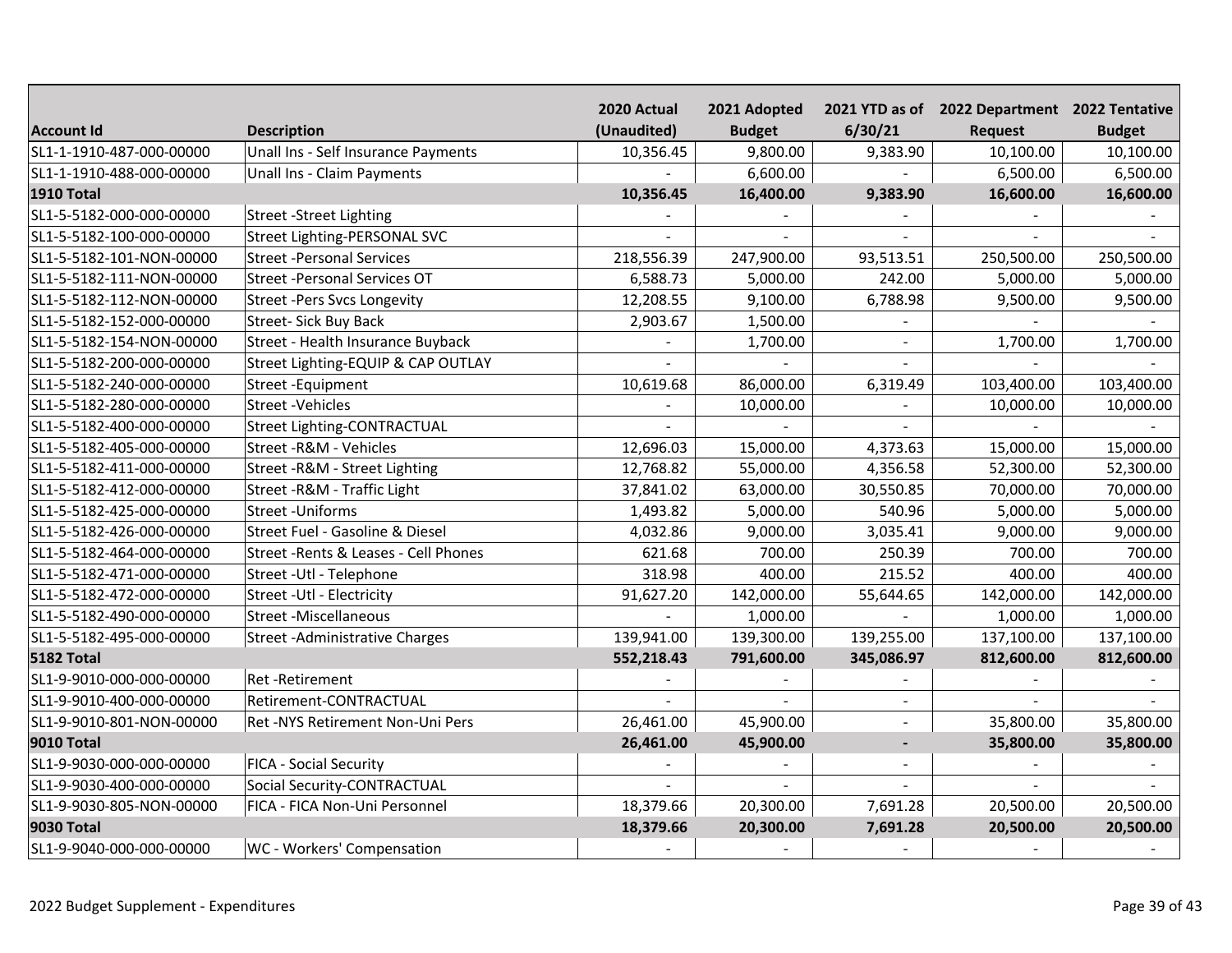| Account Id | Description | 2020 Actual (Unaudited) | 2021 Adopted Budget | 2021 YTD as of 6/30/21 | 2022 Department Request | 2022 Tentative Budget |
|---|---|---|---|---|---|---|
| SL1-1-1910-487-000-00000 | Unall Ins - Self Insurance Payments | 10,356.45 | 9,800.00 | 9,383.90 | 10,100.00 | 10,100.00 |
| SL1-1-1910-488-000-00000 | Unall Ins - Claim Payments | - | 6,600.00 | - | 6,500.00 | 6,500.00 |
| **1910 Total** | | **10,356.45** | **16,400.00** | **9,383.90** | **16,600.00** | **16,600.00** |
| SL1-5-5182-000-000-00000 | Street -Street Lighting | - | - | - | - | - |
| SL1-5-5182-100-000-00000 | Street Lighting-PERSONAL SVC | - | - | - | - | - |
| SL1-5-5182-101-NON-00000 | Street -Personal Services | 218,556.39 | 247,900.00 | 93,513.51 | 250,500.00 | 250,500.00 |
| SL1-5-5182-111-NON-00000 | Street -Personal Services OT | 6,588.73 | 5,000.00 | 242.00 | 5,000.00 | 5,000.00 |
| SL1-5-5182-112-NON-00000 | Street -Pers Svcs Longevity | 12,208.55 | 9,100.00 | 6,788.98 | 9,500.00 | 9,500.00 |
| SL1-5-5182-152-000-00000 | Street- Sick Buy Back | 2,903.67 | 1,500.00 | - | - | - |
| SL1-5-5182-154-NON-00000 | Street - Health Insurance Buyback | - | 1,700.00 | - | 1,700.00 | 1,700.00 |
| SL1-5-5182-200-000-00000 | Street Lighting-EQUIP & CAP OUTLAY | - | - | - | - | - |
| SL1-5-5182-240-000-00000 | Street -Equipment | 10,619.68 | 86,000.00 | 6,319.49 | 103,400.00 | 103,400.00 |
| SL1-5-5182-280-000-00000 | Street -Vehicles | - | 10,000.00 | - | 10,000.00 | 10,000.00 |
| SL1-5-5182-400-000-00000 | Street Lighting-CONTRACTUAL | - | - | - | - | - |
| SL1-5-5182-405-000-00000 | Street -R&M - Vehicles | 12,696.03 | 15,000.00 | 4,373.63 | 15,000.00 | 15,000.00 |
| SL1-5-5182-411-000-00000 | Street -R&M - Street Lighting | 12,768.82 | 55,000.00 | 4,356.58 | 52,300.00 | 52,300.00 |
| SL1-5-5182-412-000-00000 | Street -R&M - Traffic Light | 37,841.02 | 63,000.00 | 30,550.85 | 70,000.00 | 70,000.00 |
| SL1-5-5182-425-000-00000 | Street -Uniforms | 1,493.82 | 5,000.00 | 540.96 | 5,000.00 | 5,000.00 |
| SL1-5-5182-426-000-00000 | Street Fuel - Gasoline & Diesel | 4,032.86 | 9,000.00 | 3,035.41 | 9,000.00 | 9,000.00 |
| SL1-5-5182-464-000-00000 | Street -Rents & Leases - Cell Phones | 621.68 | 700.00 | 250.39 | 700.00 | 700.00 |
| SL1-5-5182-471-000-00000 | Street -Utl - Telephone | 318.98 | 400.00 | 215.52 | 400.00 | 400.00 |
| SL1-5-5182-472-000-00000 | Street -Utl - Electricity | 91,627.20 | 142,000.00 | 55,644.65 | 142,000.00 | 142,000.00 |
| SL1-5-5182-490-000-00000 | Street -Miscellaneous | - | 1,000.00 | - | 1,000.00 | 1,000.00 |
| SL1-5-5182-495-000-00000 | Street -Administrative Charges | 139,941.00 | 139,300.00 | 139,255.00 | 137,100.00 | 137,100.00 |
| **5182 Total** | | **552,218.43** | **791,600.00** | **345,086.97** | **812,600.00** | **812,600.00** |
| SL1-9-9010-000-000-00000 | Ret -Retirement | - | - | - | - | - |
| SL1-9-9010-400-000-00000 | Retirement-CONTRACTUAL | - | - | - | - | - |
| SL1-9-9010-801-NON-00000 | Ret -NYS Retirement Non-Uni Pers | 26,461.00 | 45,900.00 | - | 35,800.00 | 35,800.00 |
| **9010 Total** | | **26,461.00** | **45,900.00** | **-** | **35,800.00** | **35,800.00** |
| SL1-9-9030-000-000-00000 | FICA - Social Security | - | - | - | - | - |
| SL1-9-9030-400-000-00000 | Social Security-CONTRACTUAL | - | - | - | - | - |
| SL1-9-9030-805-NON-00000 | FICA - FICA Non-Uni Personnel | 18,379.66 | 20,300.00 | 7,691.28 | 20,500.00 | 20,500.00 |
| **9030 Total** | | **18,379.66** | **20,300.00** | **7,691.28** | **20,500.00** | **20,500.00** |
| SL1-9-9040-000-000-00000 | WC - Workers' Compensation | - | - | - | - | - |

2022 Budget Supplement - Expenditures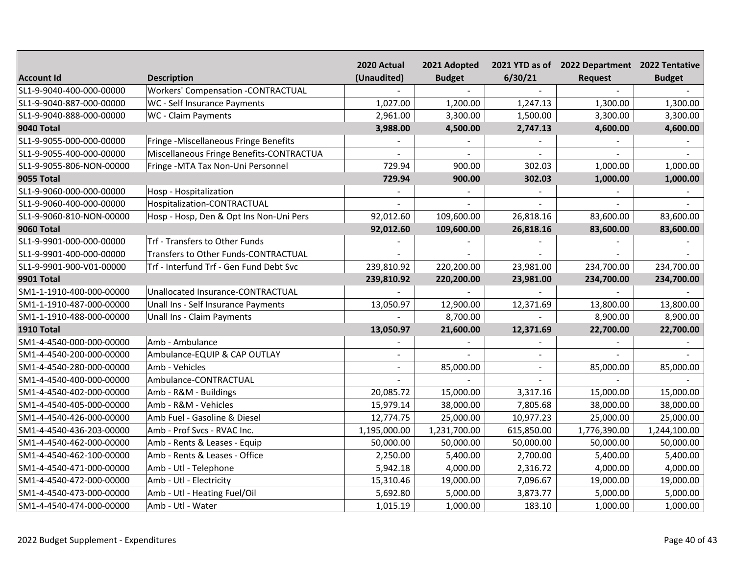| Account Id | Description | 2020 Actual (Unaudited) | 2021 Adopted Budget | 2021 YTD as of 6/30/21 | 2022 Department Request | 2022 Tentative Budget |
|---|---|---|---|---|---|---|
| SL1-9-9040-400-000-00000 | Workers' Compensation -CONTRACTUAL | - | - | - | - | - |
| SL1-9-9040-887-000-00000 | WC - Self Insurance Payments | 1,027.00 | 1,200.00 | 1,247.13 | 1,300.00 | 1,300.00 |
| SL1-9-9040-888-000-00000 | WC - Claim Payments | 2,961.00 | 3,300.00 | 1,500.00 | 3,300.00 | 3,300.00 |
| **9040 Total** | | **3,988.00** | **4,500.00** | **2,747.13** | **4,600.00** | **4,600.00** |
| SL1-9-9055-000-000-00000 | Fringe -Miscellaneous Fringe Benefits | - | - | - | - | - |
| SL1-9-9055-400-000-00000 | Miscellaneous Fringe Benefits-CONTRACTUA | - | - | - | - | - |
| SL1-9-9055-806-NON-00000 | Fringe -MTA Tax Non-Uni Personnel | 729.94 | 900.00 | 302.03 | 1,000.00 | 1,000.00 |
| **9055 Total** | | **729.94** | **900.00** | **302.03** | **1,000.00** | **1,000.00** |
| SL1-9-9060-000-000-00000 | Hosp - Hospitalization | - | - | - | - | - |
| SL1-9-9060-400-000-00000 | Hospitalization-CONTRACTUAL | - | - | - | - | - |
| SL1-9-9060-810-NON-00000 | Hosp - Hosp, Den & Opt Ins Non-Uni Pers | 92,012.60 | 109,600.00 | 26,818.16 | 83,600.00 | 83,600.00 |
| **9060 Total** | | **92,012.60** | **109,600.00** | **26,818.16** | **83,600.00** | **83,600.00** |
| SL1-9-9901-000-000-00000 | Trf - Transfers to Other Funds | - | - | - | - | - |
| SL1-9-9901-400-000-00000 | Transfers to Other Funds-CONTRACTUAL | - | - | - | - | - |
| SL1-9-9901-900-V01-00000 | Trf - Interfund Trf - Gen Fund Debt Svc | 239,810.92 | 220,200.00 | 23,981.00 | 234,700.00 | 234,700.00 |
| **9901 Total** | | **239,810.92** | **220,200.00** | **23,981.00** | **234,700.00** | **234,700.00** |
| SM1-1-1910-400-000-00000 | Unallocated Insurance-CONTRACTUAL | - | - | - | - | - |
| SM1-1-1910-487-000-00000 | Unall Ins - Self Insurance Payments | 13,050.97 | 12,900.00 | 12,371.69 | 13,800.00 | 13,800.00 |
| SM1-1-1910-488-000-00000 | Unall Ins - Claim Payments | - | 8,700.00 | - | 8,900.00 | 8,900.00 |
| **1910 Total** | | **13,050.97** | **21,600.00** | **12,371.69** | **22,700.00** | **22,700.00** |
| SM1-4-4540-000-000-00000 | Amb - Ambulance | - | - | - | - | - |
| SM1-4-4540-200-000-00000 | Ambulance-EQUIP & CAP OUTLAY | - | - | - | - | - |
| SM1-4-4540-280-000-00000 | Amb - Vehicles | - | 85,000.00 | - | 85,000.00 | 85,000.00 |
| SM1-4-4540-400-000-00000 | Ambulance-CONTRACTUAL | - | - | - | - | - |
| SM1-4-4540-402-000-00000 | Amb - R&M - Buildings | 20,085.72 | 15,000.00 | 3,317.16 | 15,000.00 | 15,000.00 |
| SM1-4-4540-405-000-00000 | Amb - R&M - Vehicles | 15,979.14 | 38,000.00 | 7,805.68 | 38,000.00 | 38,000.00 |
| SM1-4-4540-426-000-00000 | Amb Fuel - Gasoline & Diesel | 12,774.75 | 25,000.00 | 10,977.23 | 25,000.00 | 25,000.00 |
| SM1-4-4540-436-203-00000 | Amb - Prof Svcs - RVAC Inc. | 1,195,000.00 | 1,231,700.00 | 615,850.00 | 1,776,390.00 | 1,244,100.00 |
| SM1-4-4540-462-000-00000 | Amb - Rents & Leases - Equip | 50,000.00 | 50,000.00 | 50,000.00 | 50,000.00 | 50,000.00 |
| SM1-4-4540-462-100-00000 | Amb - Rents & Leases - Office | 2,250.00 | 5,400.00 | 2,700.00 | 5,400.00 | 5,400.00 |
| SM1-4-4540-471-000-00000 | Amb - Utl - Telephone | 5,942.18 | 4,000.00 | 2,316.72 | 4,000.00 | 4,000.00 |
| SM1-4-4540-472-000-00000 | Amb - Utl - Electricity | 15,310.46 | 19,000.00 | 7,096.67 | 19,000.00 | 19,000.00 |
| SM1-4-4540-473-000-00000 | Amb - Utl - Heating Fuel/Oil | 5,692.80 | 5,000.00 | 3,873.77 | 5,000.00 | 5,000.00 |
| SM1-4-4540-474-000-00000 | Amb - Utl - Water | 1,015.19 | 1,000.00 | 183.10 | 1,000.00 | 1,000.00 |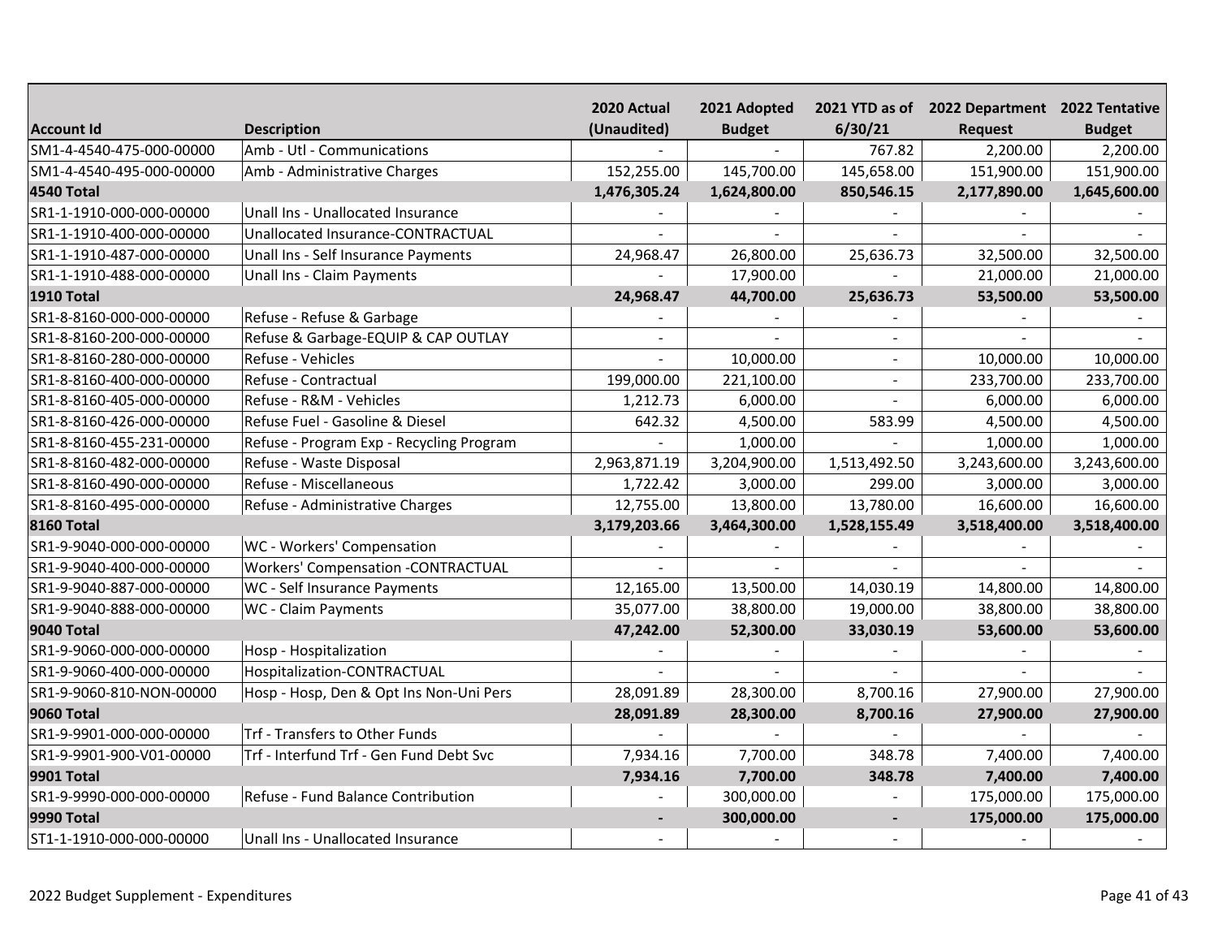| Account Id | Description | 2020 Actual (Unaudited) | 2021 Adopted Budget | 2021 YTD as of 6/30/21 | 2022 Department Request | 2022 Tentative Budget |
|---|---|---|---|---|---|---|
| SM1-4-4540-475-000-00000 | Amb - Utl - Communications | - | - | 767.82 | 2,200.00 | 2,200.00 |
| SM1-4-4540-495-000-00000 | Amb - Administrative Charges | 152,255.00 | 145,700.00 | 145,658.00 | 151,900.00 | 151,900.00 |
| **4540 Total** | | **1,476,305.24** | **1,624,800.00** | **850,546.15** | **2,177,890.00** | **1,645,600.00** |
| SR1-1-1910-000-000-00000 | Unall Ins - Unallocated Insurance | - | - | - | - | - |
| SR1-1-1910-400-000-00000 | Unallocated Insurance-CONTRACTUAL | - | - | - | - | - |
| SR1-1-1910-487-000-00000 | Unall Ins - Self Insurance Payments | 24,968.47 | 26,800.00 | 25,636.73 | 32,500.00 | 32,500.00 |
| SR1-1-1910-488-000-00000 | Unall Ins - Claim Payments | - | 17,900.00 | - | 21,000.00 | 21,000.00 |
| **1910 Total** | | **24,968.47** | **44,700.00** | **25,636.73** | **53,500.00** | **53,500.00** |
| SR1-8-8160-000-000-00000 | Refuse - Refuse & Garbage | - | - | - | - | - |
| SR1-8-8160-200-000-00000 | Refuse & Garbage-EQUIP & CAP OUTLAY | - | - | - | - | - |
| SR1-8-8160-280-000-00000 | Refuse - Vehicles | - | 10,000.00 | - | 10,000.00 | 10,000.00 |
| SR1-8-8160-400-000-00000 | Refuse - Contractual | 199,000.00 | 221,100.00 | - | 233,700.00 | 233,700.00 |
| SR1-8-8160-405-000-00000 | Refuse - R&M - Vehicles | 1,212.73 | 6,000.00 | - | 6,000.00 | 6,000.00 |
| SR1-8-8160-426-000-00000 | Refuse Fuel - Gasoline & Diesel | 642.32 | 4,500.00 | 583.99 | 4,500.00 | 4,500.00 |
| SR1-8-8160-455-231-00000 | Refuse - Program Exp - Recycling Program | - | 1,000.00 | - | 1,000.00 | 1,000.00 |
| SR1-8-8160-482-000-00000 | Refuse - Waste Disposal | 2,963,871.19 | 3,204,900.00 | 1,513,492.50 | 3,243,600.00 | 3,243,600.00 |
| SR1-8-8160-490-000-00000 | Refuse - Miscellaneous | 1,722.42 | 3,000.00 | 299.00 | 3,000.00 | 3,000.00 |
| SR1-8-8160-495-000-00000 | Refuse - Administrative Charges | 12,755.00 | 13,800.00 | 13,780.00 | 16,600.00 | 16,600.00 |
| **8160 Total** | | **3,179,203.66** | **3,464,300.00** | **1,528,155.49** | **3,518,400.00** | **3,518,400.00** |
| SR1-9-9040-000-000-00000 | WC - Workers' Compensation | - | - | - | - | - |
| SR1-9-9040-400-000-00000 | Workers' Compensation -CONTRACTUAL | - | - | - | - | - |
| SR1-9-9040-887-000-00000 | WC - Self Insurance Payments | 12,165.00 | 13,500.00 | 14,030.19 | 14,800.00 | 14,800.00 |
| SR1-9-9040-888-000-00000 | WC - Claim Payments | 35,077.00 | 38,800.00 | 19,000.00 | 38,800.00 | 38,800.00 |
| **9040 Total** | | **47,242.00** | **52,300.00** | **33,030.19** | **53,600.00** | **53,600.00** |
| SR1-9-9060-000-000-00000 | Hosp - Hospitalization | - | - | - | - | - |
| SR1-9-9060-400-000-00000 | Hospitalization-CONTRACTUAL | - | - | - | - | - |
| SR1-9-9060-810-NON-00000 | Hosp - Hosp, Den & Opt Ins Non-Uni Pers | 28,091.89 | 28,300.00 | 8,700.16 | 27,900.00 | 27,900.00 |
| **9060 Total** | | **28,091.89** | **28,300.00** | **8,700.16** | **27,900.00** | **27,900.00** |
| SR1-9-9901-000-000-00000 | Trf - Transfers to Other Funds | - | - | - | - | - |
| SR1-9-9901-900-V01-00000 | Trf - Interfund Trf - Gen Fund Debt Svc | 7,934.16 | 7,700.00 | 348.78 | 7,400.00 | 7,400.00 |
| **9901 Total** | | **7,934.16** | **7,700.00** | **348.78** | **7,400.00** | **7,400.00** |
| SR1-9-9990-000-000-00000 | Refuse - Fund Balance Contribution | - | 300,000.00 | - | 175,000.00 | 175,000.00 |
| **9990 Total** | | **-** | **300,000.00** | **-** | **175,000.00** | **175,000.00** |
| ST1-1-1910-000-000-00000 | Unall Ins - Unallocated Insurance | - | - | - | - | - |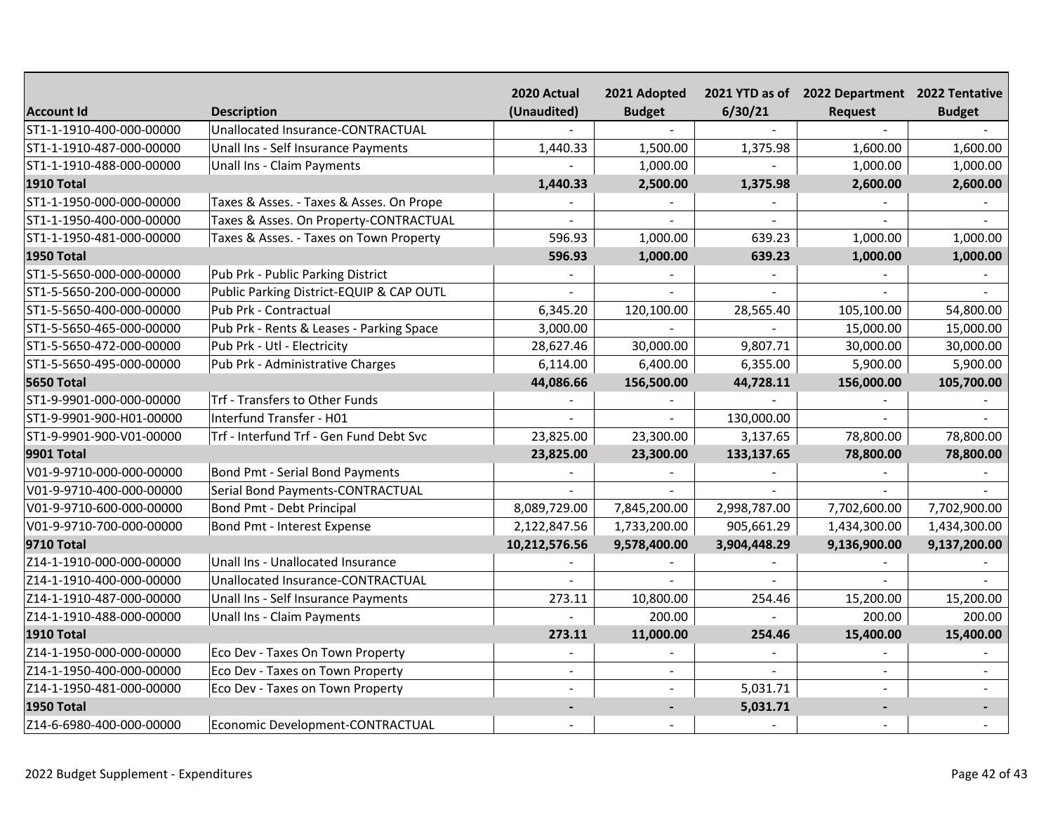| Account Id | Description | 2020 Actual (Unaudited) | 2021 Adopted Budget | 2021 YTD as of 6/30/21 | 2022 Department Request | 2022 Tentative Budget |
|---|---|---|---|---|---|---|
| ST1-1-1910-400-000-00000 | Unallocated Insurance-CONTRACTUAL | - | - | - | - | - |
| ST1-1-1910-487-000-00000 | Unall Ins - Self Insurance Payments | 1,440.33 | 1,500.00 | 1,375.98 | 1,600.00 | 1,600.00 |
| ST1-1-1910-488-000-00000 | Unall Ins - Claim Payments | - | 1,000.00 | - | 1,000.00 | 1,000.00 |
| **1910 Total** | | **1,440.33** | **2,500.00** | **1,375.98** | **2,600.00** | **2,600.00** |
| ST1-1-1950-000-000-00000 | Taxes & Asses. - Taxes & Asses. On Prope | - | - | - | - | - |
| ST1-1-1950-400-000-00000 | Taxes & Asses. On Property-CONTRACTUAL | - | - | - | - | - |
| ST1-1-1950-481-000-00000 | Taxes & Asses. - Taxes on Town Property | 596.93 | 1,000.00 | 639.23 | 1,000.00 | 1,000.00 |
| **1950 Total** | | **596.93** | **1,000.00** | **639.23** | **1,000.00** | **1,000.00** |
| ST1-5-5650-000-000-00000 | Pub Prk - Public Parking District | - | - | - | - | - |
| ST1-5-5650-200-000-00000 | Public Parking District-EQUIP & CAP OUTL | - | - | - | - | - |
| ST1-5-5650-400-000-00000 | Pub Prk - Contractual | 6,345.20 | 120,100.00 | 28,565.40 | 105,100.00 | 54,800.00 |
| ST1-5-5650-465-000-00000 | Pub Prk - Rents & Leases - Parking Space | 3,000.00 | - | - | 15,000.00 | 15,000.00 |
| ST1-5-5650-472-000-00000 | Pub Prk - Utl - Electricity | 28,627.46 | 30,000.00 | 9,807.71 | 30,000.00 | 30,000.00 |
| ST1-5-5650-495-000-00000 | Pub Prk - Administrative Charges | 6,114.00 | 6,400.00 | 6,355.00 | 5,900.00 | 5,900.00 |
| **5650 Total** | | **44,086.66** | **156,500.00** | **44,728.11** | **156,000.00** | **105,700.00** |
| ST1-9-9901-000-000-00000 | Trf - Transfers to Other Funds | - | - | - | - | - |
| ST1-9-9901-900-H01-00000 | Interfund Transfer - H01 | - | - | 130,000.00 | - | - |
| ST1-9-9901-900-V01-00000 | Trf - Interfund Trf - Gen Fund Debt Svc | 23,825.00 | 23,300.00 | 3,137.65 | 78,800.00 | 78,800.00 |
| **9901 Total** | | **23,825.00** | **23,300.00** | **133,137.65** | **78,800.00** | **78,800.00** |
| V01-9-9710-000-000-00000 | Bond Pmt - Serial Bond Payments | - | - | - | - | - |
| V01-9-9710-400-000-00000 | Serial Bond Payments-CONTRACTUAL | - | - | - | - | - |
| V01-9-9710-600-000-00000 | Bond Pmt - Debt Principal | 8,089,729.00 | 7,845,200.00 | 2,998,787.00 | 7,702,600.00 | 7,702,900.00 |
| V01-9-9710-700-000-00000 | Bond Pmt - Interest Expense | 2,122,847.56 | 1,733,200.00 | 905,661.29 | 1,434,300.00 | 1,434,300.00 |
| **9710 Total** | | **10,212,576.56** | **9,578,400.00** | **3,904,448.29** | **9,136,900.00** | **9,137,200.00** |
| Z14-1-1910-000-000-00000 | Unall Ins - Unallocated Insurance | - | - | - | - | - |
| Z14-1-1910-400-000-00000 | Unallocated Insurance-CONTRACTUAL | - | - | - | - | - |
| Z14-1-1910-487-000-00000 | Unall Ins - Self Insurance Payments | 273.11 | 10,800.00 | 254.46 | 15,200.00 | 15,200.00 |
| Z14-1-1910-488-000-00000 | Unall Ins - Claim Payments | - | 200.00 | - | 200.00 | 200.00 |
| **1910 Total** | | **273.11** | **11,000.00** | **254.46** | **15,400.00** | **15,400.00** |
| Z14-1-1950-000-000-00000 | Eco Dev - Taxes On Town Property | - | - | - | - | - |
| Z14-1-1950-400-000-00000 | Eco Dev - Taxes on Town Property | - | - | - | - | - |
| Z14-1-1950-481-000-00000 | Eco Dev - Taxes on Town Property | - | - | 5,031.71 | - | - |
| **1950 Total** | | **-** | **-** | **5,031.71** | **-** | **-** |
| Z14-6-6980-400-000-00000 | Economic Development-CONTRACTUAL | - | - | - | - | - |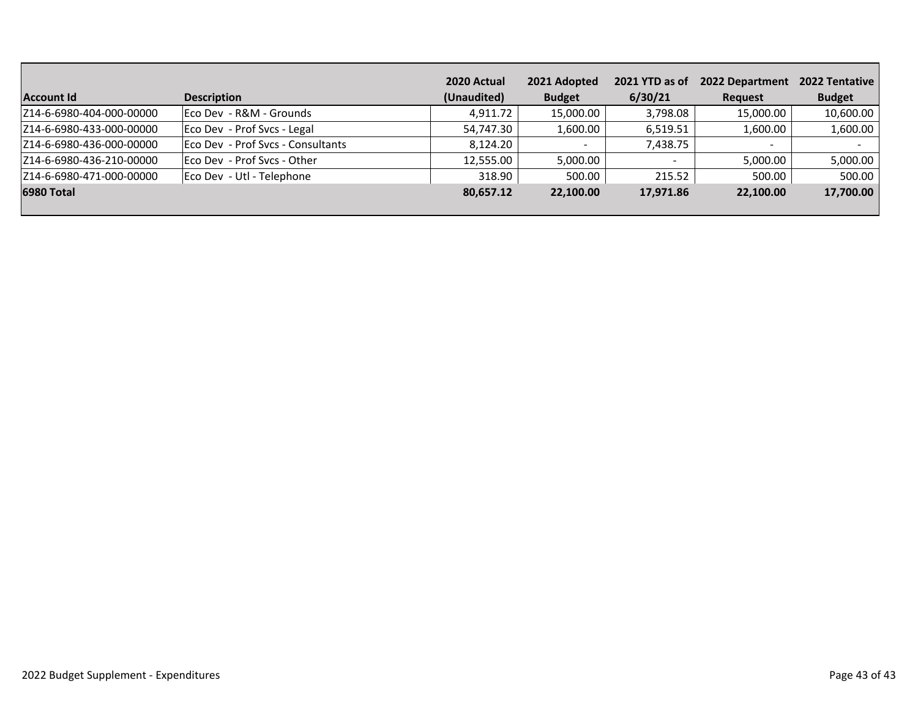| Account Id | Description | 2020 Actual (Unaudited) | 2021 Adopted Budget | 2021 YTD as of 6/30/21 | 2022 Department Request | 2022 Tentative Budget |
|---|---|---|---|---|---|---|
| Z14-6-6980-404-000-00000 | Eco Dev - R&M - Grounds | 4,911.72 | 15,000.00 | 3,798.08 | 15,000.00 | 10,600.00 |
| Z14-6-6980-433-000-00000 | Eco Dev - Prof Svcs - Legal | 54,747.30 | 1,600.00 | 6,519.51 | 1,600.00 | 1,600.00 |
| Z14-6-6980-436-000-00000 | Eco Dev - Prof Svcs - Consultants | 8,124.20 | - | 7,438.75 | - | - |
| Z14-6-6980-436-210-00000 | Eco Dev - Prof Svcs - Other | 12,555.00 | 5,000.00 | - | 5,000.00 | 5,000.00 |
| Z14-6-6980-471-000-00000 | Eco Dev - Utl - Telephone | 318.90 | 500.00 | 215.52 | 500.00 | 500.00 |
| **6980 Total** | | **80,657.12** | **22,100.00** | **17,971.86** | **22,100.00** | **17,700.00** |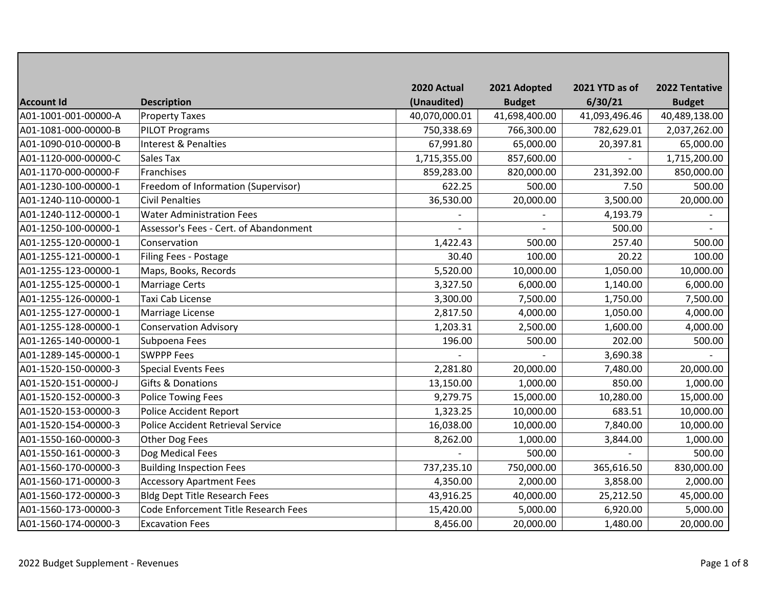| Account Id | Description | 2020 Actual (Unaudited) | 2021 Adopted Budget | 2021 YTD as of 6/30/21 | 2022 Tentative Budget |
|---|---|---|---|---|---|
| A01-1001-001-00000-A | Property Taxes | 40,070,000.01 | 41,698,400.00 | 41,093,496.46 | 40,489,138.00 |
| A01-1081-000-00000-B | PILOT Programs | 750,338.69 | 766,300.00 | 782,629.01 | 2,037,262.00 |
| A01-1090-010-00000-B | Interest & Penalties | 67,991.80 | 65,000.00 | 20,397.81 | 65,000.00 |
| A01-1120-000-00000-C | Sales Tax | 1,715,355.00 | 857,600.00 | - | 1,715,200.00 |
| A01-1170-000-00000-F | Franchises | 859,283.00 | 820,000.00 | 231,392.00 | 850,000.00 |
| A01-1230-100-00000-1 | Freedom of Information (Supervisor) | 622.25 | 500.00 | 7.50 | 500.00 |
| A01-1240-110-00000-1 | Civil Penalties | 36,530.00 | 20,000.00 | 3,500.00 | 20,000.00 |
| A01-1240-112-00000-1 | Water Administration Fees | - | - | 4,193.79 | - |
| A01-1250-100-00000-1 | Assessor's Fees - Cert. of Abandonment | - | - | 500.00 | - |
| A01-1255-120-00000-1 | Conservation | 1,422.43 | 500.00 | 257.40 | 500.00 |
| A01-1255-121-00000-1 | Filing Fees - Postage | 30.40 | 100.00 | 20.22 | 100.00 |
| A01-1255-123-00000-1 | Maps, Books, Records | 5,520.00 | 10,000.00 | 1,050.00 | 10,000.00 |
| A01-1255-125-00000-1 | Marriage Certs | 3,327.50 | 6,000.00 | 1,140.00 | 6,000.00 |
| A01-1255-126-00000-1 | Taxi Cab License | 3,300.00 | 7,500.00 | 1,750.00 | 7,500.00 |
| A01-1255-127-00000-1 | Marriage License | 2,817.50 | 4,000.00 | 1,050.00 | 4,000.00 |
| A01-1255-128-00000-1 | Conservation Advisory | 1,203.31 | 2,500.00 | 1,600.00 | 4,000.00 |
| A01-1265-140-00000-1 | Subpoena Fees | 196.00 | 500.00 | 202.00 | 500.00 |
| A01-1289-145-00000-1 | SWPPP Fees | - | - | 3,690.38 | - |
| A01-1520-150-00000-3 | Special Events Fees | 2,281.80 | 20,000.00 | 7,480.00 | 20,000.00 |
| A01-1520-151-00000-J | Gifts & Donations | 13,150.00 | 1,000.00 | 850.00 | 1,000.00 |
| A01-1520-152-00000-3 | Police Towing Fees | 9,279.75 | 15,000.00 | 10,280.00 | 15,000.00 |
| A01-1520-153-00000-3 | Police Accident Report | 1,323.25 | 10,000.00 | 683.51 | 10,000.00 |
| A01-1520-154-00000-3 | Police Accident Retrieval Service | 16,038.00 | 10,000.00 | 7,840.00 | 10,000.00 |
| A01-1550-160-00000-3 | Other Dog Fees | 8,262.00 | 1,000.00 | 3,844.00 | 1,000.00 |
| A01-1550-161-00000-3 | Dog Medical Fees | - | 500.00 | - | 500.00 |
| A01-1560-170-00000-3 | Building Inspection Fees | 737,235.10 | 750,000.00 | 365,616.50 | 830,000.00 |
| A01-1560-171-00000-3 | Accessory Apartment Fees | 4,350.00 | 2,000.00 | 3,858.00 | 2,000.00 |
| A01-1560-172-00000-3 | Bldg Dept Title Research Fees | 43,916.25 | 40,000.00 | 25,212.50 | 45,000.00 |
| A01-1560-173-00000-3 | Code Enforcement Title Research Fees | 15,420.00 | 5,000.00 | 6,920.00 | 5,000.00 |
| A01-1560-174-00000-3 | Excavation Fees | 8,456.00 | 20,000.00 | 1,480.00 | 20,000.00 |

2022 Budget Supplement - Revenues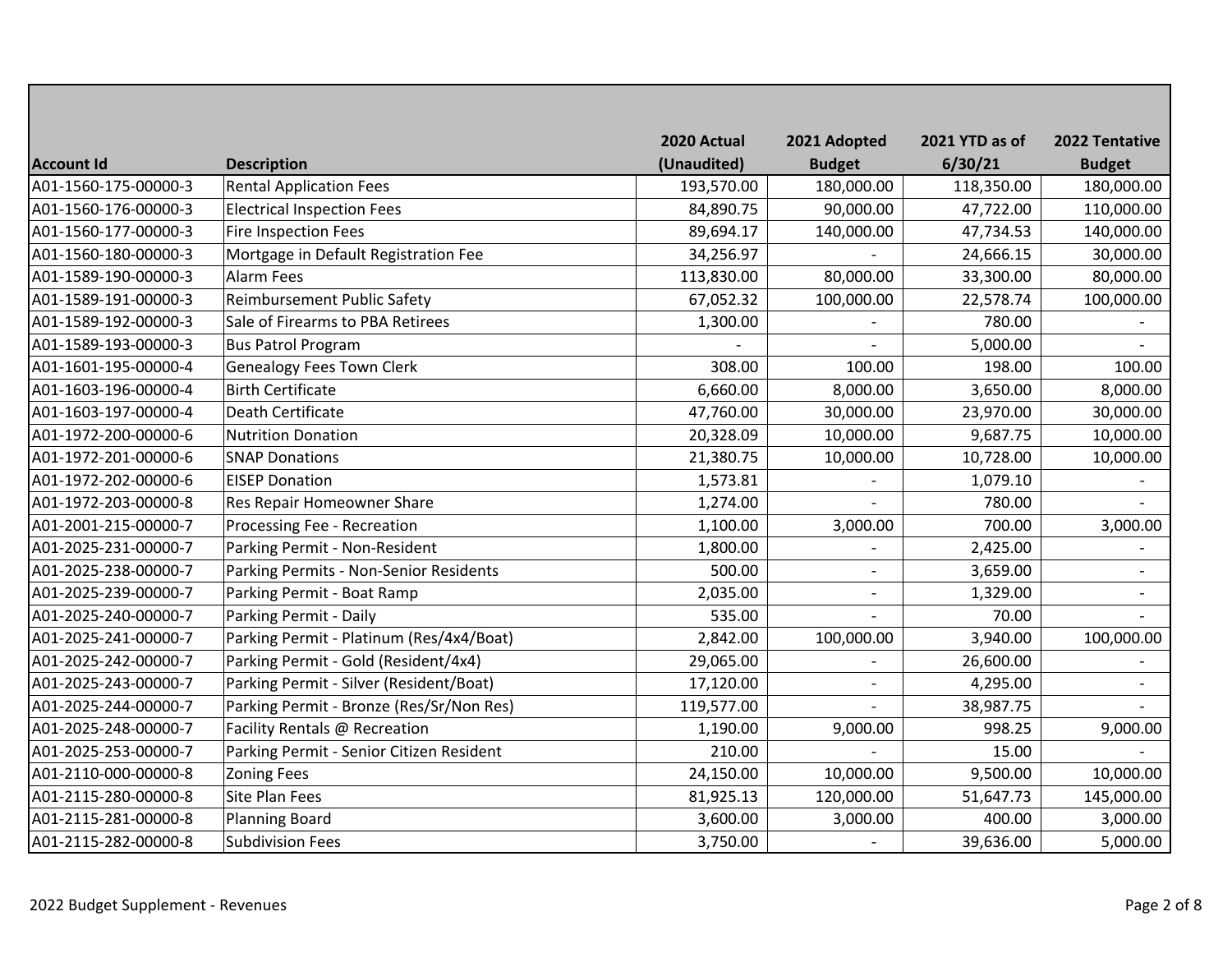| Account Id | Description | 2020 Actual (Unaudited) | 2021 Adopted Budget | 2021 YTD as of 6/30/21 | 2022 Tentative Budget |
|---|---|---|---|---|---|
| A01-1560-175-00000-3 | Rental Application Fees | 193,570.00 | 180,000.00 | 118,350.00 | 180,000.00 |
| A01-1560-176-00000-3 | Electrical Inspection Fees | 84,890.75 | 90,000.00 | 47,722.00 | 110,000.00 |
| A01-1560-177-00000-3 | Fire Inspection Fees | 89,694.17 | 140,000.00 | 47,734.53 | 140,000.00 |
| A01-1560-180-00000-3 | Mortgage in Default Registration Fee | 34,256.97 | - | 24,666.15 | 30,000.00 |
| A01-1589-190-00000-3 | Alarm Fees | 113,830.00 | 80,000.00 | 33,300.00 | 80,000.00 |
| A01-1589-191-00000-3 | Reimbursement Public Safety | 67,052.32 | 100,000.00 | 22,578.74 | 100,000.00 |
| A01-1589-192-00000-3 | Sale of Firearms to PBA Retirees | 1,300.00 | - | 780.00 | - |
| A01-1589-193-00000-3 | Bus Patrol Program | - | - | 5,000.00 | - |
| A01-1601-195-00000-4 | Genealogy Fees Town Clerk | 308.00 | 100.00 | 198.00 | 100.00 |
| A01-1603-196-00000-4 | Birth Certificate | 6,660.00 | 8,000.00 | 3,650.00 | 8,000.00 |
| A01-1603-197-00000-4 | Death Certificate | 47,760.00 | 30,000.00 | 23,970.00 | 30,000.00 |
| A01-1972-200-00000-6 | Nutrition Donation | 20,328.09 | 10,000.00 | 9,687.75 | 10,000.00 |
| A01-1972-201-00000-6 | SNAP Donations | 21,380.75 | 10,000.00 | 10,728.00 | 10,000.00 |
| A01-1972-202-00000-6 | EISEP Donation | 1,573.81 | - | 1,079.10 | - |
| A01-1972-203-00000-8 | Res Repair Homeowner Share | 1,274.00 | - | 780.00 | - |
| A01-2001-215-00000-7 | Processing Fee - Recreation | 1,100.00 | 3,000.00 | 700.00 | 3,000.00 |
| A01-2025-231-00000-7 | Parking Permit - Non-Resident | 1,800.00 | - | 2,425.00 | - |
| A01-2025-238-00000-7 | Parking Permits - Non-Senior Residents | 500.00 | - | 3,659.00 | - |
| A01-2025-239-00000-7 | Parking Permit - Boat Ramp | 2,035.00 | - | 1,329.00 | - |
| A01-2025-240-00000-7 | Parking Permit - Daily | 535.00 | - | 70.00 | - |
| A01-2025-241-00000-7 | Parking Permit - Platinum (Res/4x4/Boat) | 2,842.00 | 100,000.00 | 3,940.00 | 100,000.00 |
| A01-2025-242-00000-7 | Parking Permit - Gold (Resident/4x4) | 29,065.00 | - | 26,600.00 | - |
| A01-2025-243-00000-7 | Parking Permit - Silver (Resident/Boat) | 17,120.00 | - | 4,295.00 | - |
| A01-2025-244-00000-7 | Parking Permit - Bronze (Res/Sr/Non Res) | 119,577.00 | - | 38,987.75 | - |
| A01-2025-248-00000-7 | Facility Rentals @ Recreation | 1,190.00 | 9,000.00 | 998.25 | 9,000.00 |
| A01-2025-253-00000-7 | Parking Permit - Senior Citizen Resident | 210.00 | - | 15.00 | - |
| A01-2110-000-00000-8 | Zoning Fees | 24,150.00 | 10,000.00 | 9,500.00 | 10,000.00 |
| A01-2115-280-00000-8 | Site Plan Fees | 81,925.13 | 120,000.00 | 51,647.73 | 145,000.00 |
| A01-2115-281-00000-8 | Planning Board | 3,600.00 | 3,000.00 | 400.00 | 3,000.00 |
| A01-2115-282-00000-8 | Subdivision Fees | 3,750.00 | - | 39,636.00 | 5,000.00 |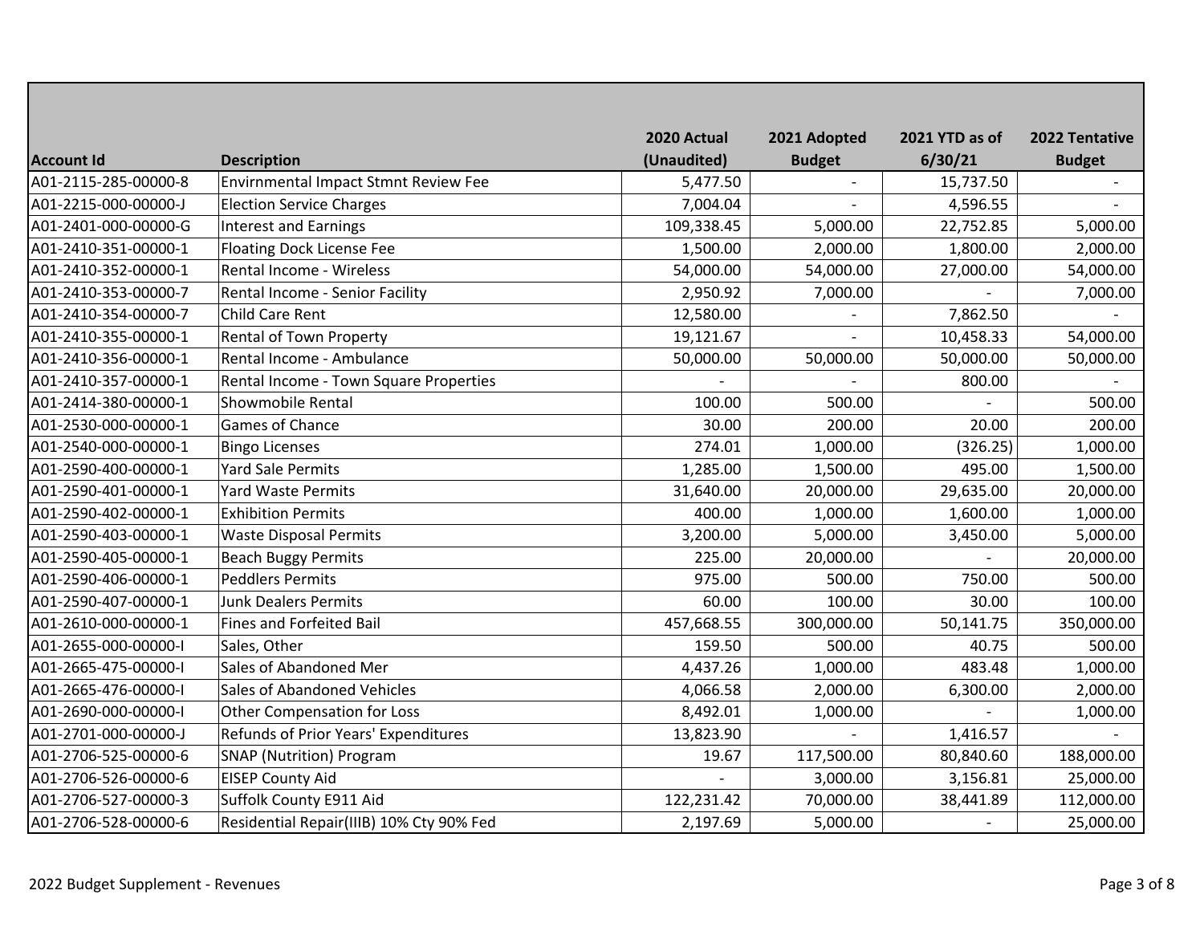| Account Id | Description | 2020 Actual (Unaudited) | 2021 Adopted Budget | 2021 YTD as of 6/30/21 | 2022 Tentative Budget |
|---|---|---|---|---|---|
| A01-2115-285-00000-8 | Envirnmental Impact Stmnt Review Fee | 5,477.50 | - | 15,737.50 | - |
| A01-2215-000-00000-J | Election Service Charges | 7,004.04 | - | 4,596.55 | - |
| A01-2401-000-00000-G | Interest and Earnings | 109,338.45 | 5,000.00 | 22,752.85 | 5,000.00 |
| A01-2410-351-00000-1 | Floating Dock License Fee | 1,500.00 | 2,000.00 | 1,800.00 | 2,000.00 |
| A01-2410-352-00000-1 | Rental Income - Wireless | 54,000.00 | 54,000.00 | 27,000.00 | 54,000.00 |
| A01-2410-353-00000-7 | Rental Income - Senior Facility | 2,950.92 | 7,000.00 | - | 7,000.00 |
| A01-2410-354-00000-7 | Child Care Rent | 12,580.00 | - | 7,862.50 | - |
| A01-2410-355-00000-1 | Rental of Town Property | 19,121.67 | - | 10,458.33 | 54,000.00 |
| A01-2410-356-00000-1 | Rental Income - Ambulance | 50,000.00 | 50,000.00 | 50,000.00 | 50,000.00 |
| A01-2410-357-00000-1 | Rental Income - Town Square Properties | - | - | 800.00 | - |
| A01-2414-380-00000-1 | Showmobile Rental | 100.00 | 500.00 | - | 500.00 |
| A01-2530-000-00000-1 | Games of Chance | 30.00 | 200.00 | 20.00 | 200.00 |
| A01-2540-000-00000-1 | Bingo Licenses | 274.01 | 1,000.00 | (326.25) | 1,000.00 |
| A01-2590-400-00000-1 | Yard Sale Permits | 1,285.00 | 1,500.00 | 495.00 | 1,500.00 |
| A01-2590-401-00000-1 | Yard Waste Permits | 31,640.00 | 20,000.00 | 29,635.00 | 20,000.00 |
| A01-2590-402-00000-1 | Exhibition Permits | 400.00 | 1,000.00 | 1,600.00 | 1,000.00 |
| A01-2590-403-00000-1 | Waste Disposal Permits | 3,200.00 | 5,000.00 | 3,450.00 | 5,000.00 |
| A01-2590-405-00000-1 | Beach Buggy Permits | 225.00 | 20,000.00 | - | 20,000.00 |
| A01-2590-406-00000-1 | Peddlers Permits | 975.00 | 500.00 | 750.00 | 500.00 |
| A01-2590-407-00000-1 | Junk Dealers Permits | 60.00 | 100.00 | 30.00 | 100.00 |
| A01-2610-000-00000-1 | Fines and Forfeited Bail | 457,668.55 | 300,000.00 | 50,141.75 | 350,000.00 |
| A01-2655-000-00000-I | Sales, Other | 159.50 | 500.00 | 40.75 | 500.00 |
| A01-2665-475-00000-I | Sales of Abandoned Mer | 4,437.26 | 1,000.00 | 483.48 | 1,000.00 |
| A01-2665-476-00000-I | Sales of Abandoned Vehicles | 4,066.58 | 2,000.00 | 6,300.00 | 2,000.00 |
| A01-2690-000-00000-I | Other Compensation for Loss | 8,492.01 | 1,000.00 | - | 1,000.00 |
| A01-2701-000-00000-J | Refunds of Prior Years' Expenditures | 13,823.90 | - | 1,416.57 | - |
| A01-2706-525-00000-6 | SNAP (Nutrition) Program | 19.67 | 117,500.00 | 80,840.60 | 188,000.00 |
| A01-2706-526-00000-6 | EISEP County Aid | - | 3,000.00 | 3,156.81 | 25,000.00 |
| A01-2706-527-00000-3 | Suffolk County E911 Aid | 122,231.42 | 70,000.00 | 38,441.89 | 112,000.00 |
| A01-2706-528-00000-6 | Residential Repair(IIIB) 10% Cty 90% Fed | 2,197.69 | 5,000.00 | - | 25,000.00 |

2022 Budget Supplement - Revenues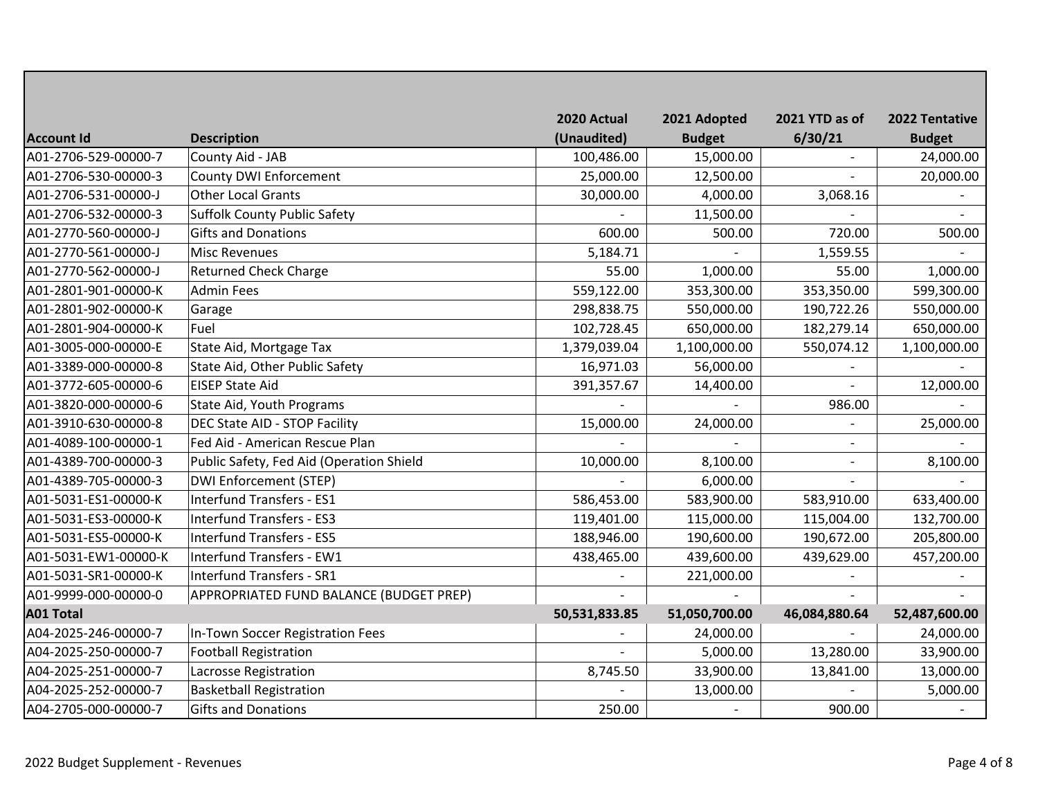| Account Id | Description | 2020 Actual (Unaudited) | 2021 Adopted Budget | 2021 YTD as of 6/30/21 | 2022 Tentative Budget |
|---|---|---|---|---|---|
| A01-2706-529-00000-7 | County Aid - JAB | 100,486.00 | 15,000.00 | - | 24,000.00 |
| A01-2706-530-00000-3 | County DWI Enforcement | 25,000.00 | 12,500.00 | - | 20,000.00 |
| A01-2706-531-00000-J | Other Local Grants | 30,000.00 | 4,000.00 | 3,068.16 | - |
| A01-2706-532-00000-3 | Suffolk County Public Safety | - | 11,500.00 | - | - |
| A01-2770-560-00000-J | Gifts and Donations | 600.00 | 500.00 | 720.00 | 500.00 |
| A01-2770-561-00000-J | Misc Revenues | 5,184.71 | - | 1,559.55 | - |
| A01-2770-562-00000-J | Returned Check Charge | 55.00 | 1,000.00 | 55.00 | 1,000.00 |
| A01-2801-901-00000-K | Admin Fees | 559,122.00 | 353,300.00 | 353,350.00 | 599,300.00 |
| A01-2801-902-00000-K | Garage | 298,838.75 | 550,000.00 | 190,722.26 | 550,000.00 |
| A01-2801-904-00000-K | Fuel | 102,728.45 | 650,000.00 | 182,279.14 | 650,000.00 |
| A01-3005-000-00000-E | State Aid, Mortgage Tax | 1,379,039.04 | 1,100,000.00 | 550,074.12 | 1,100,000.00 |
| A01-3389-000-00000-8 | State Aid, Other Public Safety | 16,971.03 | 56,000.00 | - | - |
| A01-3772-605-00000-6 | EISEP State Aid | 391,357.67 | 14,400.00 | - | 12,000.00 |
| A01-3820-000-00000-6 | State Aid, Youth Programs | - | - | 986.00 | - |
| A01-3910-630-00000-8 | DEC State AID - STOP Facility | 15,000.00 | 24,000.00 | - | 25,000.00 |
| A01-4089-100-00000-1 | Fed Aid - American Rescue Plan | - | - | - | - |
| A01-4389-700-00000-3 | Public Safety, Fed Aid (Operation Shield | 10,000.00 | 8,100.00 | - | 8,100.00 |
| A01-4389-705-00000-3 | DWI Enforcement (STEP) | - | 6,000.00 | - | - |
| A01-5031-ES1-00000-K | Interfund Transfers - ES1 | 586,453.00 | 583,900.00 | 583,910.00 | 633,400.00 |
| A01-5031-ES3-00000-K | Interfund Transfers - ES3 | 119,401.00 | 115,000.00 | 115,004.00 | 132,700.00 |
| A01-5031-ES5-00000-K | Interfund Transfers - ES5 | 188,946.00 | 190,600.00 | 190,672.00 | 205,800.00 |
| A01-5031-EW1-00000-K | Interfund Transfers - EW1 | 438,465.00 | 439,600.00 | 439,629.00 | 457,200.00 |
| A01-5031-SR1-00000-K | Interfund Transfers - SR1 | - | 221,000.00 | - | - |
| A01-9999-000-00000-0 | APPROPRIATED FUND BALANCE (BUDGET PREP) | - | - | - | - |
| **A01 Total** | | **50,531,833.85** | **51,050,700.00** | **46,084,880.64** | **52,487,600.00** |
| A04-2025-246-00000-7 | In-Town Soccer Registration Fees | - | 24,000.00 | - | 24,000.00 |
| A04-2025-250-00000-7 | Football Registration | - | 5,000.00 | 13,280.00 | 33,900.00 |
| A04-2025-251-00000-7 | Lacrosse Registration | 8,745.50 | 33,900.00 | 13,841.00 | 13,000.00 |
| A04-2025-252-00000-7 | Basketball Registration | - | 13,000.00 | - | 5,000.00 |
| A04-2705-000-00000-7 | Gifts and Donations | 250.00 | - | 900.00 | - |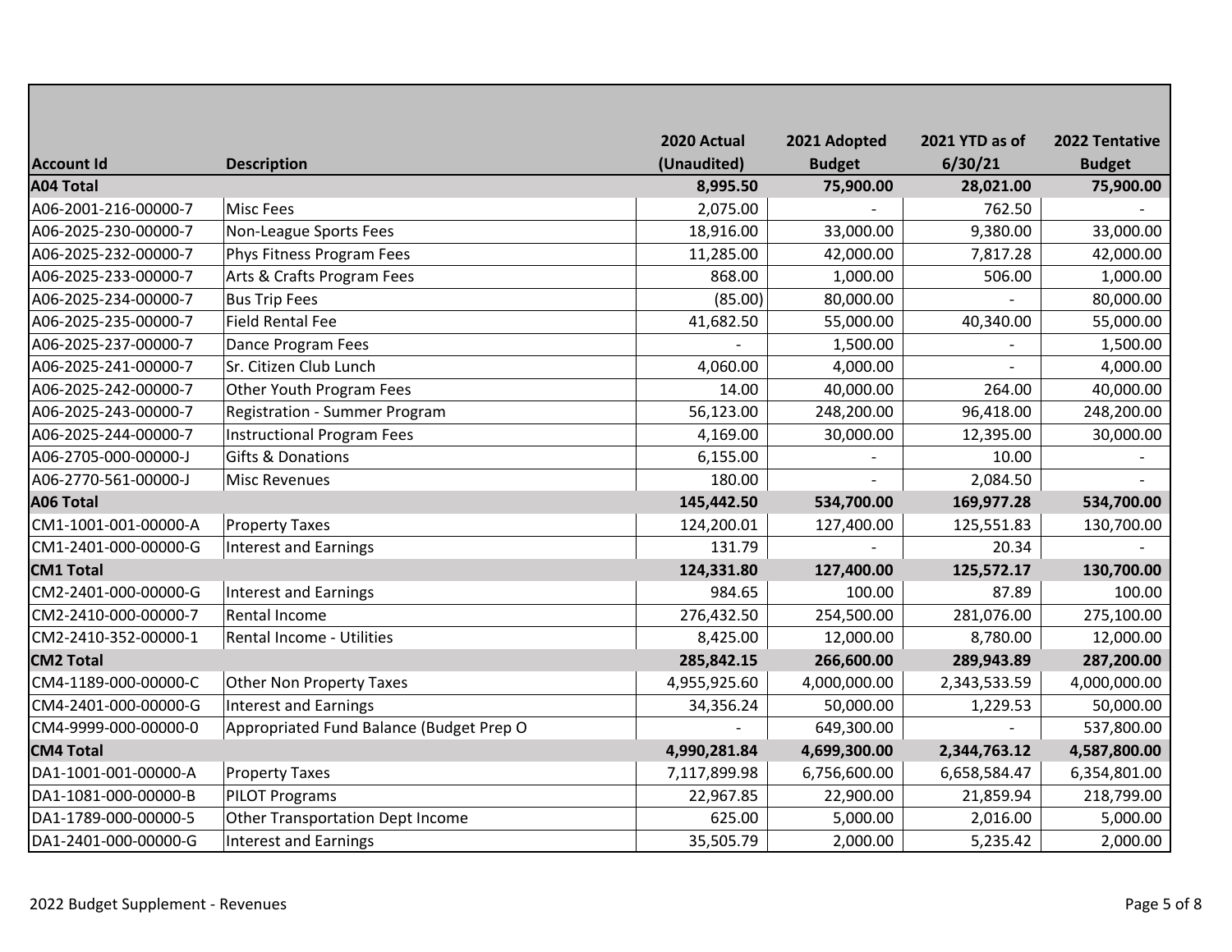| Account Id | Description | 2020 Actual (Unaudited) | 2021 Adopted Budget | 2021 YTD as of 6/30/21 | 2022 Tentative Budget |
|---|---|---|---|---|---|
| **A04 Total** | | **8,995.50** | **75,900.00** | **28,021.00** | **75,900.00** |
| A06-2001-216-00000-7 | Misc Fees | 2,075.00 | - | 762.50 | - |
| A06-2025-230-00000-7 | Non-League Sports Fees | 18,916.00 | 33,000.00 | 9,380.00 | 33,000.00 |
| A06-2025-232-00000-7 | Phys Fitness Program Fees | 11,285.00 | 42,000.00 | 7,817.28 | 42,000.00 |
| A06-2025-233-00000-7 | Arts & Crafts Program Fees | 868.00 | 1,000.00 | 506.00 | 1,000.00 |
| A06-2025-234-00000-7 | Bus Trip Fees | (85.00) | 80,000.00 | - | 80,000.00 |
| A06-2025-235-00000-7 | Field Rental Fee | 41,682.50 | 55,000.00 | 40,340.00 | 55,000.00 |
| A06-2025-237-00000-7 | Dance Program Fees | - | 1,500.00 | - | 1,500.00 |
| A06-2025-241-00000-7 | Sr. Citizen Club Lunch | 4,060.00 | 4,000.00 | - | 4,000.00 |
| A06-2025-242-00000-7 | Other Youth Program Fees | 14.00 | 40,000.00 | 264.00 | 40,000.00 |
| A06-2025-243-00000-7 | Registration - Summer Program | 56,123.00 | 248,200.00 | 96,418.00 | 248,200.00 |
| A06-2025-244-00000-7 | Instructional Program Fees | 4,169.00 | 30,000.00 | 12,395.00 | 30,000.00 |
| A06-2705-000-00000-J | Gifts & Donations | 6,155.00 | - | 10.00 | - |
| A06-2770-561-00000-J | Misc Revenues | 180.00 | - | 2,084.50 | - |
| **A06 Total** | | **145,442.50** | **534,700.00** | **169,977.28** | **534,700.00** |
| CM1-1001-001-00000-A | Property Taxes | 124,200.01 | 127,400.00 | 125,551.83 | 130,700.00 |
| CM1-2401-000-00000-G | Interest and Earnings | 131.79 | - | 20.34 | - |
| **CM1 Total** | | **124,331.80** | **127,400.00** | **125,572.17** | **130,700.00** |
| CM2-2401-000-00000-G | Interest and Earnings | 984.65 | 100.00 | 87.89 | 100.00 |
| CM2-2410-000-00000-7 | Rental Income | 276,432.50 | 254,500.00 | 281,076.00 | 275,100.00 |
| CM2-2410-352-00000-1 | Rental Income - Utilities | 8,425.00 | 12,000.00 | 8,780.00 | 12,000.00 |
| **CM2 Total** | | **285,842.15** | **266,600.00** | **289,943.89** | **287,200.00** |
| CM4-1189-000-00000-C | Other Non Property Taxes | 4,955,925.60 | 4,000,000.00 | 2,343,533.59 | 4,000,000.00 |
| CM4-2401-000-00000-G | Interest and Earnings | 34,356.24 | 50,000.00 | 1,229.53 | 50,000.00 |
| CM4-9999-000-00000-0 | Appropriated Fund Balance (Budget Prep O | - | 649,300.00 | - | 537,800.00 |
| **CM4 Total** | | **4,990,281.84** | **4,699,300.00** | **2,344,763.12** | **4,587,800.00** |
| DA1-1001-001-00000-A | Property Taxes | 7,117,899.98 | 6,756,600.00 | 6,658,584.47 | 6,354,801.00 |
| DA1-1081-000-00000-B | PILOT Programs | 22,967.85 | 22,900.00 | 21,859.94 | 218,799.00 |
| DA1-1789-000-00000-5 | Other Transportation Dept Income | 625.00 | 5,000.00 | 2,016.00 | 5,000.00 |
| DA1-2401-000-00000-G | Interest and Earnings | 35,505.79 | 2,000.00 | 5,235.42 | 2,000.00 |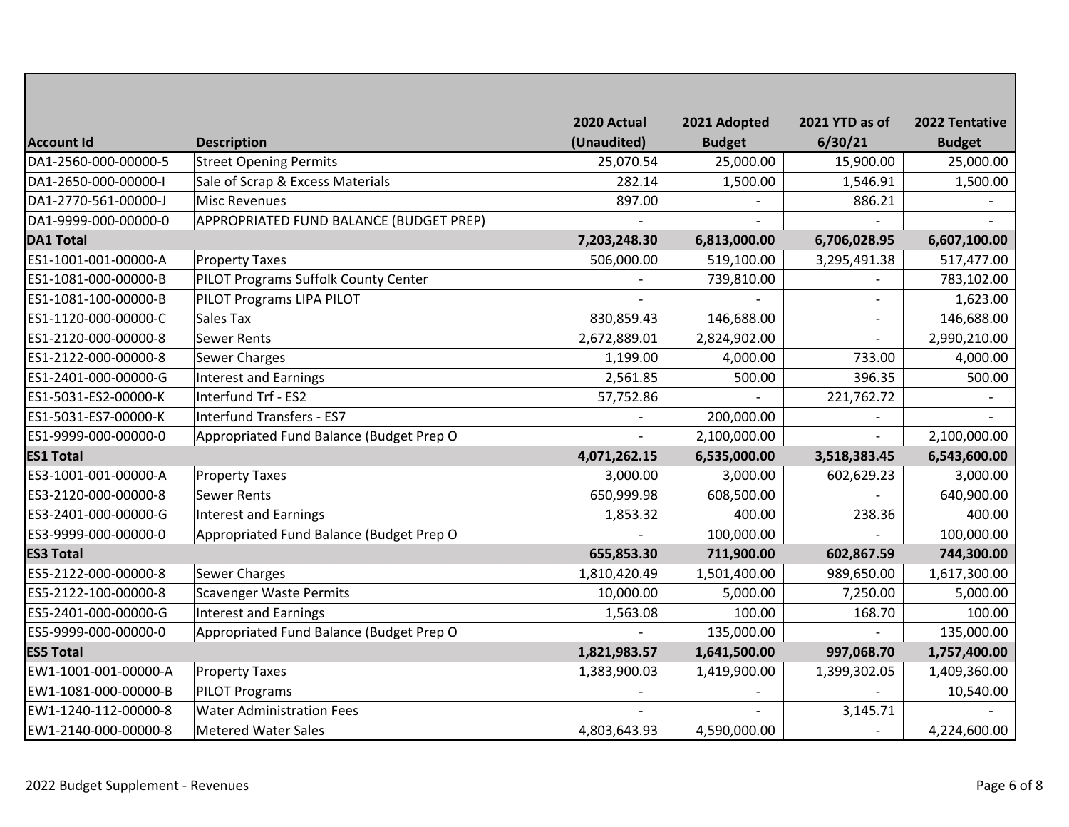| Account Id | Description | 2020 Actual (Unaudited) | 2021 Adopted Budget | 2021 YTD as of 6/30/21 | 2022 Tentative Budget |
|---|---|---|---|---|---|
| DA1-2560-000-00000-5 | Street Opening Permits | 25,070.54 | 25,000.00 | 15,900.00 | 25,000.00 |
| DA1-2650-000-00000-I | Sale of Scrap & Excess Materials | 282.14 | 1,500.00 | 1,546.91 | 1,500.00 |
| DA1-2770-561-00000-J | Misc Revenues | 897.00 | - | 886.21 | - |
| DA1-9999-000-00000-0 | APPROPRIATED FUND BALANCE (BUDGET PREP) | - | - | - | - |
| **DA1 Total** | | **7,203,248.30** | **6,813,000.00** | **6,706,028.95** | **6,607,100.00** |
| ES1-1001-001-00000-A | Property Taxes | 506,000.00 | 519,100.00 | 3,295,491.38 | 517,477.00 |
| ES1-1081-000-00000-B | PILOT Programs Suffolk County Center | - | 739,810.00 | - | 783,102.00 |
| ES1-1081-100-00000-B | PILOT Programs LIPA PILOT | - | - | - | 1,623.00 |
| ES1-1120-000-00000-C | Sales Tax | 830,859.43 | 146,688.00 | - | 146,688.00 |
| ES1-2120-000-00000-8 | Sewer Rents | 2,672,889.01 | 2,824,902.00 | - | 2,990,210.00 |
| ES1-2122-000-00000-8 | Sewer Charges | 1,199.00 | 4,000.00 | 733.00 | 4,000.00 |
| ES1-2401-000-00000-G | Interest and Earnings | 2,561.85 | 500.00 | 396.35 | 500.00 |
| ES1-5031-ES2-00000-K | Interfund Trf - ES2 | 57,752.86 | - | 221,762.72 | - |
| ES1-5031-ES7-00000-K | Interfund Transfers - ES7 | - | 200,000.00 | - | - |
| ES1-9999-000-00000-0 | Appropriated Fund Balance (Budget Prep O | - | 2,100,000.00 | - | 2,100,000.00 |
| **ES1 Total** | | **4,071,262.15** | **6,535,000.00** | **3,518,383.45** | **6,543,600.00** |
| ES3-1001-001-00000-A | Property Taxes | 3,000.00 | 3,000.00 | 602,629.23 | 3,000.00 |
| ES3-2120-000-00000-8 | Sewer Rents | 650,999.98 | 608,500.00 | - | 640,900.00 |
| ES3-2401-000-00000-G | Interest and Earnings | 1,853.32 | 400.00 | 238.36 | 400.00 |
| ES3-9999-000-00000-0 | Appropriated Fund Balance (Budget Prep O | - | 100,000.00 | - | 100,000.00 |
| **ES3 Total** | | **655,853.30** | **711,900.00** | **602,867.59** | **744,300.00** |
| ES5-2122-000-00000-8 | Sewer Charges | 1,810,420.49 | 1,501,400.00 | 989,650.00 | 1,617,300.00 |
| ES5-2122-100-00000-8 | Scavenger Waste Permits | 10,000.00 | 5,000.00 | 7,250.00 | 5,000.00 |
| ES5-2401-000-00000-G | Interest and Earnings | 1,563.08 | 100.00 | 168.70 | 100.00 |
| ES5-9999-000-00000-0 | Appropriated Fund Balance (Budget Prep O | - | 135,000.00 | - | 135,000.00 |
| **ES5 Total** | | **1,821,983.57** | **1,641,500.00** | **997,068.70** | **1,757,400.00** |
| EW1-1001-001-00000-A | Property Taxes | 1,383,900.03 | 1,419,900.00 | 1,399,302.05 | 1,409,360.00 |
| EW1-1081-000-00000-B | PILOT Programs | - | - | - | 10,540.00 |
| EW1-1240-112-00000-8 | Water Administration Fees | - | - | 3,145.71 | - |
| EW1-2140-000-00000-8 | Metered Water Sales | 4,803,643.93 | 4,590,000.00 | - | 4,224,600.00 |

2022 Budget Supplement - Revenues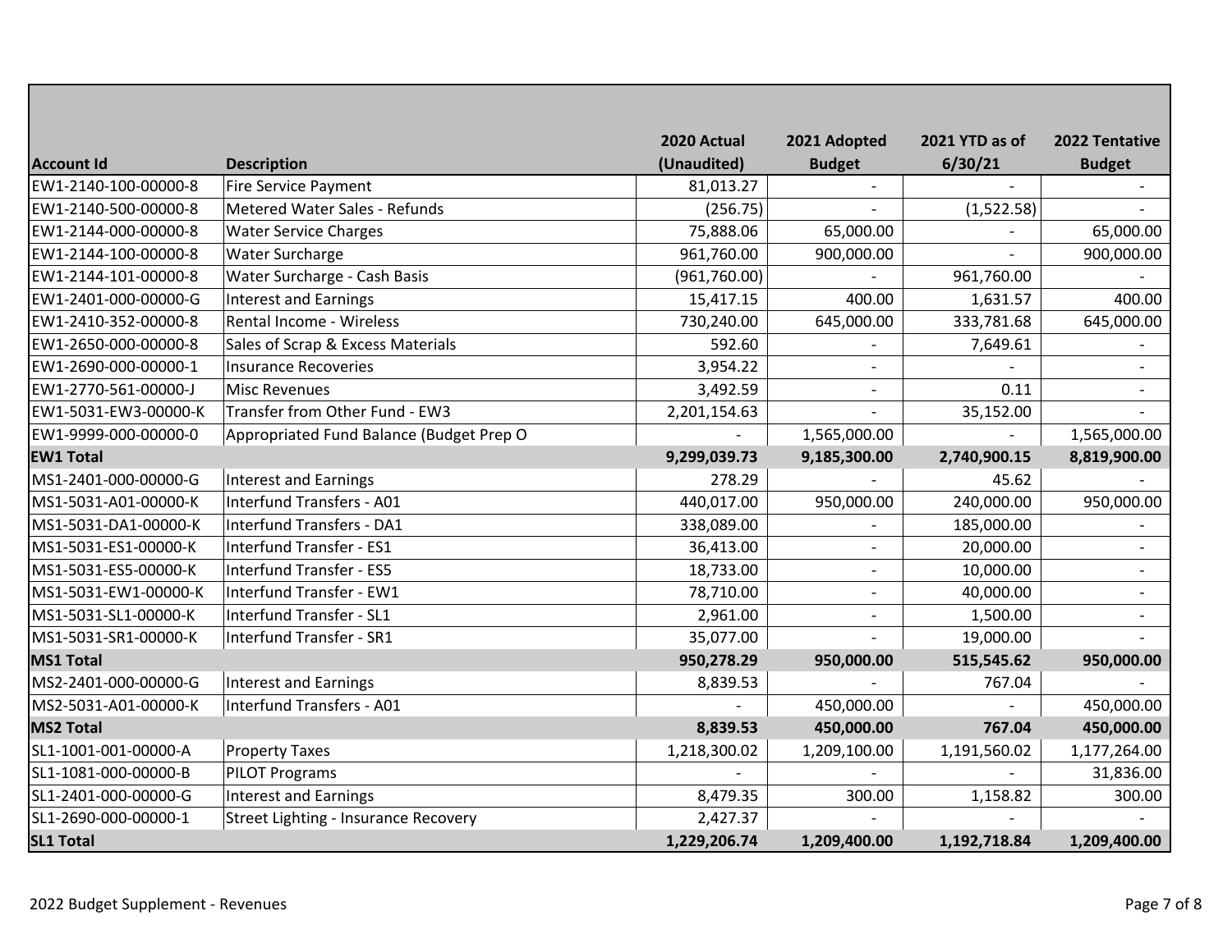| Account Id | Description | 2020 Actual (Unaudited) | 2021 Adopted Budget | 2021 YTD as of 6/30/21 | 2022 Tentative Budget |
|---|---|---|---|---|---|
| EW1-2140-100-00000-8 | Fire Service Payment | 81,013.27 | - | - | - |
| EW1-2140-500-00000-8 | Metered Water Sales - Refunds | (256.75) | - | (1,522.58) | - |
| EW1-2144-000-00000-8 | Water Service Charges | 75,888.06 | 65,000.00 | - | 65,000.00 |
| EW1-2144-100-00000-8 | Water Surcharge | 961,760.00 | 900,000.00 | - | 900,000.00 |
| EW1-2144-101-00000-8 | Water Surcharge - Cash Basis | (961,760.00) | - | 961,760.00 | - |
| EW1-2401-000-00000-G | Interest and Earnings | 15,417.15 | 400.00 | 1,631.57 | 400.00 |
| EW1-2410-352-00000-8 | Rental Income - Wireless | 730,240.00 | 645,000.00 | 333,781.68 | 645,000.00 |
| EW1-2650-000-00000-8 | Sales of Scrap & Excess Materials | 592.60 | - | 7,649.61 | - |
| EW1-2690-000-00000-1 | Insurance Recoveries | 3,954.22 | - | - | - |
| EW1-2770-561-00000-J | Misc Revenues | 3,492.59 | - | 0.11 | - |
| EW1-5031-EW3-00000-K | Transfer from Other Fund - EW3 | 2,201,154.63 | - | 35,152.00 | - |
| EW1-9999-000-00000-0 | Appropriated Fund Balance (Budget Prep O | - | 1,565,000.00 | - | 1,565,000.00 |
| **EW1 Total** | | **9,299,039.73** | **9,185,300.00** | **2,740,900.15** | **8,819,900.00** |
| MS1-2401-000-00000-G | Interest and Earnings | 278.29 | - | 45.62 | - |
| MS1-5031-A01-00000-K | Interfund Transfers - A01 | 440,017.00 | 950,000.00 | 240,000.00 | 950,000.00 |
| MS1-5031-DA1-00000-K | Interfund Transfers - DA1 | 338,089.00 | - | 185,000.00 | - |
| MS1-5031-ES1-00000-K | Interfund Transfer - ES1 | 36,413.00 | - | 20,000.00 | - |
| MS1-5031-ES5-00000-K | Interfund Transfer - ES5 | 18,733.00 | - | 10,000.00 | - |
| MS1-5031-EW1-00000-K | Interfund Transfer - EW1 | 78,710.00 | - | 40,000.00 | - |
| MS1-5031-SL1-00000-K | Interfund Transfer - SL1 | 2,961.00 | - | 1,500.00 | - |
| MS1-5031-SR1-00000-K | Interfund Transfer - SR1 | 35,077.00 | - | 19,000.00 | - |
| **MS1 Total** | | **950,278.29** | **950,000.00** | **515,545.62** | **950,000.00** |
| MS2-2401-000-00000-G | Interest and Earnings | 8,839.53 | - | 767.04 | - |
| MS2-5031-A01-00000-K | Interfund Transfers - A01 | - | 450,000.00 | - | 450,000.00 |
| **MS2 Total** | | **8,839.53** | **450,000.00** | **767.04** | **450,000.00** |
| SL1-1001-001-00000-A | Property Taxes | 1,218,300.02 | 1,209,100.00 | 1,191,560.02 | 1,177,264.00 |
| SL1-1081-000-00000-B | PILOT Programs | - | - | - | 31,836.00 |
| SL1-2401-000-00000-G | Interest and Earnings | 8,479.35 | 300.00 | 1,158.82 | 300.00 |
| SL1-2690-000-00000-1 | Street Lighting - Insurance Recovery | 2,427.37 | - | - | - |
| **SL1 Total** | | **1,229,206.74** | **1,209,400.00** | **1,192,718.84** | **1,209,400.00** |

2022 Budget Supplement - Revenues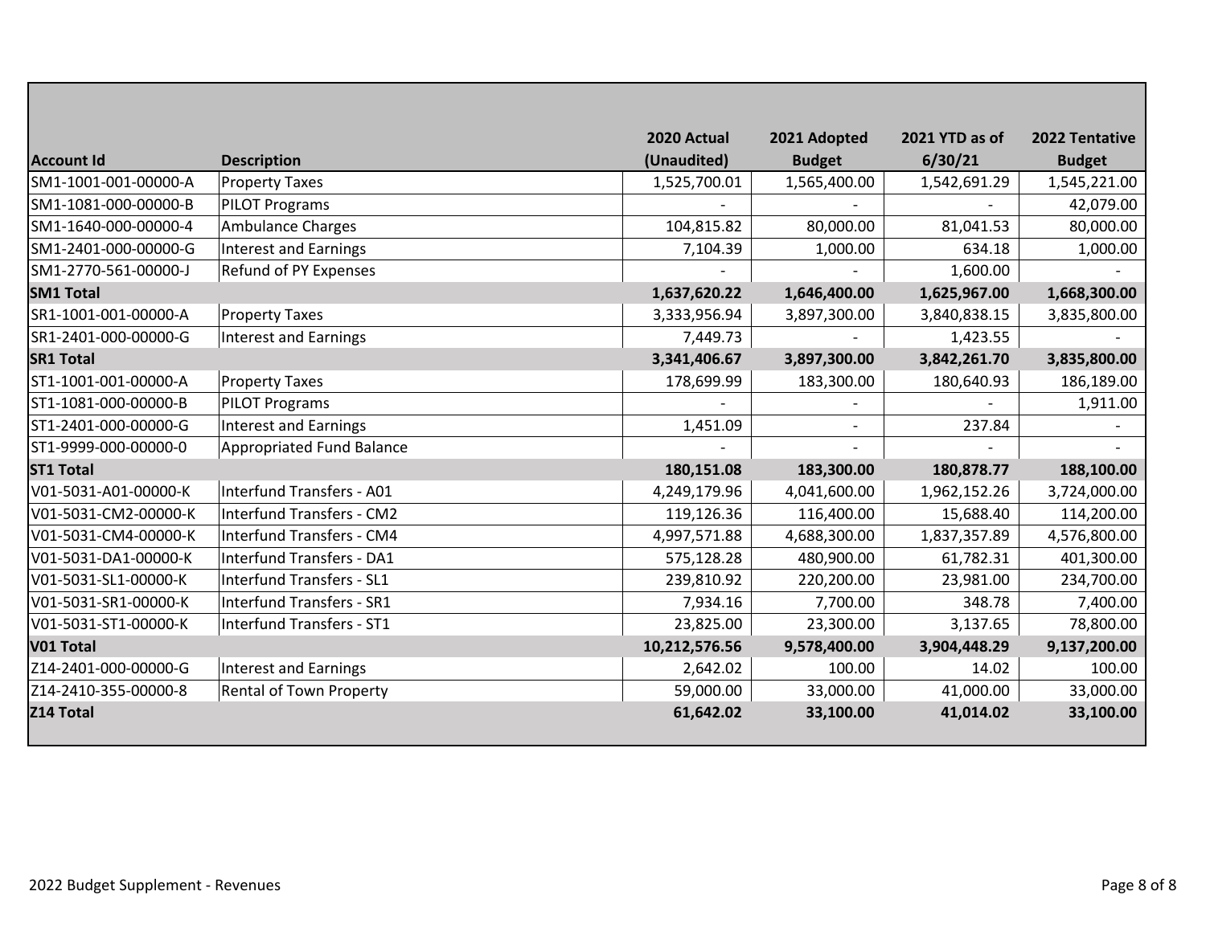| Account Id | Description | 2020 Actual (Unaudited) | 2021 Adopted Budget | 2021 YTD as of 6/30/21 | 2022 Tentative Budget |
|---|---|---|---|---|---|
| SM1-1001-001-00000-A | Property Taxes | 1,525,700.01 | 1,565,400.00 | 1,542,691.29 | 1,545,221.00 |
| SM1-1081-000-00000-B | PILOT Programs | - | - | - | 42,079.00 |
| SM1-1640-000-00000-4 | Ambulance Charges | 104,815.82 | 80,000.00 | 81,041.53 | 80,000.00 |
| SM1-2401-000-00000-G | Interest and Earnings | 7,104.39 | 1,000.00 | 634.18 | 1,000.00 |
| SM1-2770-561-00000-J | Refund of PY Expenses | - | - | 1,600.00 | - |
| **SM1 Total** | | **1,637,620.22** | **1,646,400.00** | **1,625,967.00** | **1,668,300.00** |
| SR1-1001-001-00000-A | Property Taxes | 3,333,956.94 | 3,897,300.00 | 3,840,838.15 | 3,835,800.00 |
| SR1-2401-000-00000-G | Interest and Earnings | 7,449.73 | - | 1,423.55 | - |
| **SR1 Total** | | **3,341,406.67** | **3,897,300.00** | **3,842,261.70** | **3,835,800.00** |
| ST1-1001-001-00000-A | Property Taxes | 178,699.99 | 183,300.00 | 180,640.93 | 186,189.00 |
| ST1-1081-000-00000-B | PILOT Programs | - | - | - | 1,911.00 |
| ST1-2401-000-00000-G | Interest and Earnings | 1,451.09 | - | 237.84 | - |
| ST1-9999-000-00000-0 | Appropriated Fund Balance | - | - | - | - |
| **ST1 Total** | | **180,151.08** | **183,300.00** | **180,878.77** | **188,100.00** |
| V01-5031-A01-00000-K | Interfund Transfers - A01 | 4,249,179.96 | 4,041,600.00 | 1,962,152.26 | 3,724,000.00 |
| V01-5031-CM2-00000-K | Interfund Transfers - CM2 | 119,126.36 | 116,400.00 | 15,688.40 | 114,200.00 |
| V01-5031-CM4-00000-K | Interfund Transfers - CM4 | 4,997,571.88 | 4,688,300.00 | 1,837,357.89 | 4,576,800.00 |
| V01-5031-DA1-00000-K | Interfund Transfers - DA1 | 575,128.28 | 480,900.00 | 61,782.31 | 401,300.00 |
| V01-5031-SL1-00000-K | Interfund Transfers - SL1 | 239,810.92 | 220,200.00 | 23,981.00 | 234,700.00 |
| V01-5031-SR1-00000-K | Interfund Transfers - SR1 | 7,934.16 | 7,700.00 | 348.78 | 7,400.00 |
| V01-5031-ST1-00000-K | Interfund Transfers - ST1 | 23,825.00 | 23,300.00 | 3,137.65 | 78,800.00 |
| **V01 Total** | | **10,212,576.56** | **9,578,400.00** | **3,904,448.29** | **9,137,200.00** |
| Z14-2401-000-00000-G | Interest and Earnings | 2,642.02 | 100.00 | 14.02 | 100.00 |
| Z14-2410-355-00000-8 | Rental of Town Property | 59,000.00 | 33,000.00 | 41,000.00 | 33,000.00 |
| **Z14 Total** | | **61,642.02** | **33,100.00** | **41,014.02** | **33,100.00** |